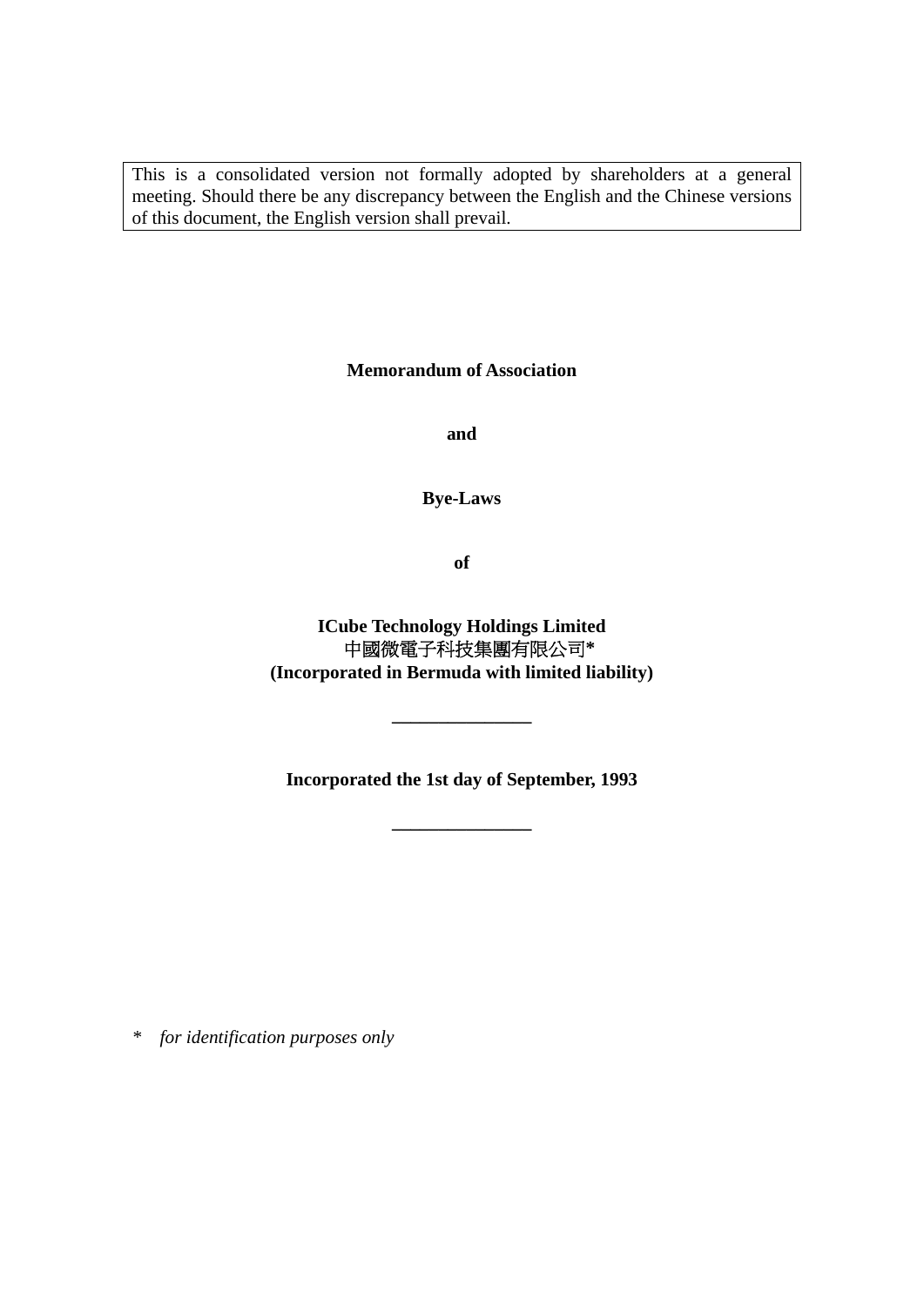This is a consolidated version not formally adopted by shareholders at a general meeting. Should there be any discrepancy between the English and the Chinese versions of this document, the English version shall prevail.

**Memorandum of Association**

**and**

**Bye-Laws**

**of**

**ICube Technology Holdings Limited**
中國微電子科技集團有限公司*
**(Incorporated in Bermuda with limited liability)**

---

**Incorporated the 1st day of September, 1993**

---

\* *for identification purposes only*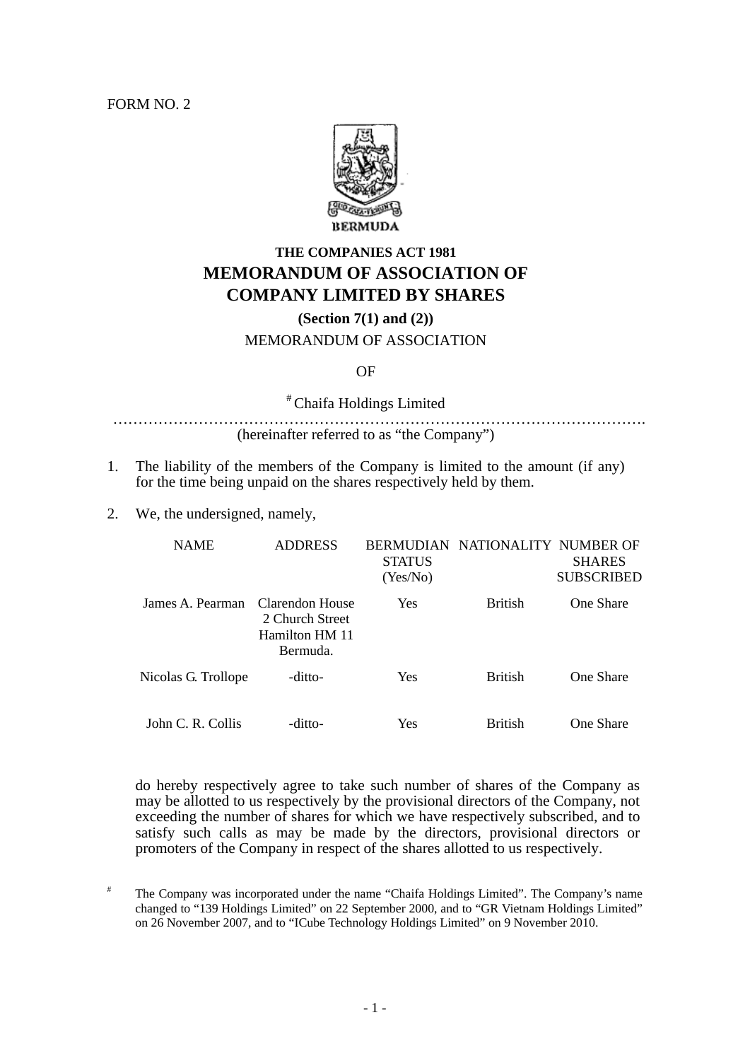FORM NO. 2

BERMUDA

**THE COMPANIES ACT 1981**

# MEMORANDUM OF ASSOCIATION OF COMPANY LIMITED BY SHARES

**(Section 7(1) and (2))**

MEMORANDUM OF ASSOCIATION

OF

[#] Chaifa Holdings Limited

……………………………………………………………………………………….

(hereinafter referred to as "the Company")

1. The liability of the members of the Company is limited to the amount (if any) for the time being unpaid on the shares respectively held by them.

2. We, the undersigned, namely,

| NAME | ADDRESS | BERMUDIAN STATUS (Yes/No) | NATIONALITY | NUMBER OF SHARES SUBSCRIBED |
|---|---|---|---|---|
| James A. Pearman | Clarendon House 2 Church Street Hamilton HM 11 Bermuda. | Yes | British | One Share |
| Nicolas G. Trollope | -ditto- | Yes | British | One Share |
| John C. R. Collis | -ditto- | Yes | British | One Share |

do hereby respectively agree to take such number of shares of the Company as may be allotted to us respectively by the provisional directors of the Company, not exceeding the number of shares for which we have respectively subscribed, and to satisfy such calls as may be made by the directors, provisional directors or promoters of the Company in respect of the shares allotted to us respectively.

[#] The Company was incorporated under the name "Chaifa Holdings Limited". The Company's name changed to "139 Holdings Limited" on 22 September 2000, and to "GR Vietnam Holdings Limited" on 26 November 2007, and to "ICube Technology Holdings Limited" on 9 November 2010.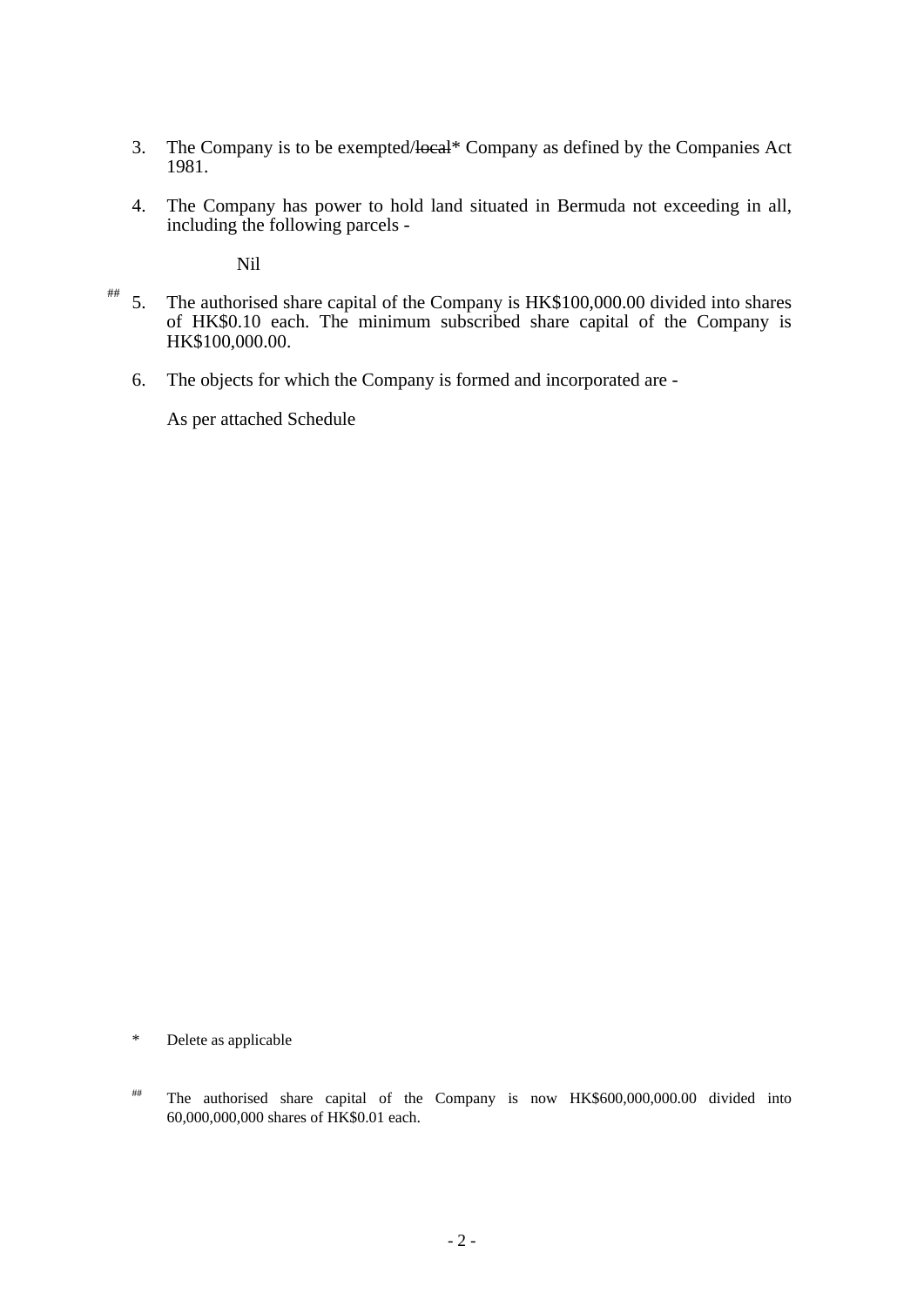3. The Company is to be exempted/~~local~~* Company as defined by the Companies Act 1981.

4. The Company has power to hold land situated in Bermuda not exceeding in all, including the following parcels -

   Nil

[##] 5. The authorised share capital of the Company is HK$100,000.00 divided into shares of HK$0.10 each. The minimum subscribed share capital of the Company is HK$100,000.00.

6. The objects for which the Company is formed and incorporated are -

   As per attached Schedule

\* Delete as applicable

[##] The authorised share capital of the Company is now HK$600,000,000.00 divided into 60,000,000,000 shares of HK$0.01 each.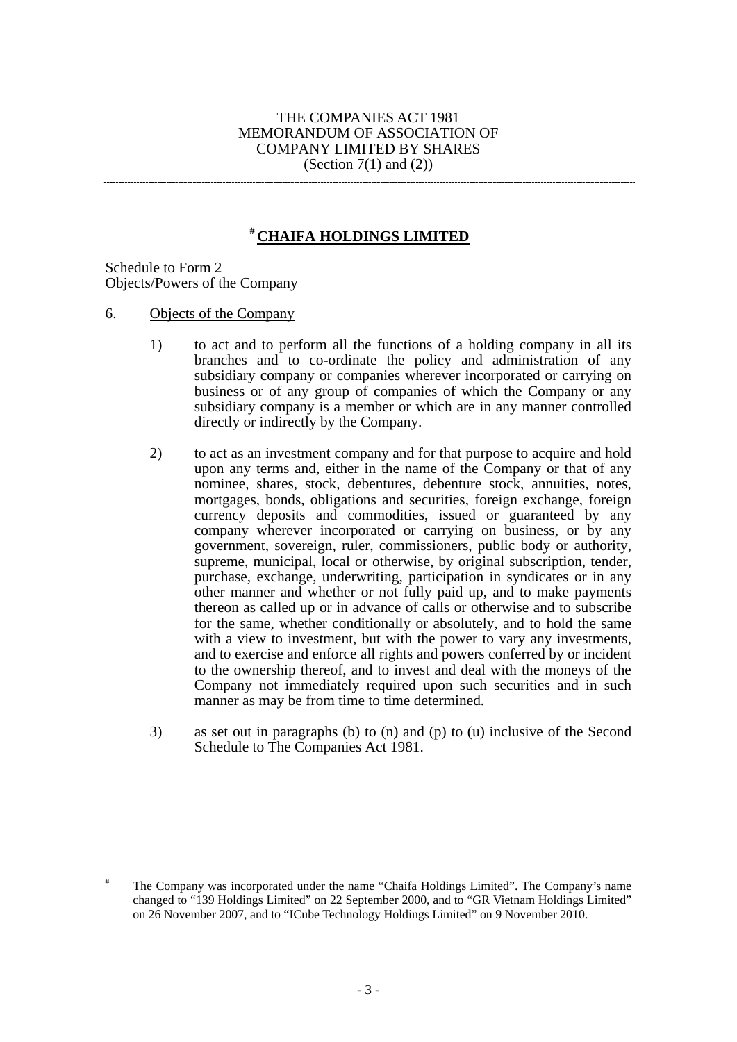THE COMPANIES ACT 1981
MEMORANDUM OF ASSOCIATION OF
COMPANY LIMITED BY SHARES
(Section 7(1) and (2))

---

# [#] CHAIFA HOLDINGS LIMITED

Schedule to Form 2
Objects/Powers of the Company

6. Objects of the Company

   1) to act and to perform all the functions of a holding company in all its branches and to co-ordinate the policy and administration of any subsidiary company or companies wherever incorporated or carrying on business or of any group of companies of which the Company or any subsidiary company is a member or which are in any manner controlled directly or indirectly by the Company.

   2) to act as an investment company and for that purpose to acquire and hold upon any terms and, either in the name of the Company or that of any nominee, shares, stock, debentures, debenture stock, annuities, notes, mortgages, bonds, obligations and securities, foreign exchange, foreign currency deposits and commodities, issued or guaranteed by any company wherever incorporated or carrying on business, or by any government, sovereign, ruler, commissioners, public body or authority, supreme, municipal, local or otherwise, by original subscription, tender, purchase, exchange, underwriting, participation in syndicates or in any other manner and whether or not fully paid up, and to make payments thereon as called up or in advance of calls or otherwise and to subscribe for the same, whether conditionally or absolutely, and to hold the same with a view to investment, but with the power to vary any investments, and to exercise and enforce all rights and powers conferred by or incident to the ownership thereof, and to invest and deal with the moneys of the Company not immediately required upon such securities and in such manner as may be from time to time determined.

   3) as set out in paragraphs (b) to (n) and (p) to (u) inclusive of the Second Schedule to The Companies Act 1981.

[#] The Company was incorporated under the name "Chaifa Holdings Limited". The Company's name changed to "139 Holdings Limited" on 22 September 2000, and to "GR Vietnam Holdings Limited" on 26 November 2007, and to "ICube Technology Holdings Limited" on 9 November 2010.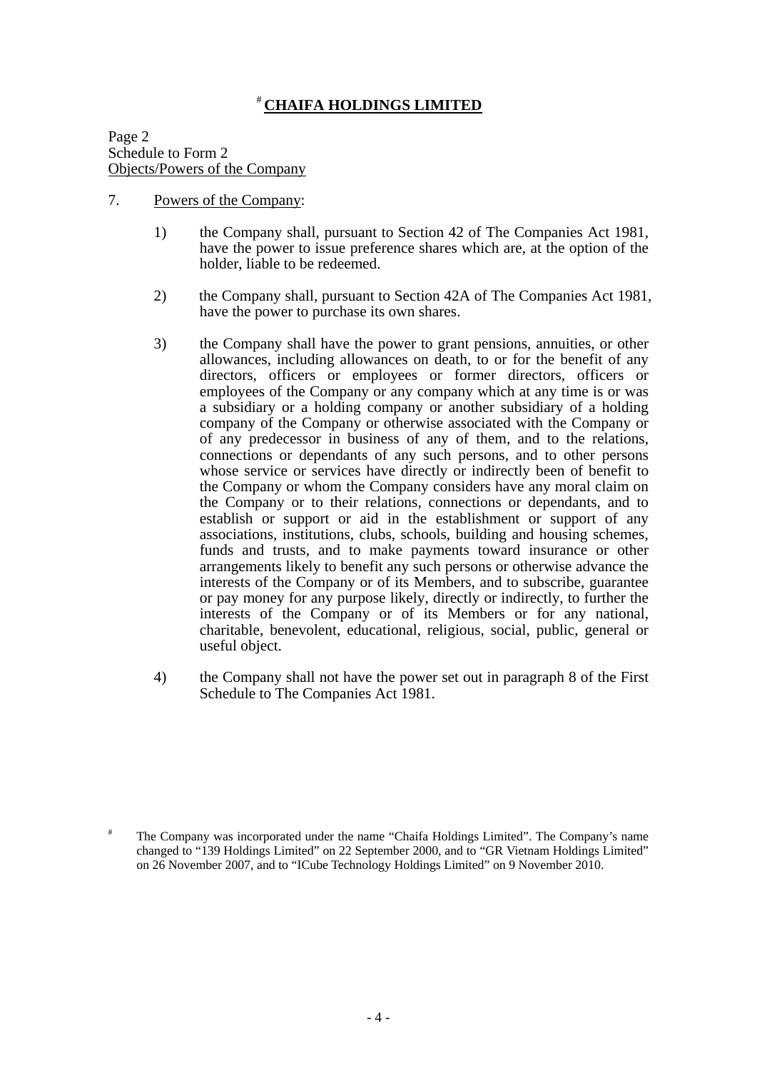# [#] CHAIFA HOLDINGS LIMITED

Page 2
Schedule to Form 2
Objects/Powers of the Company

7. Powers of the Company:

1) the Company shall, pursuant to Section 42 of The Companies Act 1981, have the power to issue preference shares which are, at the option of the holder, liable to be redeemed.

2) the Company shall, pursuant to Section 42A of The Companies Act 1981, have the power to purchase its own shares.

3) the Company shall have the power to grant pensions, annuities, or other allowances, including allowances on death, to or for the benefit of any directors, officers or employees or former directors, officers or employees of the Company or any company which at any time is or was a subsidiary or a holding company or another subsidiary of a holding company of the Company or otherwise associated with the Company or of any predecessor in business of any of them, and to the relations, connections or dependants of any such persons, and to other persons whose service or services have directly or indirectly been of benefit to the Company or whom the Company considers have any moral claim on the Company or to their relations, connections or dependants, and to establish or support or aid in the establishment or support of any associations, institutions, clubs, schools, building and housing schemes, funds and trusts, and to make payments toward insurance or other arrangements likely to benefit any such persons or otherwise advance the interests of the Company or of its Members, and to subscribe, guarantee or pay money for any purpose likely, directly or indirectly, to further the interests of the Company or of its Members or for any national, charitable, benevolent, educational, religious, social, public, general or useful object.

4) the Company shall not have the power set out in paragraph 8 of the First Schedule to The Companies Act 1981.

[#] The Company was incorporated under the name "Chaifa Holdings Limited". The Company's name changed to "139 Holdings Limited" on 22 September 2000, and to "GR Vietnam Holdings Limited" on 26 November 2007, and to "ICube Technology Holdings Limited" on 9 November 2010.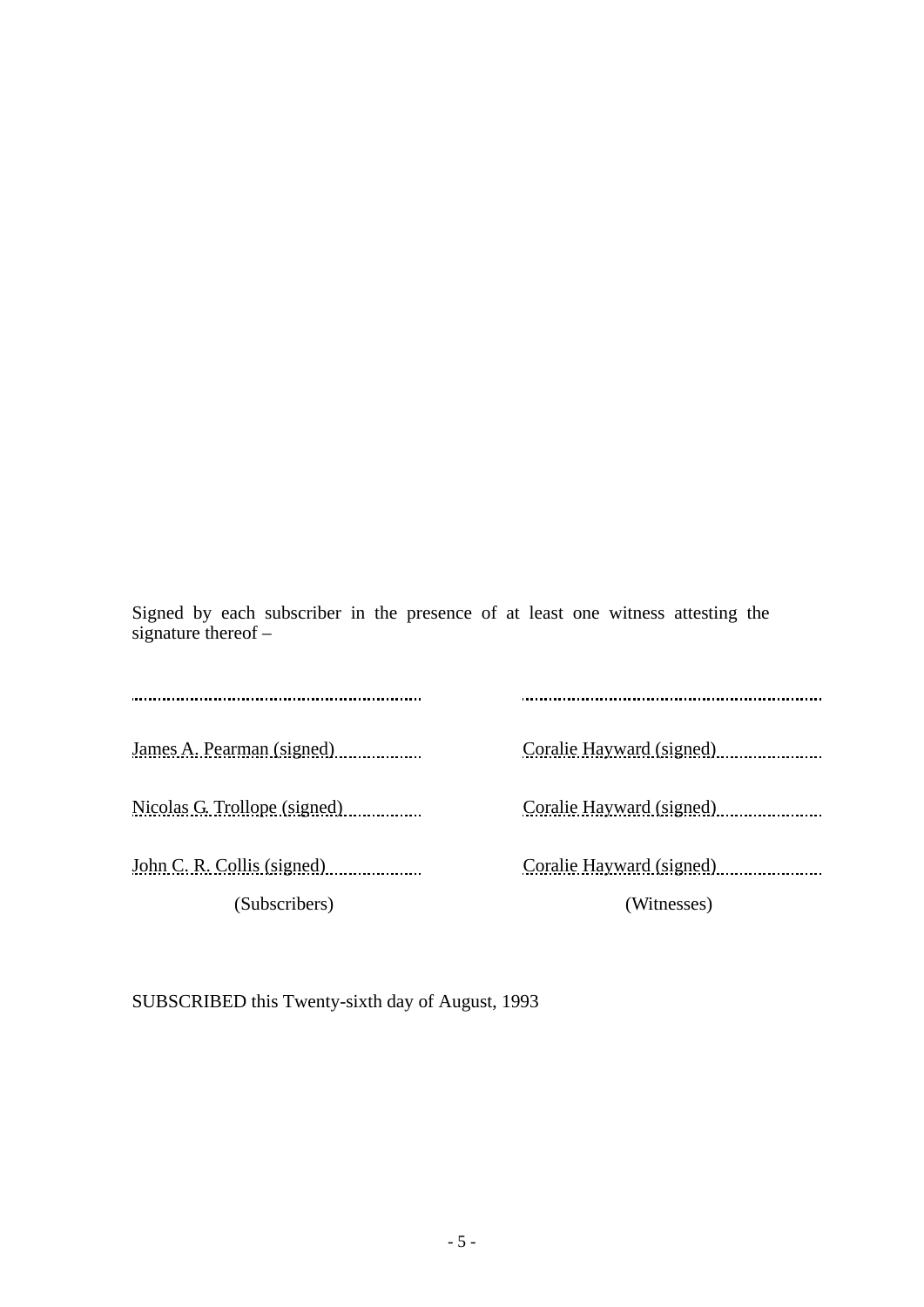Signed by each subscriber in the presence of at least one witness attesting the signature thereof –

| (Subscribers) | (Witnesses) |
| --- | --- |
| James A. Pearman (signed) | Coralie Hayward (signed) |
| Nicolas G. Trollope (signed) | Coralie Hayward (signed) |
| John C. R. Collis (signed) | Coralie Hayward (signed) |

SUBSCRIBED this Twenty-sixth day of August, 1993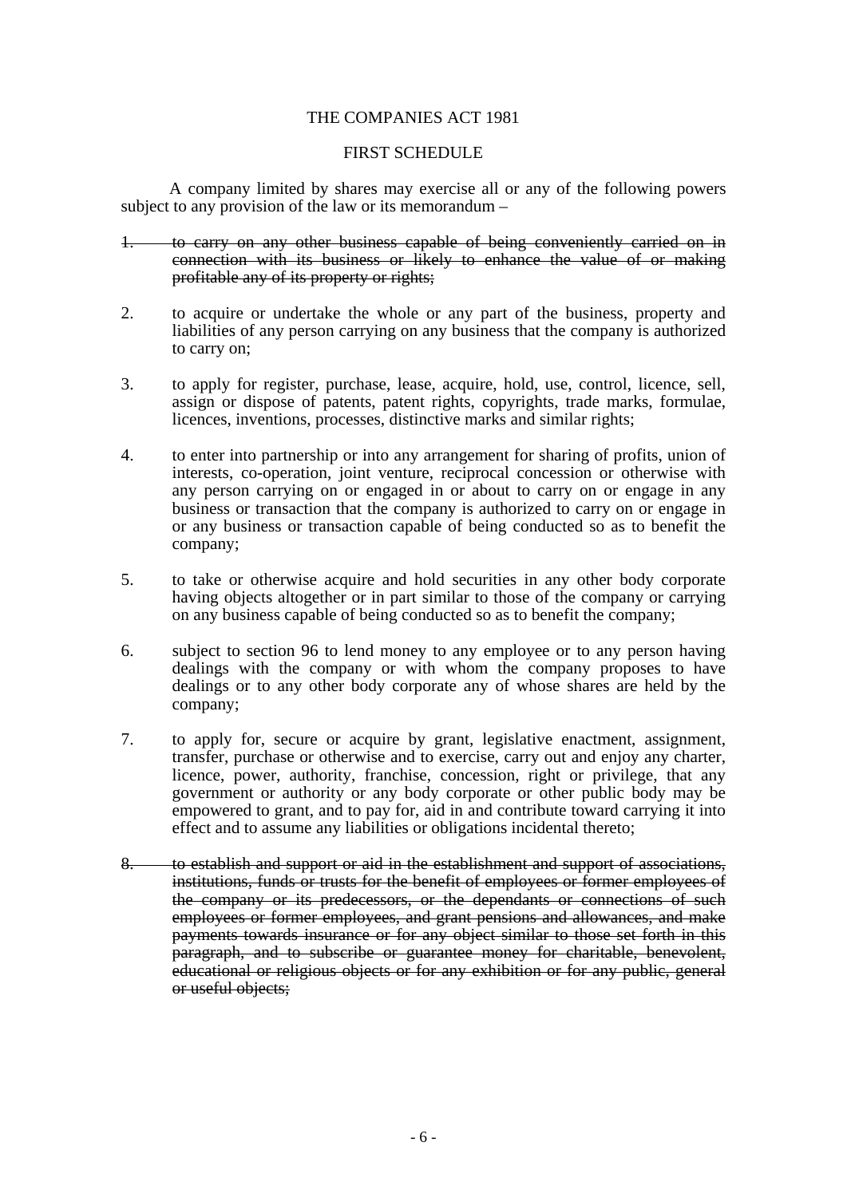THE COMPANIES ACT 1981

FIRST SCHEDULE

A company limited by shares may exercise all or any of the following powers subject to any provision of the law or its memorandum –

1. ~~to carry on any other business capable of being conveniently carried on in connection with its business or likely to enhance the value of or making profitable any of its property or rights;~~

2. to acquire or undertake the whole or any part of the business, property and liabilities of any person carrying on any business that the company is authorized to carry on;

3. to apply for register, purchase, lease, acquire, hold, use, control, licence, sell, assign or dispose of patents, patent rights, copyrights, trade marks, formulae, licences, inventions, processes, distinctive marks and similar rights;

4. to enter into partnership or into any arrangement for sharing of profits, union of interests, co-operation, joint venture, reciprocal concession or otherwise with any person carrying on or engaged in or about to carry on or engage in any business or transaction that the company is authorized to carry on or engage in or any business or transaction capable of being conducted so as to benefit the company;

5. to take or otherwise acquire and hold securities in any other body corporate having objects altogether or in part similar to those of the company or carrying on any business capable of being conducted so as to benefit the company;

6. subject to section 96 to lend money to any employee or to any person having dealings with the company or with whom the company proposes to have dealings or to any other body corporate any of whose shares are held by the company;

7. to apply for, secure or acquire by grant, legislative enactment, assignment, transfer, purchase or otherwise and to exercise, carry out and enjoy any charter, licence, power, authority, franchise, concession, right or privilege, that any government or authority or any body corporate or other public body may be empowered to grant, and to pay for, aid in and contribute toward carrying it into effect and to assume any liabilities or obligations incidental thereto;

8. ~~to establish and support or aid in the establishment and support of associations, institutions, funds or trusts for the benefit of employees or former employees of the company or its predecessors, or the dependants or connections of such employees or former employees, and grant pensions and allowances, and make payments towards insurance or for any object similar to those set forth in this paragraph, and to subscribe or guarantee money for charitable, benevolent, educational or religious objects or for any exhibition or for any public, general or useful objects;~~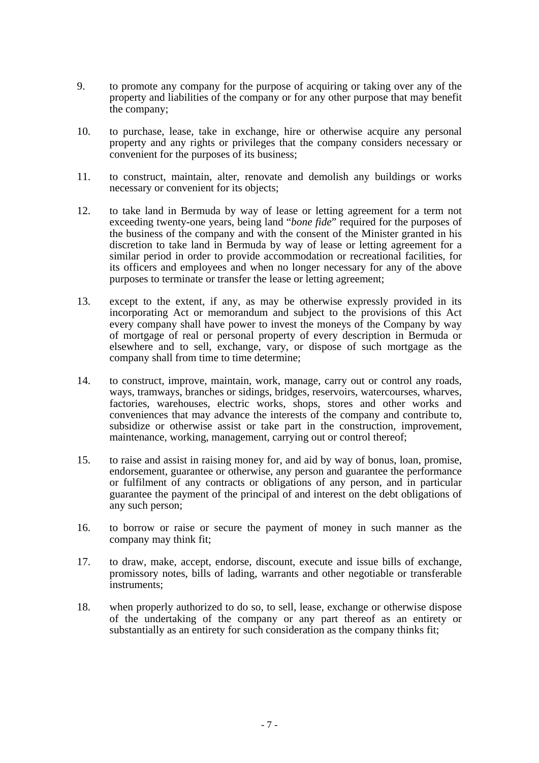9. to promote any company for the purpose of acquiring or taking over any of the property and liabilities of the company or for any other purpose that may benefit the company;

10. to purchase, lease, take in exchange, hire or otherwise acquire any personal property and any rights or privileges that the company considers necessary or convenient for the purposes of its business;

11. to construct, maintain, alter, renovate and demolish any buildings or works necessary or convenient for its objects;

12. to take land in Bermuda by way of lease or letting agreement for a term not exceeding twenty-one years, being land "*bone fide*" required for the purposes of the business of the company and with the consent of the Minister granted in his discretion to take land in Bermuda by way of lease or letting agreement for a similar period in order to provide accommodation or recreational facilities, for its officers and employees and when no longer necessary for any of the above purposes to terminate or transfer the lease or letting agreement;

13. except to the extent, if any, as may be otherwise expressly provided in its incorporating Act or memorandum and subject to the provisions of this Act every company shall have power to invest the moneys of the Company by way of mortgage of real or personal property of every description in Bermuda or elsewhere and to sell, exchange, vary, or dispose of such mortgage as the company shall from time to time determine;

14. to construct, improve, maintain, work, manage, carry out or control any roads, ways, tramways, branches or sidings, bridges, reservoirs, watercourses, wharves, factories, warehouses, electric works, shops, stores and other works and conveniences that may advance the interests of the company and contribute to, subsidize or otherwise assist or take part in the construction, improvement, maintenance, working, management, carrying out or control thereof;

15. to raise and assist in raising money for, and aid by way of bonus, loan, promise, endorsement, guarantee or otherwise, any person and guarantee the performance or fulfilment of any contracts or obligations of any person, and in particular guarantee the payment of the principal of and interest on the debt obligations of any such person;

16. to borrow or raise or secure the payment of money in such manner as the company may think fit;

17. to draw, make, accept, endorse, discount, execute and issue bills of exchange, promissory notes, bills of lading, warrants and other negotiable or transferable instruments;

18. when properly authorized to do so, to sell, lease, exchange or otherwise dispose of the undertaking of the company or any part thereof as an entirety or substantially as an entirety for such consideration as the company thinks fit;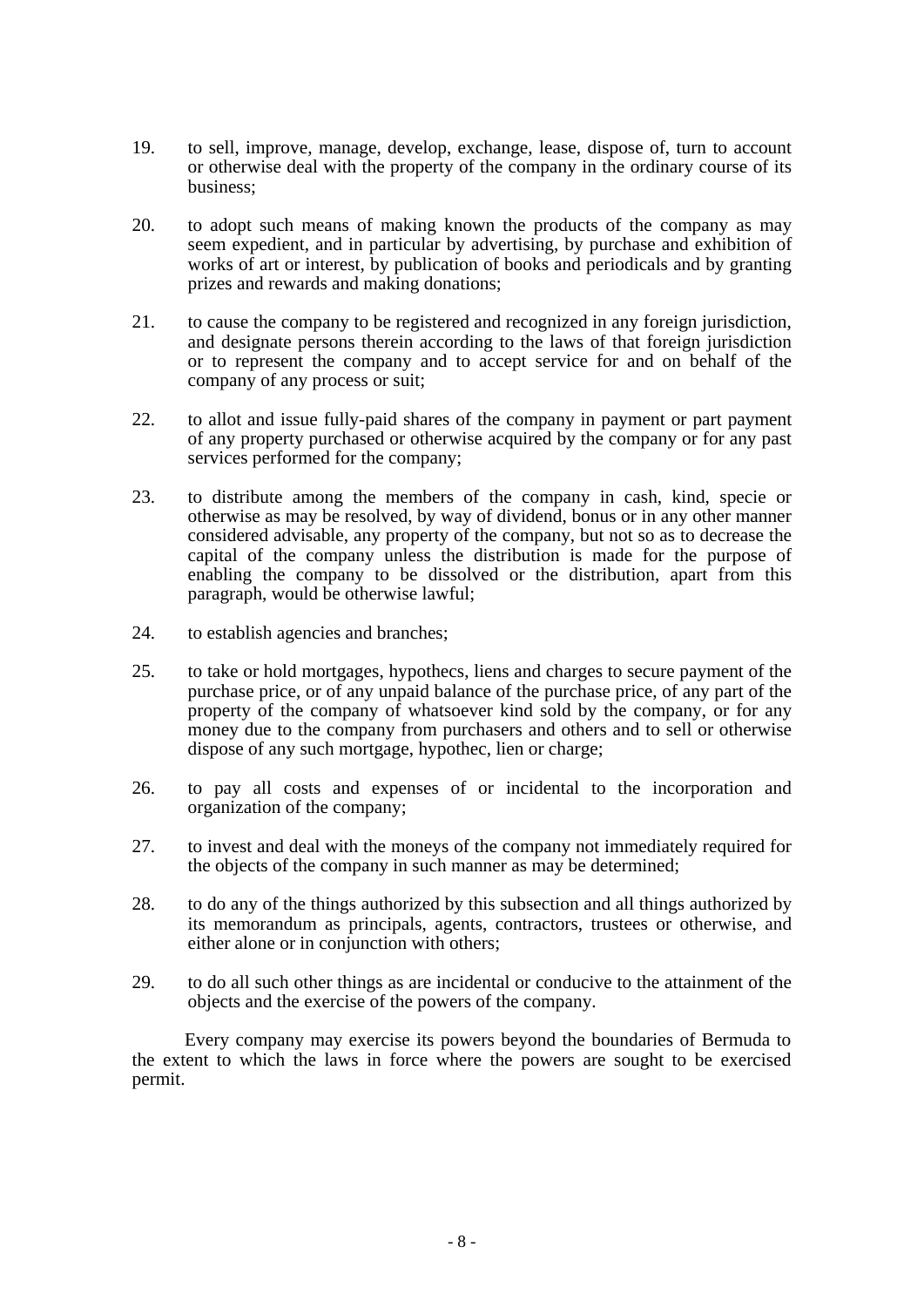19. to sell, improve, manage, develop, exchange, lease, dispose of, turn to account or otherwise deal with the property of the company in the ordinary course of its business;

20. to adopt such means of making known the products of the company as may seem expedient, and in particular by advertising, by purchase and exhibition of works of art or interest, by publication of books and periodicals and by granting prizes and rewards and making donations;

21. to cause the company to be registered and recognized in any foreign jurisdiction, and designate persons therein according to the laws of that foreign jurisdiction or to represent the company and to accept service for and on behalf of the company of any process or suit;

22. to allot and issue fully-paid shares of the company in payment or part payment of any property purchased or otherwise acquired by the company or for any past services performed for the company;

23. to distribute among the members of the company in cash, kind, specie or otherwise as may be resolved, by way of dividend, bonus or in any other manner considered advisable, any property of the company, but not so as to decrease the capital of the company unless the distribution is made for the purpose of enabling the company to be dissolved or the distribution, apart from this paragraph, would be otherwise lawful;

24. to establish agencies and branches;

25. to take or hold mortgages, hypothecs, liens and charges to secure payment of the purchase price, or of any unpaid balance of the purchase price, of any part of the property of the company of whatsoever kind sold by the company, or for any money due to the company from purchasers and others and to sell or otherwise dispose of any such mortgage, hypothec, lien or charge;

26. to pay all costs and expenses of or incidental to the incorporation and organization of the company;

27. to invest and deal with the moneys of the company not immediately required for the objects of the company in such manner as may be determined;

28. to do any of the things authorized by this subsection and all things authorized by its memorandum as principals, agents, contractors, trustees or otherwise, and either alone or in conjunction with others;

29. to do all such other things as are incidental or conducive to the attainment of the objects and the exercise of the powers of the company.

Every company may exercise its powers beyond the boundaries of Bermuda to the extent to which the laws in force where the powers are sought to be exercised permit.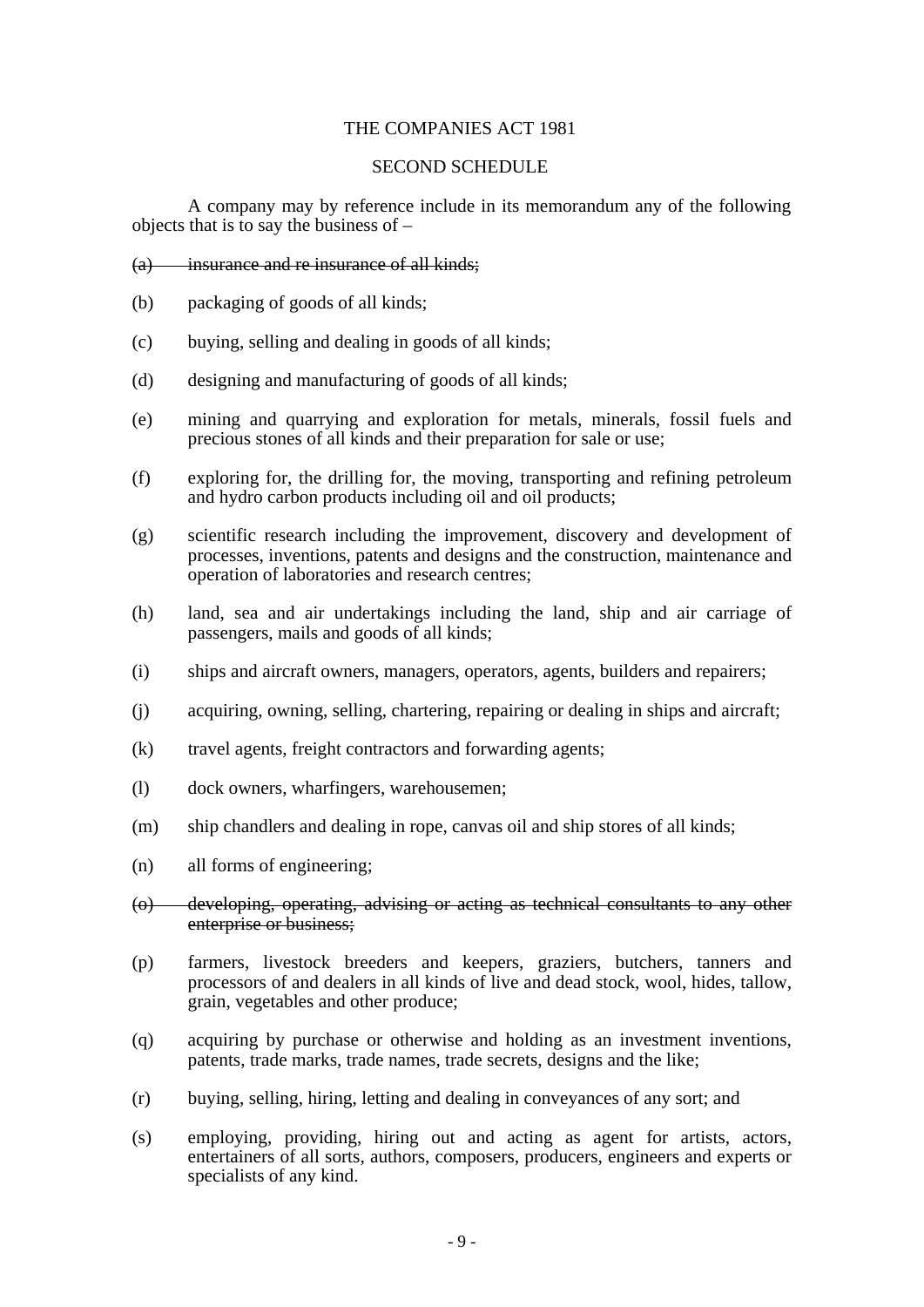THE COMPANIES ACT 1981

SECOND SCHEDULE

A company may by reference include in its memorandum any of the following objects that is to say the business of –

~~(a) insurance and re insurance of all kinds;~~

(b) packaging of goods of all kinds;

(c) buying, selling and dealing in goods of all kinds;

(d) designing and manufacturing of goods of all kinds;

(e) mining and quarrying and exploration for metals, minerals, fossil fuels and precious stones of all kinds and their preparation for sale or use;

(f) exploring for, the drilling for, the moving, transporting and refining petroleum and hydro carbon products including oil and oil products;

(g) scientific research including the improvement, discovery and development of processes, inventions, patents and designs and the construction, maintenance and operation of laboratories and research centres;

(h) land, sea and air undertakings including the land, ship and air carriage of passengers, mails and goods of all kinds;

(i) ships and aircraft owners, managers, operators, agents, builders and repairers;

(j) acquiring, owning, selling, chartering, repairing or dealing in ships and aircraft;

(k) travel agents, freight contractors and forwarding agents;

(l) dock owners, wharfingers, warehousemen;

(m) ship chandlers and dealing in rope, canvas oil and ship stores of all kinds;

(n) all forms of engineering;

~~(o) developing, operating, advising or acting as technical consultants to any other enterprise or business;~~

(p) farmers, livestock breeders and keepers, graziers, butchers, tanners and processors of and dealers in all kinds of live and dead stock, wool, hides, tallow, grain, vegetables and other produce;

(q) acquiring by purchase or otherwise and holding as an investment inventions, patents, trade marks, trade names, trade secrets, designs and the like;

(r) buying, selling, hiring, letting and dealing in conveyances of any sort; and

(s) employing, providing, hiring out and acting as agent for artists, actors, entertainers of all sorts, authors, composers, producers, engineers and experts or specialists of any kind.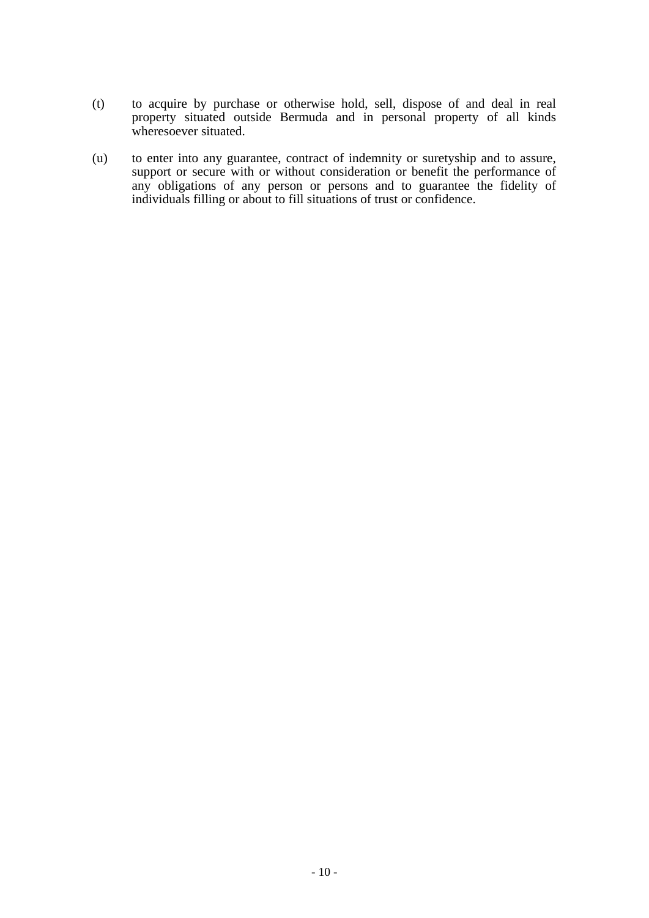(t) to acquire by purchase or otherwise hold, sell, dispose of and deal in real property situated outside Bermuda and in personal property of all kinds wheresoever situated.

(u) to enter into any guarantee, contract of indemnity or suretyship and to assure, support or secure with or without consideration or benefit the performance of any obligations of any person or persons and to guarantee the fidelity of individuals filling or about to fill situations of trust or confidence.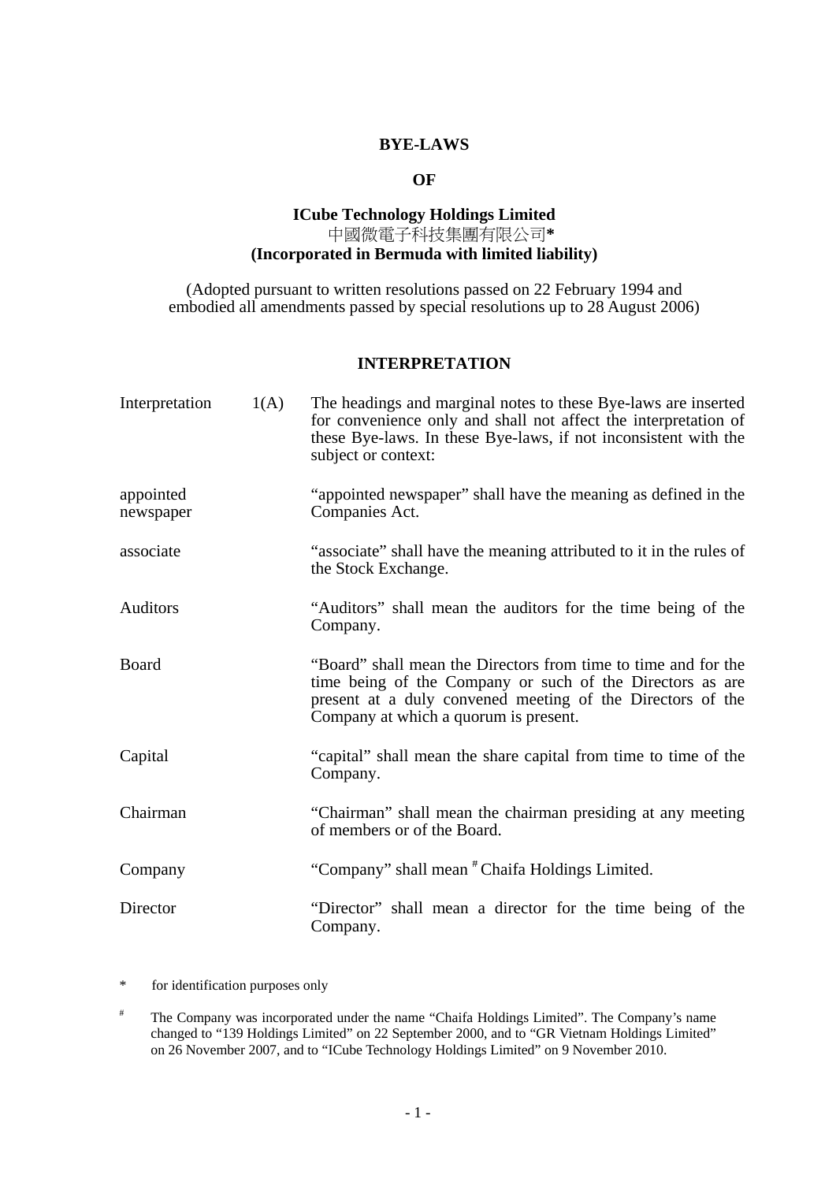**BYE-LAWS**

**OF**

**ICube Technology Holdings Limited**
中國微電子科技集團有限公司*
**(Incorporated in Bermuda with limited liability)**

(Adopted pursuant to written resolutions passed on 22 February 1994 and embodied all amendments passed by special resolutions up to 28 August 2006)

## INTERPRETATION

| | | |
|---|---|---|
| Interpretation | 1(A) | The headings and marginal notes to these Bye-laws are inserted for convenience only and shall not affect the interpretation of these Bye-laws. In these Bye-laws, if not inconsistent with the subject or context: |
| appointed newspaper | | "appointed newspaper" shall have the meaning as defined in the Companies Act. |
| associate | | "associate" shall have the meaning attributed to it in the rules of the Stock Exchange. |
| Auditors | | "Auditors" shall mean the auditors for the time being of the Company. |
| Board | | "Board" shall mean the Directors from time to time and for the time being of the Company or such of the Directors as are present at a duly convened meeting of the Directors of the Company at which a quorum is present. |
| Capital | | "capital" shall mean the share capital from time to time of the Company. |
| Chairman | | "Chairman" shall mean the chairman presiding at any meeting of members or of the Board. |
| Company | | "Company" shall mean [#] Chaifa Holdings Limited. |
| Director | | "Director" shall mean a director for the time being of the Company. |

\* for identification purposes only

[#] The Company was incorporated under the name "Chaifa Holdings Limited". The Company's name changed to "139 Holdings Limited" on 22 September 2000, and to "GR Vietnam Holdings Limited" on 26 November 2007, and to "ICube Technology Holdings Limited" on 9 November 2010.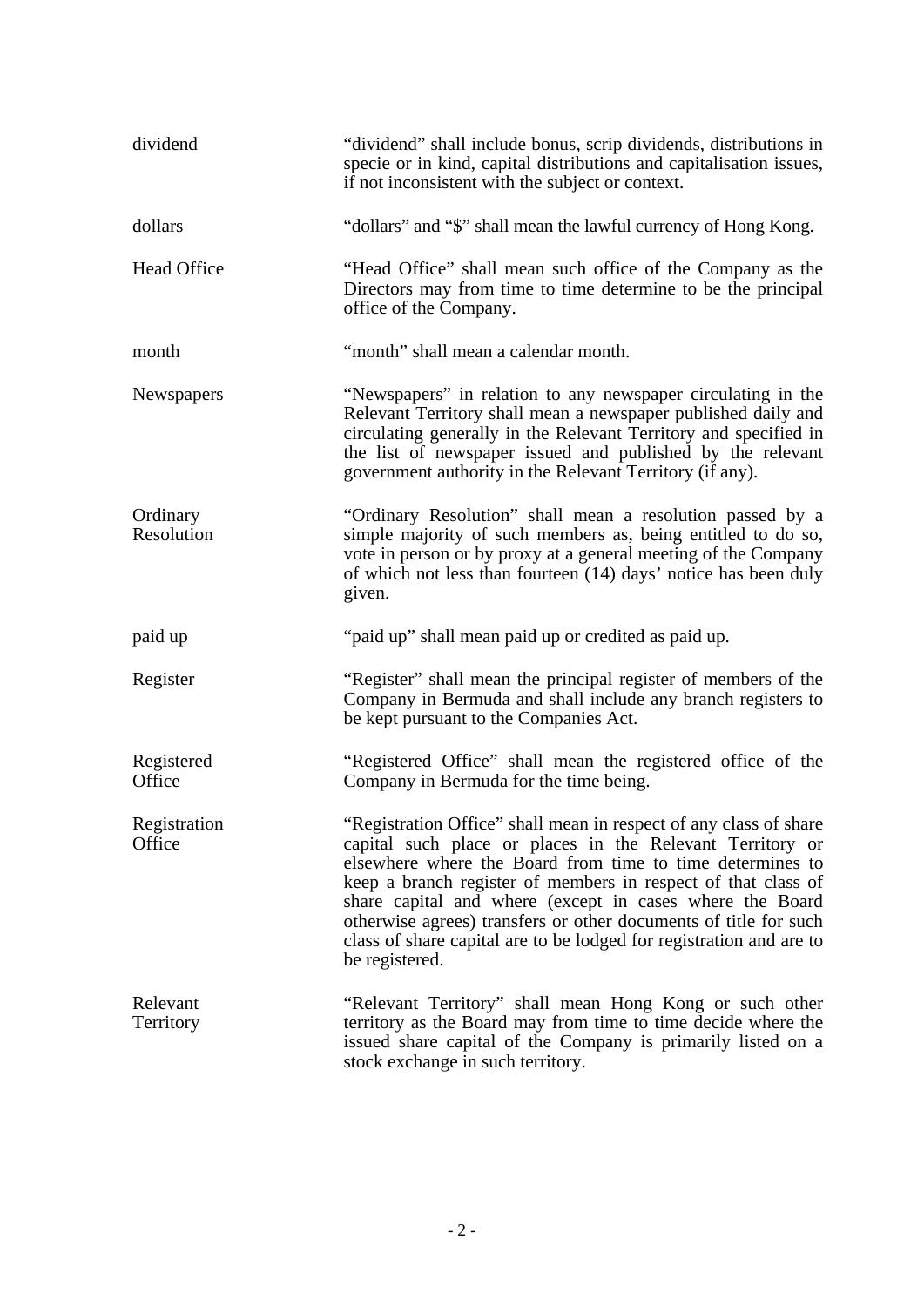| | |
|---|---|
| dividend | "dividend" shall include bonus, scrip dividends, distributions in specie or in kind, capital distributions and capitalisation issues, if not inconsistent with the subject or context. |
| dollars | "dollars" and "$" shall mean the lawful currency of Hong Kong. |
| Head Office | "Head Office" shall mean such office of the Company as the Directors may from time to time determine to be the principal office of the Company. |
| month | "month" shall mean a calendar month. |
| Newspapers | "Newspapers" in relation to any newspaper circulating in the Relevant Territory shall mean a newspaper published daily and circulating generally in the Relevant Territory and specified in the list of newspaper issued and published by the relevant government authority in the Relevant Territory (if any). |
| Ordinary Resolution | "Ordinary Resolution" shall mean a resolution passed by a simple majority of such members as, being entitled to do so, vote in person or by proxy at a general meeting of the Company of which not less than fourteen (14) days' notice has been duly given. |
| paid up | "paid up" shall mean paid up or credited as paid up. |
| Register | "Register" shall mean the principal register of members of the Company in Bermuda and shall include any branch registers to be kept pursuant to the Companies Act. |
| Registered Office | "Registered Office" shall mean the registered office of the Company in Bermuda for the time being. |
| Registration Office | "Registration Office" shall mean in respect of any class of share capital such place or places in the Relevant Territory or elsewhere where the Board from time to time determines to keep a branch register of members in respect of that class of share capital and where (except in cases where the Board otherwise agrees) transfers or other documents of title for such class of share capital are to be lodged for registration and are to be registered. |
| Relevant Territory | "Relevant Territory" shall mean Hong Kong or such other territory as the Board may from time to time decide where the issued share capital of the Company is primarily listed on a stock exchange in such territory. |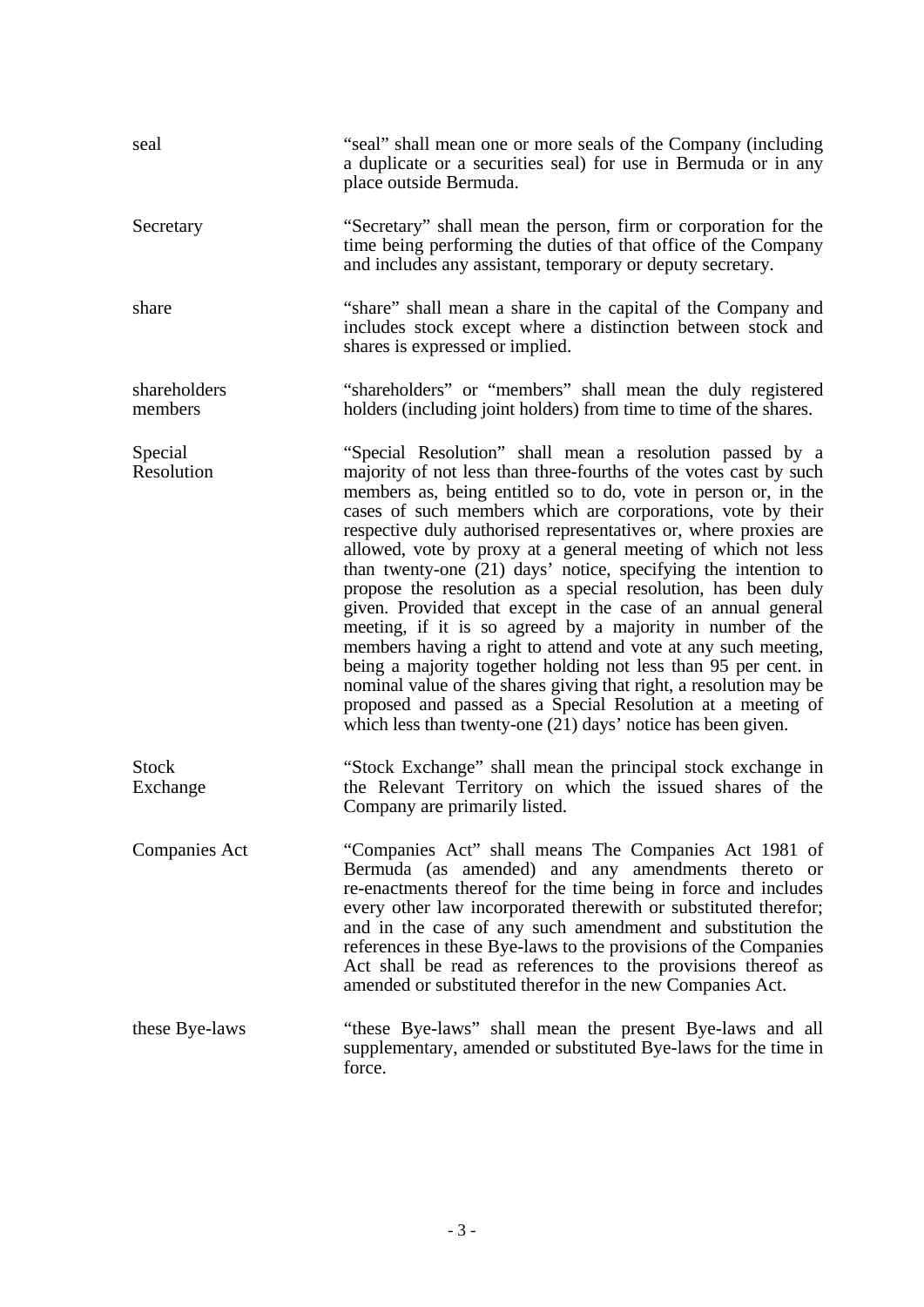| | |
|---|---|
| seal | “seal” shall mean one or more seals of the Company (including a duplicate or a securities seal) for use in Bermuda or in any place outside Bermuda. |
| Secretary | “Secretary” shall mean the person, firm or corporation for the time being performing the duties of that office of the Company and includes any assistant, temporary or deputy secretary. |
| share | “share” shall mean a share in the capital of the Company and includes stock except where a distinction between stock and shares is expressed or implied. |
| shareholders members | “shareholders” or “members” shall mean the duly registered holders (including joint holders) from time to time of the shares. |
| Special Resolution | “Special Resolution” shall mean a resolution passed by a majority of not less than three-fourths of the votes cast by such members as, being entitled so to do, vote in person or, in the cases of such members which are corporations, vote by their respective duly authorised representatives or, where proxies are allowed, vote by proxy at a general meeting of which not less than twenty-one (21) days’ notice, specifying the intention to propose the resolution as a special resolution, has been duly given. Provided that except in the case of an annual general meeting, if it is so agreed by a majority in number of the members having a right to attend and vote at any such meeting, being a majority together holding not less than 95 per cent. in nominal value of the shares giving that right, a resolution may be proposed and passed as a Special Resolution at a meeting of which less than twenty-one (21) days’ notice has been given. |
| Stock Exchange | “Stock Exchange” shall mean the principal stock exchange in the Relevant Territory on which the issued shares of the Company are primarily listed. |
| Companies Act | “Companies Act” shall means The Companies Act 1981 of Bermuda (as amended) and any amendments thereto or re-enactments thereof for the time being in force and includes every other law incorporated therewith or substituted therefor; and in the case of any such amendment and substitution the references in these Bye-laws to the provisions of the Companies Act shall be read as references to the provisions thereof as amended or substituted therefor in the new Companies Act. |
| these Bye-laws | “these Bye-laws” shall mean the present Bye-laws and all supplementary, amended or substituted Bye-laws for the time in force. |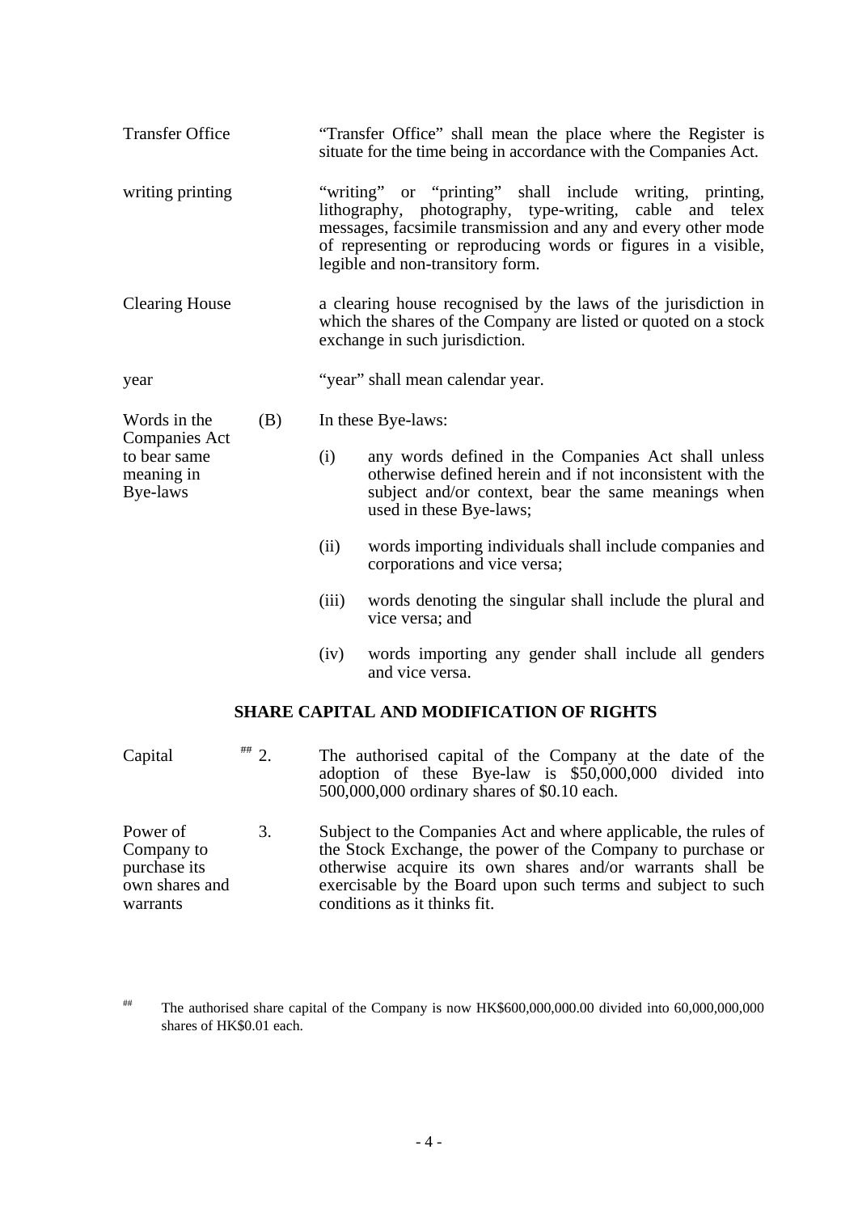| | | |
|---|---|---|
| Transfer Office | | "Transfer Office" shall mean the place where the Register is situate for the time being in accordance with the Companies Act. |
| writing printing | | "writing" or "printing" shall include writing, printing, lithography, photography, type-writing, cable and telex messages, facsimile transmission and any and every other mode of representing or reproducing words or figures in a visible, legible and non-transitory form. |
| Clearing House | | a clearing house recognised by the laws of the jurisdiction in which the shares of the Company are listed or quoted on a stock exchange in such jurisdiction. |
| year | | "year" shall mean calendar year. |

Words in the Companies Act to bear same meaning in Bye-laws

(B) In these Bye-laws:

(i) any words defined in the Companies Act shall unless otherwise defined herein and if not inconsistent with the subject and/or context, bear the same meanings when used in these Bye-laws;

(ii) words importing individuals shall include companies and corporations and vice versa;

(iii) words denoting the singular shall include the plural and vice versa; and

(iv) words importing any gender shall include all genders and vice versa.

## SHARE CAPITAL AND MODIFICATION OF RIGHTS

Capital

[##] 2. The authorised capital of the Company at the date of the adoption of these Bye-law is $50,000,000 divided into 500,000,000 ordinary shares of $0.10 each.

Power of Company to purchase its own shares and warrants

3. Subject to the Companies Act and where applicable, the rules of the Stock Exchange, the power of the Company to purchase or otherwise acquire its own shares and/or warrants shall be exercisable by the Board upon such terms and subject to such conditions as it thinks fit.

[##] The authorised share capital of the Company is now HK$600,000,000.00 divided into 60,000,000,000 shares of HK$0.01 each.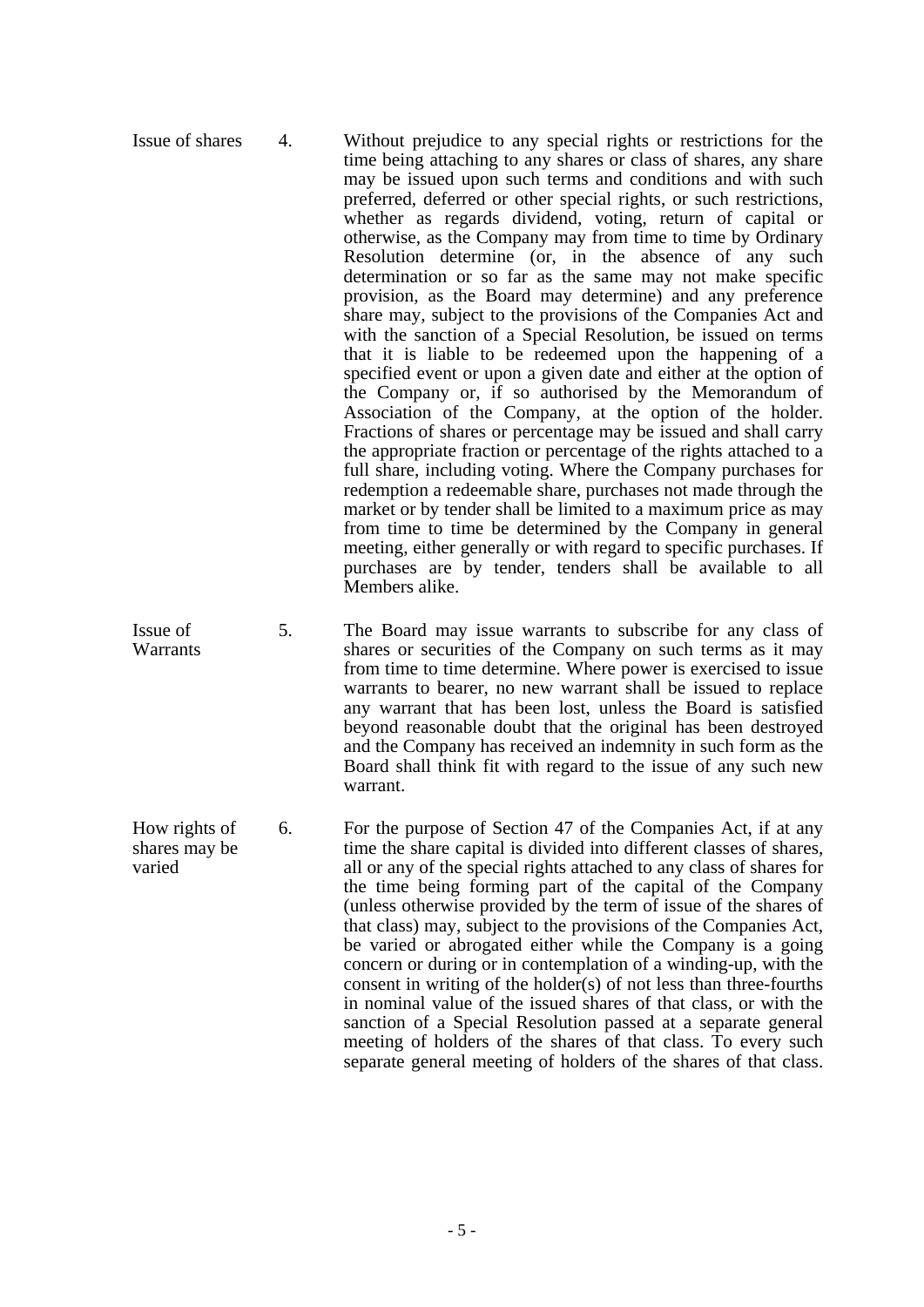**Issue of shares** 4. Without prejudice to any special rights or restrictions for the time being attaching to any shares or class of shares, any share may be issued upon such terms and conditions and with such preferred, deferred or other special rights, or such restrictions, whether as regards dividend, voting, return of capital or otherwise, as the Company may from time to time by Ordinary Resolution determine (or, in the absence of any such determination or so far as the same may not make specific provision, as the Board may determine) and any preference share may, subject to the provisions of the Companies Act and with the sanction of a Special Resolution, be issued on terms that it is liable to be redeemed upon the happening of a specified event or upon a given date and either at the option of the Company or, if so authorised by the Memorandum of Association of the Company, at the option of the holder. Fractions of shares or percentage may be issued and shall carry the appropriate fraction or percentage of the rights attached to a full share, including voting. Where the Company purchases for redemption a redeemable share, purchases not made through the market or by tender shall be limited to a maximum price as may from time to time be determined by the Company in general meeting, either generally or with regard to specific purchases. If purchases are by tender, tenders shall be available to all Members alike.

**Issue of Warrants** 5. The Board may issue warrants to subscribe for any class of shares or securities of the Company on such terms as it may from time to time determine. Where power is exercised to issue warrants to bearer, no new warrant shall be issued to replace any warrant that has been lost, unless the Board is satisfied beyond reasonable doubt that the original has been destroyed and the Company has received an indemnity in such form as the Board shall think fit with regard to the issue of any such new warrant.

**How rights of shares may be varied** 6. For the purpose of Section 47 of the Companies Act, if at any time the share capital is divided into different classes of shares, all or any of the special rights attached to any class of shares for the time being forming part of the capital of the Company (unless otherwise provided by the term of issue of the shares of that class) may, subject to the provisions of the Companies Act, be varied or abrogated either while the Company is a going concern or during or in contemplation of a winding-up, with the consent in writing of the holder(s) of not less than three-fourths in nominal value of the issued shares of that class, or with the sanction of a Special Resolution passed at a separate general meeting of holders of the shares of that class. To every such separate general meeting of holders of the shares of that class.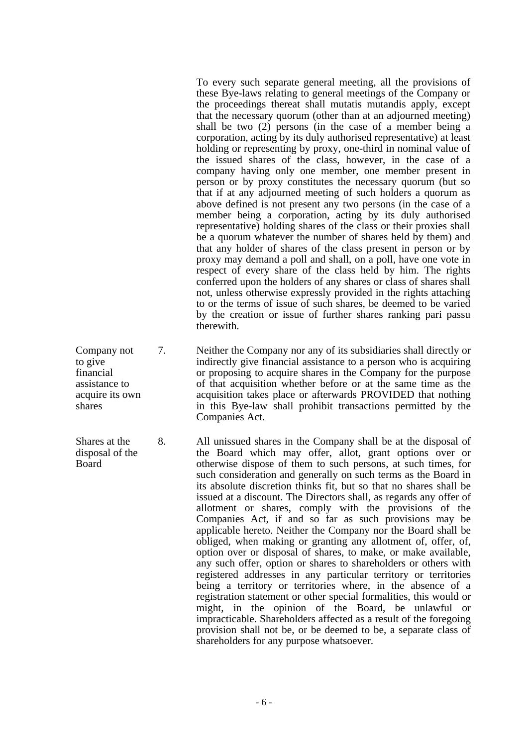To every such separate general meeting, all the provisions of these Bye-laws relating to general meetings of the Company or the proceedings thereat shall mutatis mutandis apply, except that the necessary quorum (other than at an adjourned meeting) shall be two (2) persons (in the case of a member being a corporation, acting by its duly authorised representative) at least holding or representing by proxy, one-third in nominal value of the issued shares of the class, however, in the case of a company having only one member, one member present in person or by proxy constitutes the necessary quorum (but so that if at any adjourned meeting of such holders a quorum as above defined is not present any two persons (in the case of a member being a corporation, acting by its duly authorised representative) holding shares of the class or their proxies shall be a quorum whatever the number of shares held by them) and that any holder of shares of the class present in person or by proxy may demand a poll and shall, on a poll, have one vote in respect of every share of the class held by him. The rights conferred upon the holders of any shares or class of shares shall not, unless otherwise expressly provided in the rights attaching to or the terms of issue of such shares, be deemed to be varied by the creation or issue of further shares ranking pari passu therewith.

**Company not to give financial assistance to acquire its own shares**

7. Neither the Company nor any of its subsidiaries shall directly or indirectly give financial assistance to a person who is acquiring or proposing to acquire shares in the Company for the purpose of that acquisition whether before or at the same time as the acquisition takes place or afterwards PROVIDED that nothing in this Bye-law shall prohibit transactions permitted by the Companies Act.

**Shares at the disposal of the Board**

8. All unissued shares in the Company shall be at the disposal of the Board which may offer, allot, grant options over or otherwise dispose of them to such persons, at such times, for such consideration and generally on such terms as the Board in its absolute discretion thinks fit, but so that no shares shall be issued at a discount. The Directors shall, as regards any offer of allotment or shares, comply with the provisions of the Companies Act, if and so far as such provisions may be applicable hereto. Neither the Company nor the Board shall be obliged, when making or granting any allotment of, offer, of, option over or disposal of shares, to make, or make available, any such offer, option or shares to shareholders or others with registered addresses in any particular territory or territories being a territory or territories where, in the absence of a registration statement or other special formalities, this would or might, in the opinion of the Board, be unlawful or impracticable. Shareholders affected as a result of the foregoing provision shall not be, or be deemed to be, a separate class of shareholders for any purpose whatsoever.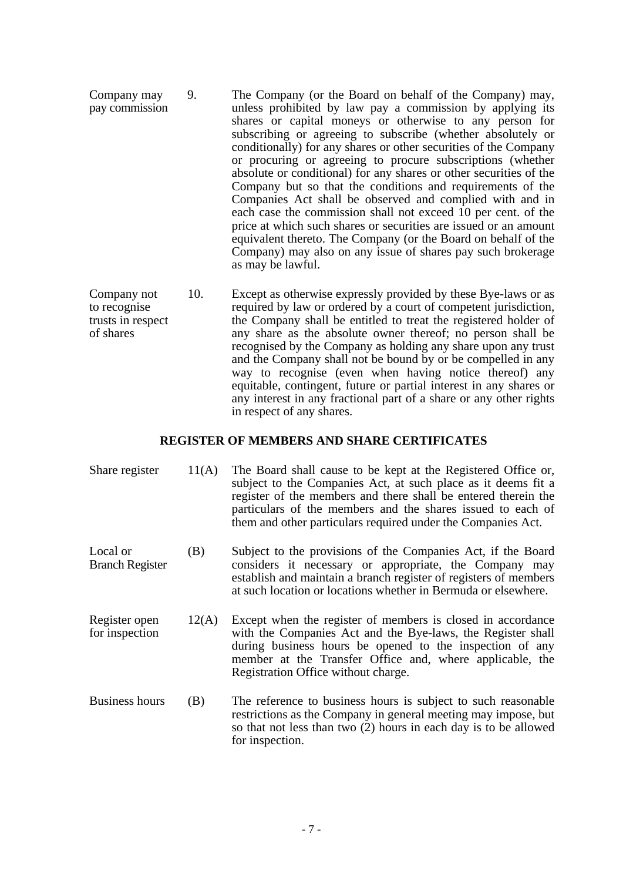Company may pay commission

9. The Company (or the Board on behalf of the Company) may, unless prohibited by law pay a commission by applying its shares or capital moneys or otherwise to any person for subscribing or agreeing to subscribe (whether absolutely or conditionally) for any shares or other securities of the Company or procuring or agreeing to procure subscriptions (whether absolute or conditional) for any shares or other securities of the Company but so that the conditions and requirements of the Companies Act shall be observed and complied with and in each case the commission shall not exceed 10 per cent. of the price at which such shares or securities are issued or an amount equivalent thereto. The Company (or the Board on behalf of the Company) may also on any issue of shares pay such brokerage as may be lawful.

Company not to recognise trusts in respect of shares

10. Except as otherwise expressly provided by these Bye-laws or as required by law or ordered by a court of competent jurisdiction, the Company shall be entitled to treat the registered holder of any share as the absolute owner thereof; no person shall be recognised by the Company as holding any share upon any trust and the Company shall not be bound by or be compelled in any way to recognise (even when having notice thereof) any equitable, contingent, future or partial interest in any shares or any interest in any fractional part of a share or any other rights in respect of any shares.

## REGISTER OF MEMBERS AND SHARE CERTIFICATES

Share register

11(A) The Board shall cause to be kept at the Registered Office or, subject to the Companies Act, at such place as it deems fit a register of the members and there shall be entered therein the particulars of the members and the shares issued to each of them and other particulars required under the Companies Act.

Local or Branch Register

(B) Subject to the provisions of the Companies Act, if the Board considers it necessary or appropriate, the Company may establish and maintain a branch register of registers of members at such location or locations whether in Bermuda or elsewhere.

Register open for inspection

12(A) Except when the register of members is closed in accordance with the Companies Act and the Bye-laws, the Register shall during business hours be opened to the inspection of any member at the Transfer Office and, where applicable, the Registration Office without charge.

Business hours

(B) The reference to business hours is subject to such reasonable restrictions as the Company in general meeting may impose, but so that not less than two (2) hours in each day is to be allowed for inspection.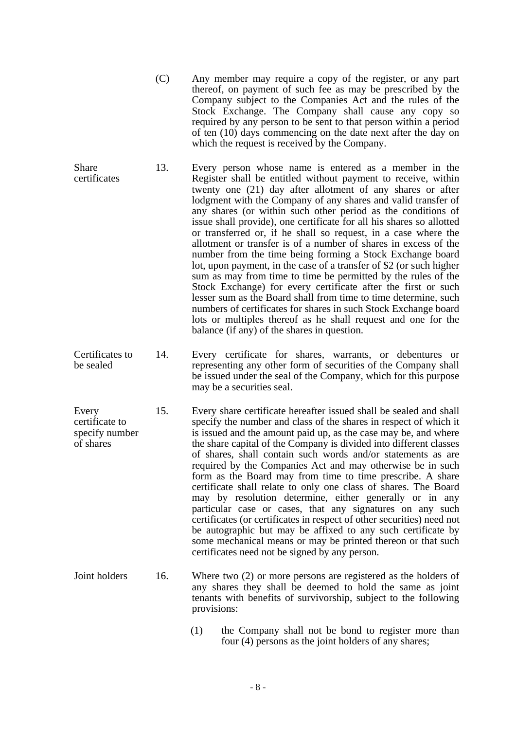(C) Any member may require a copy of the register, or any part thereof, on payment of such fee as may be prescribed by the Company subject to the Companies Act and the rules of the Stock Exchange. The Company shall cause any copy so required by any person to be sent to that person within a period of ten (10) days commencing on the date next after the day on which the request is received by the Company.

**Share certificates**

13. Every person whose name is entered as a member in the Register shall be entitled without payment to receive, within twenty one (21) day after allotment of any shares or after lodgment with the Company of any shares and valid transfer of any shares (or within such other period as the conditions of issue shall provide), one certificate for all his shares so allotted or transferred or, if he shall so request, in a case where the allotment or transfer is of a number of shares in excess of the number from the time being forming a Stock Exchange board lot, upon payment, in the case of a transfer of $2 (or such higher sum as may from time to time be permitted by the rules of the Stock Exchange) for every certificate after the first or such lesser sum as the Board shall from time to time determine, such numbers of certificates for shares in such Stock Exchange board lots or multiples thereof as he shall request and one for the balance (if any) of the shares in question.

**Certificates to be sealed**

14. Every certificate for shares, warrants, or debentures or representing any other form of securities of the Company shall be issued under the seal of the Company, which for this purpose may be a securities seal.

**Every certificate to specify number of shares**

15. Every share certificate hereafter issued shall be sealed and shall specify the number and class of the shares in respect of which it is issued and the amount paid up, as the case may be, and where the share capital of the Company is divided into different classes of shares, shall contain such words and/or statements as are required by the Companies Act and may otherwise be in such form as the Board may from time to time prescribe. A share certificate shall relate to only one class of shares. The Board may by resolution determine, either generally or in any particular case or cases, that any signatures on any such certificates (or certificates in respect of other securities) need not be autographic but may be affixed to any such certificate by some mechanical means or may be printed thereon or that such certificates need not be signed by any person.

**Joint holders**

16. Where two (2) or more persons are registered as the holders of any shares they shall be deemed to hold the same as joint tenants with benefits of survivorship, subject to the following provisions:

(1) the Company shall not be bond to register more than four (4) persons as the joint holders of any shares;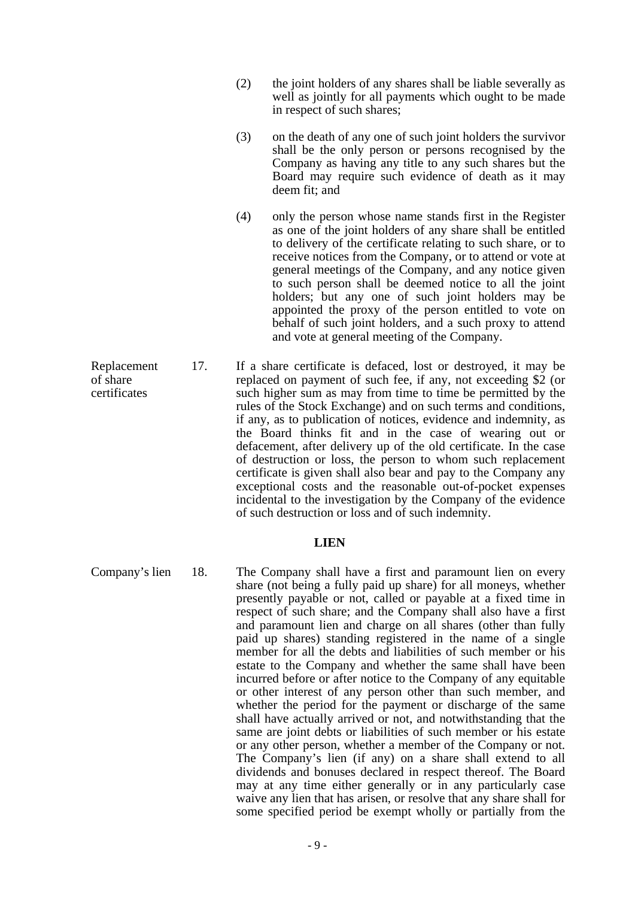(2) the joint holders of any shares shall be liable severally as well as jointly for all payments which ought to be made in respect of such shares;

(3) on the death of any one of such joint holders the survivor shall be the only person or persons recognised by the Company as having any title to any such shares but the Board may require such evidence of death as it may deem fit; and

(4) only the person whose name stands first in the Register as one of the joint holders of any share shall be entitled to delivery of the certificate relating to such share, or to receive notices from the Company, or to attend or vote at general meetings of the Company, and any notice given to such person shall be deemed notice to all the joint holders; but any one of such joint holders may be appointed the proxy of the person entitled to vote on behalf of such joint holders, and a such proxy to attend and vote at general meeting of the Company.

Replacement of share certificates

17. If a share certificate is defaced, lost or destroyed, it may be replaced on payment of such fee, if any, not exceeding $2 (or such higher sum as may from time to time be permitted by the rules of the Stock Exchange) and on such terms and conditions, if any, as to publication of notices, evidence and indemnity, as the Board thinks fit and in the case of wearing out or defacement, after delivery up of the old certificate. In the case of destruction or loss, the person to whom such replacement certificate is given shall also bear and pay to the Company any exceptional costs and the reasonable out-of-pocket expenses incidental to the investigation by the Company of the evidence of such destruction or loss and of such indemnity.

## LIEN

Company's lien

18. The Company shall have a first and paramount lien on every share (not being a fully paid up share) for all moneys, whether presently payable or not, called or payable at a fixed time in respect of such share; and the Company shall also have a first and paramount lien and charge on all shares (other than fully paid up shares) standing registered in the name of a single member for all the debts and liabilities of such member or his estate to the Company and whether the same shall have been incurred before or after notice to the Company of any equitable or other interest of any person other than such member, and whether the period for the payment or discharge of the same shall have actually arrived or not, and notwithstanding that the same are joint debts or liabilities of such member or his estate or any other person, whether a member of the Company or not. The Company's lien (if any) on a share shall extend to all dividends and bonuses declared in respect thereof. The Board may at any time either generally or in any particularly case waive any lien that has arisen, or resolve that any share shall for some specified period be exempt wholly or partially from the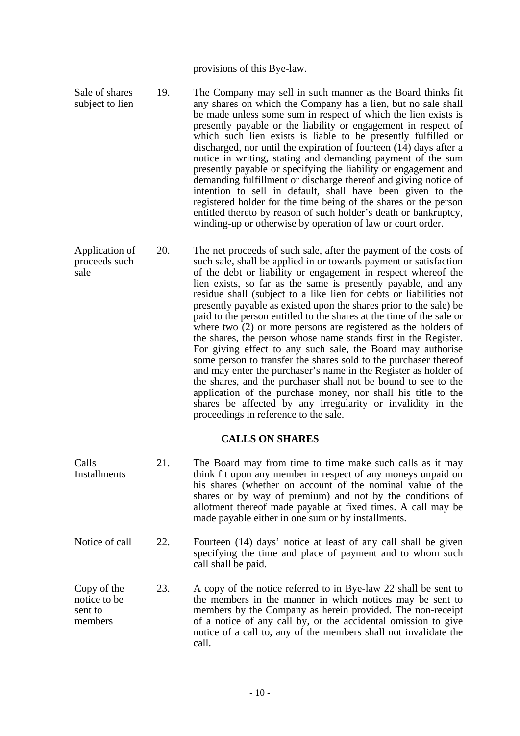provisions of this Bye-law.

Sale of shares subject to lien

19. The Company may sell in such manner as the Board thinks fit any shares on which the Company has a lien, but no sale shall be made unless some sum in respect of which the lien exists is presently payable or the liability or engagement in respect of which such lien exists is liable to be presently fulfilled or discharged, nor until the expiration of fourteen (14) days after a notice in writing, stating and demanding payment of the sum presently payable or specifying the liability or engagement and demanding fulfillment or discharge thereof and giving notice of intention to sell in default, shall have been given to the registered holder for the time being of the shares or the person entitled thereto by reason of such holder's death or bankruptcy, winding-up or otherwise by operation of law or court order.

Application of proceeds such sale

20. The net proceeds of such sale, after the payment of the costs of such sale, shall be applied in or towards payment or satisfaction of the debt or liability or engagement in respect whereof the lien exists, so far as the same is presently payable, and any residue shall (subject to a like lien for debts or liabilities not presently payable as existed upon the shares prior to the sale) be paid to the person entitled to the shares at the time of the sale or where two (2) or more persons are registered as the holders of the shares, the person whose name stands first in the Register. For giving effect to any such sale, the Board may authorise some person to transfer the shares sold to the purchaser thereof and may enter the purchaser's name in the Register as holder of the shares, and the purchaser shall not be bound to see to the application of the purchase money, nor shall his title to the shares be affected by any irregularity or invalidity in the proceedings in reference to the sale.

## CALLS ON SHARES

Calls Installments

21. The Board may from time to time make such calls as it may think fit upon any member in respect of any moneys unpaid on his shares (whether on account of the nominal value of the shares or by way of premium) and not by the conditions of allotment thereof made payable at fixed times. A call may be made payable either in one sum or by installments.

Notice of call

22. Fourteen (14) days' notice at least of any call shall be given specifying the time and place of payment and to whom such call shall be paid.

Copy of the notice to be sent to members

23. A copy of the notice referred to in Bye-law 22 shall be sent to the members in the manner in which notices may be sent to members by the Company as herein provided. The non-receipt of a notice of any call by, or the accidental omission to give notice of a call to, any of the members shall not invalidate the call.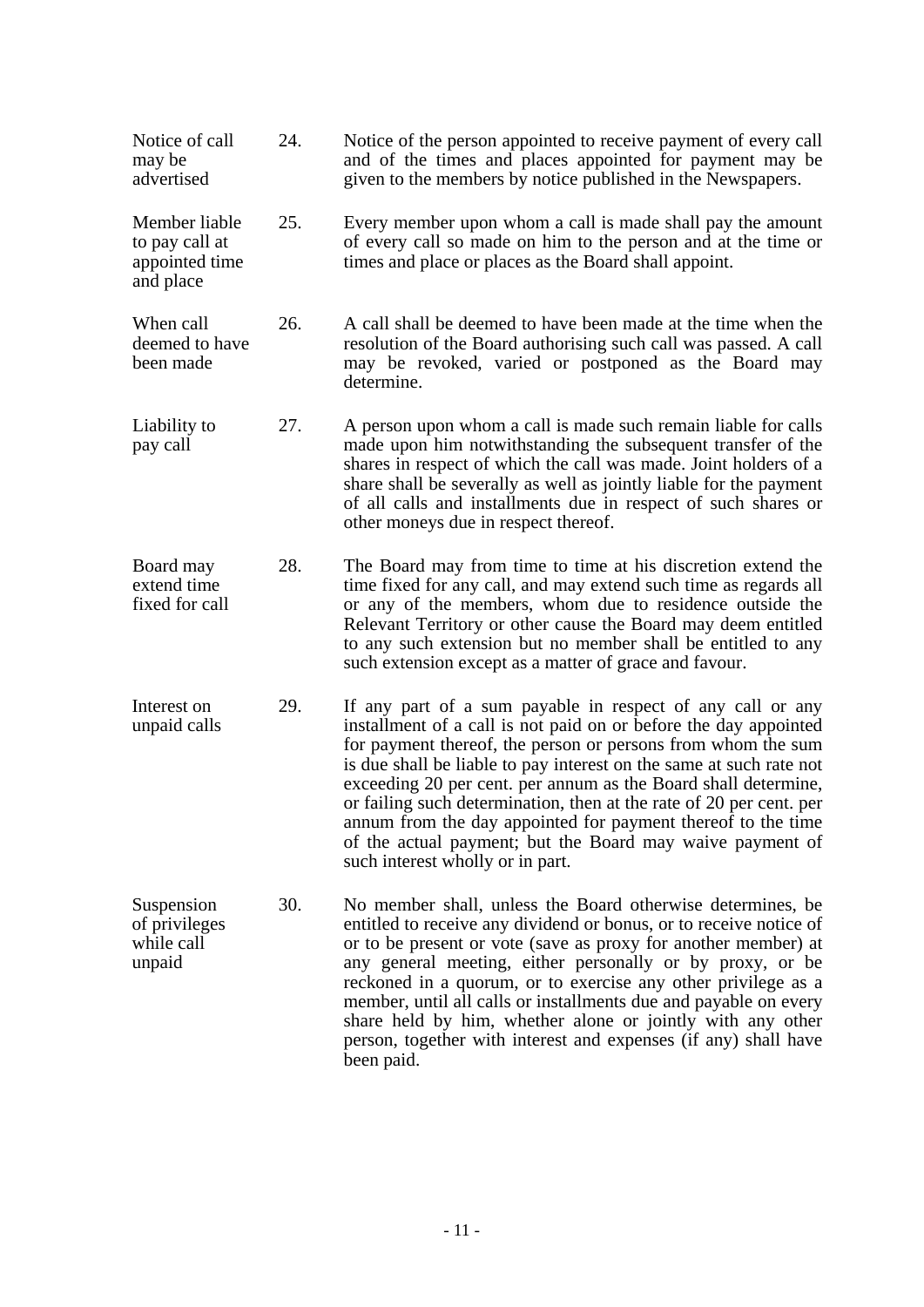| | | |
|---|---|---|
| Notice of call may be advertised | 24. | Notice of the person appointed to receive payment of every call and of the times and places appointed for payment may be given to the members by notice published in the Newspapers. |
| Member liable to pay call at appointed time and place | 25. | Every member upon whom a call is made shall pay the amount of every call so made on him to the person and at the time or times and place or places as the Board shall appoint. |
| When call deemed to have been made | 26. | A call shall be deemed to have been made at the time when the resolution of the Board authorising such call was passed. A call may be revoked, varied or postponed as the Board may determine. |
| Liability to pay call | 27. | A person upon whom a call is made such remain liable for calls made upon him notwithstanding the subsequent transfer of the shares in respect of which the call was made. Joint holders of a share shall be severally as well as jointly liable for the payment of all calls and installments due in respect of such shares or other moneys due in respect thereof. |
| Board may extend time fixed for call | 28. | The Board may from time to time at his discretion extend the time fixed for any call, and may extend such time as regards all or any of the members, whom due to residence outside the Relevant Territory or other cause the Board may deem entitled to any such extension but no member shall be entitled to any such extension except as a matter of grace and favour. |
| Interest on unpaid calls | 29. | If any part of a sum payable in respect of any call or any installment of a call is not paid on or before the day appointed for payment thereof, the person or persons from whom the sum is due shall be liable to pay interest on the same at such rate not exceeding 20 per cent. per annum as the Board shall determine, or failing such determination, then at the rate of 20 per cent. per annum from the day appointed for payment thereof to the time of the actual payment; but the Board may waive payment of such interest wholly or in part. |
| Suspension of privileges while call unpaid | 30. | No member shall, unless the Board otherwise determines, be entitled to receive any dividend or bonus, or to receive notice of or to be present or vote (save as proxy for another member) at any general meeting, either personally or by proxy, or be reckoned in a quorum, or to exercise any other privilege as a member, until all calls or installments due and payable on every share held by him, whether alone or jointly with any other person, together with interest and expenses (if any) shall have been paid. |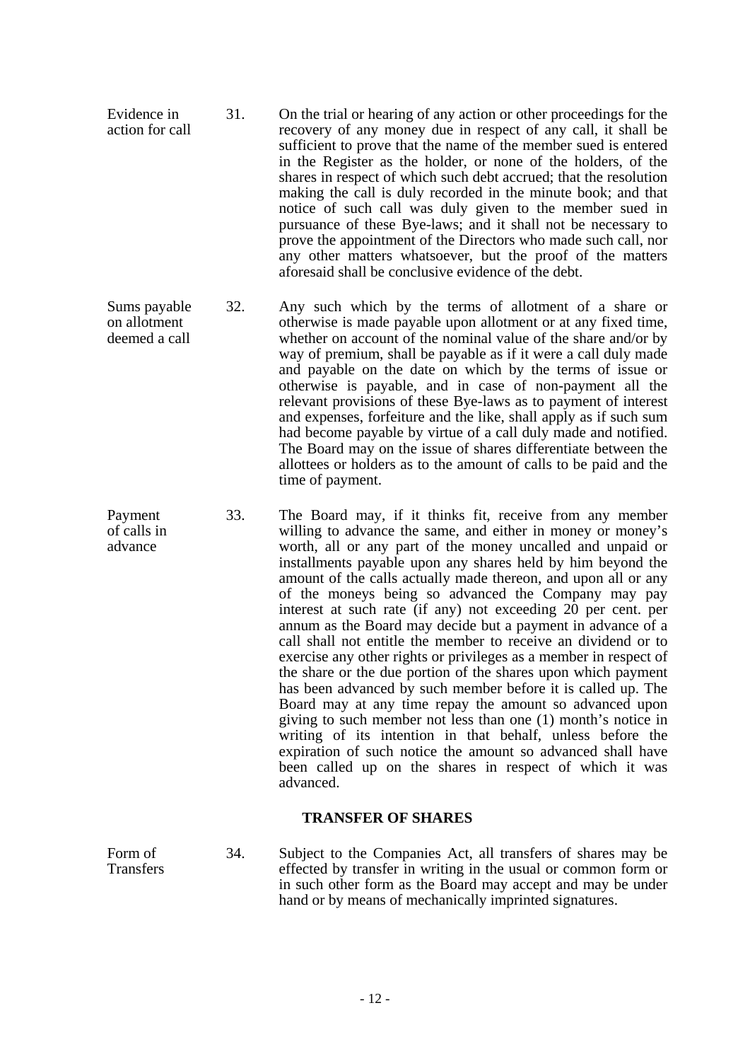**Evidence in action for call**

31. On the trial or hearing of any action or other proceedings for the recovery of any money due in respect of any call, it shall be sufficient to prove that the name of the member sued is entered in the Register as the holder, or none of the holders, of the shares in respect of which such debt accrued; that the resolution making the call is duly recorded in the minute book; and that notice of such call was duly given to the member sued in pursuance of these Bye-laws; and it shall not be necessary to prove the appointment of the Directors who made such call, nor any other matters whatsoever, but the proof of the matters aforesaid shall be conclusive evidence of the debt.

**Sums payable on allotment deemed a call**

32. Any such which by the terms of allotment of a share or otherwise is made payable upon allotment or at any fixed time, whether on account of the nominal value of the share and/or by way of premium, shall be payable as if it were a call duly made and payable on the date on which by the terms of issue or otherwise is payable, and in case of non-payment all the relevant provisions of these Bye-laws as to payment of interest and expenses, forfeiture and the like, shall apply as if such sum had become payable by virtue of a call duly made and notified. The Board may on the issue of shares differentiate between the allottees or holders as to the amount of calls to be paid and the time of payment.

**Payment of calls in advance**

33. The Board may, if it thinks fit, receive from any member willing to advance the same, and either in money or money's worth, all or any part of the money uncalled and unpaid or installments payable upon any shares held by him beyond the amount of the calls actually made thereon, and upon all or any of the moneys being so advanced the Company may pay interest at such rate (if any) not exceeding 20 per cent. per annum as the Board may decide but a payment in advance of a call shall not entitle the member to receive an dividend or to exercise any other rights or privileges as a member in respect of the share or the due portion of the shares upon which payment has been advanced by such member before it is called up. The Board may at any time repay the amount so advanced upon giving to such member not less than one (1) month's notice in writing of its intention in that behalf, unless before the expiration of such notice the amount so advanced shall have been called up on the shares in respect of which it was advanced.

## TRANSFER OF SHARES

**Form of Transfers**

34. Subject to the Companies Act, all transfers of shares may be effected by transfer in writing in the usual or common form or in such other form as the Board may accept and may be under hand or by means of mechanically imprinted signatures.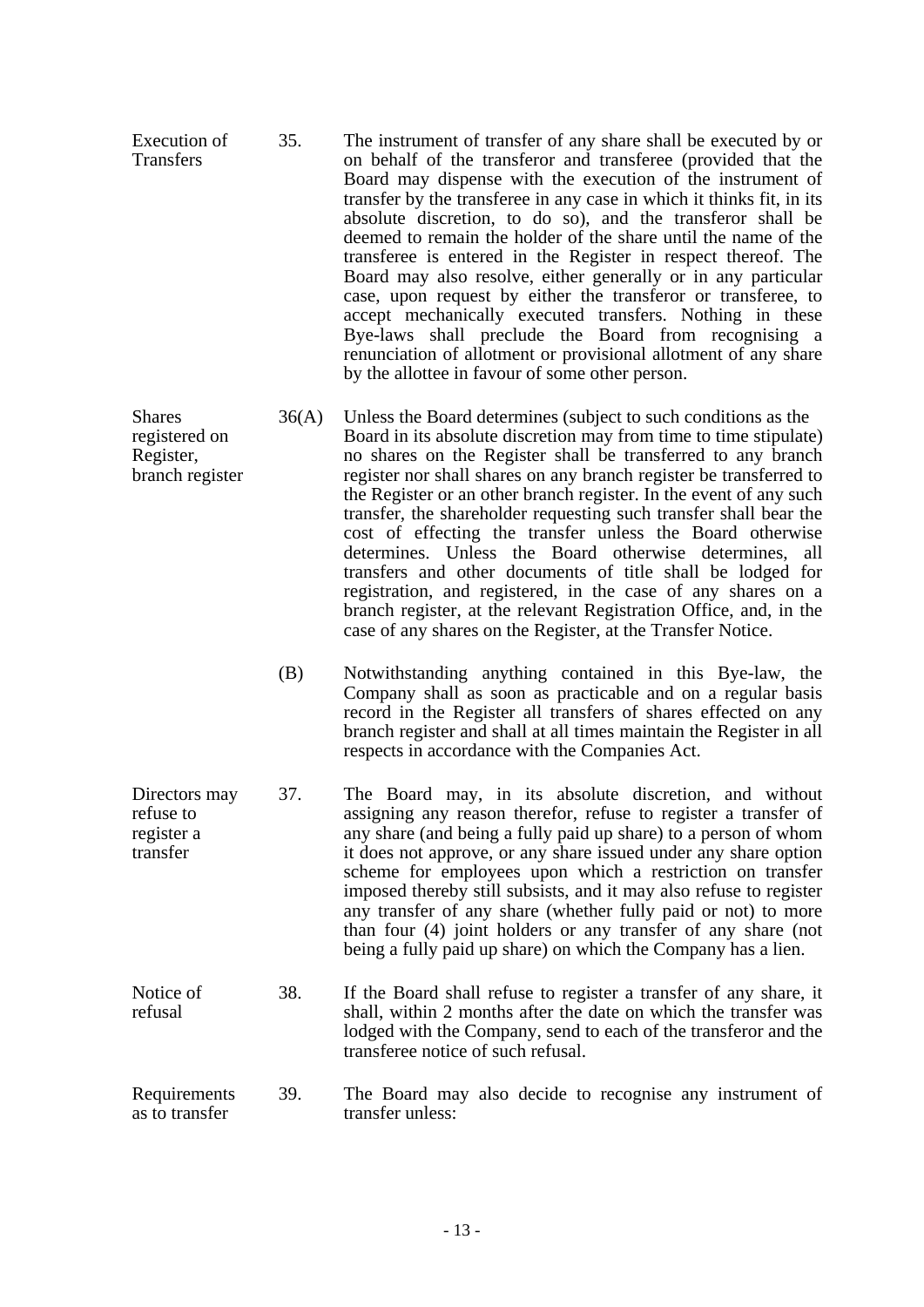**Execution of Transfers**

35. The instrument of transfer of any share shall be executed by or on behalf of the transferor and transferee (provided that the Board may dispense with the execution of the instrument of transfer by the transferee in any case in which it thinks fit, in its absolute discretion, to do so), and the transferor shall be deemed to remain the holder of the share until the name of the transferee is entered in the Register in respect thereof. The Board may also resolve, either generally or in any particular case, upon request by either the transferor or transferee, to accept mechanically executed transfers. Nothing in these Bye-laws shall preclude the Board from recognising a renunciation of allotment or provisional allotment of any share by the allottee in favour of some other person.

**Shares registered on Register, branch register**

36(A) Unless the Board determines (subject to such conditions as the Board in its absolute discretion may from time to time stipulate) no shares on the Register shall be transferred to any branch register nor shall shares on any branch register be transferred to the Register or an other branch register. In the event of any such transfer, the shareholder requesting such transfer shall bear the cost of effecting the transfer unless the Board otherwise determines. Unless the Board otherwise determines, all transfers and other documents of title shall be lodged for registration, and registered, in the case of any shares on a branch register, at the relevant Registration Office, and, in the case of any shares on the Register, at the Transfer Notice.

(B) Notwithstanding anything contained in this Bye-law, the Company shall as soon as practicable and on a regular basis record in the Register all transfers of shares effected on any branch register and shall at all times maintain the Register in all respects in accordance with the Companies Act.

**Directors may refuse to register a transfer**

37. The Board may, in its absolute discretion, and without assigning any reason therefor, refuse to register a transfer of any share (and being a fully paid up share) to a person of whom it does not approve, or any share issued under any share option scheme for employees upon which a restriction on transfer imposed thereby still subsists, and it may also refuse to register any transfer of any share (whether fully paid or not) to more than four (4) joint holders or any transfer of any share (not being a fully paid up share) on which the Company has a lien.

**Notice of refusal**

38. If the Board shall refuse to register a transfer of any share, it shall, within 2 months after the date on which the transfer was lodged with the Company, send to each of the transferor and the transferee notice of such refusal.

**Requirements as to transfer**

39. The Board may also decide to recognise any instrument of transfer unless: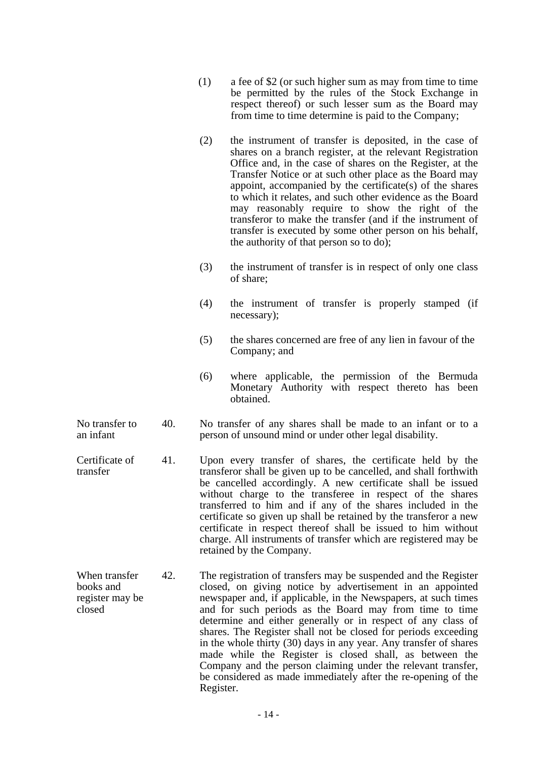(1) a fee of $2 (or such higher sum as may from time to time be permitted by the rules of the Stock Exchange in respect thereof) or such lesser sum as the Board may from time to time determine is paid to the Company;

(2) the instrument of transfer is deposited, in the case of shares on a branch register, at the relevant Registration Office and, in the case of shares on the Register, at the Transfer Notice or at such other place as the Board may appoint, accompanied by the certificate(s) of the shares to which it relates, and such other evidence as the Board may reasonably require to show the right of the transferor to make the transfer (and if the instrument of transfer is executed by some other person on his behalf, the authority of that person so to do);

(3) the instrument of transfer is in respect of only one class of share;

(4) the instrument of transfer is properly stamped (if necessary);

(5) the shares concerned are free of any lien in favour of the Company; and

(6) where applicable, the permission of the Bermuda Monetary Authority with respect thereto has been obtained.

*No transfer to an infant*

40. No transfer of any shares shall be made to an infant or to a person of unsound mind or under other legal disability.

*Certificate of transfer*

41. Upon every transfer of shares, the certificate held by the transferor shall be given up to be cancelled, and shall forthwith be cancelled accordingly. A new certificate shall be issued without charge to the transferee in respect of the shares transferred to him and if any of the shares included in the certificate so given up shall be retained by the transferor a new certificate in respect thereof shall be issued to him without charge. All instruments of transfer which are registered may be retained by the Company.

*When transfer books and register may be closed*

42. The registration of transfers may be suspended and the Register closed, on giving notice by advertisement in an appointed newspaper and, if applicable, in the Newspapers, at such times and for such periods as the Board may from time to time determine and either generally or in respect of any class of shares. The Register shall not be closed for periods exceeding in the whole thirty (30) days in any year. Any transfer of shares made while the Register is closed shall, as between the Company and the person claiming under the relevant transfer, be considered as made immediately after the re-opening of the Register.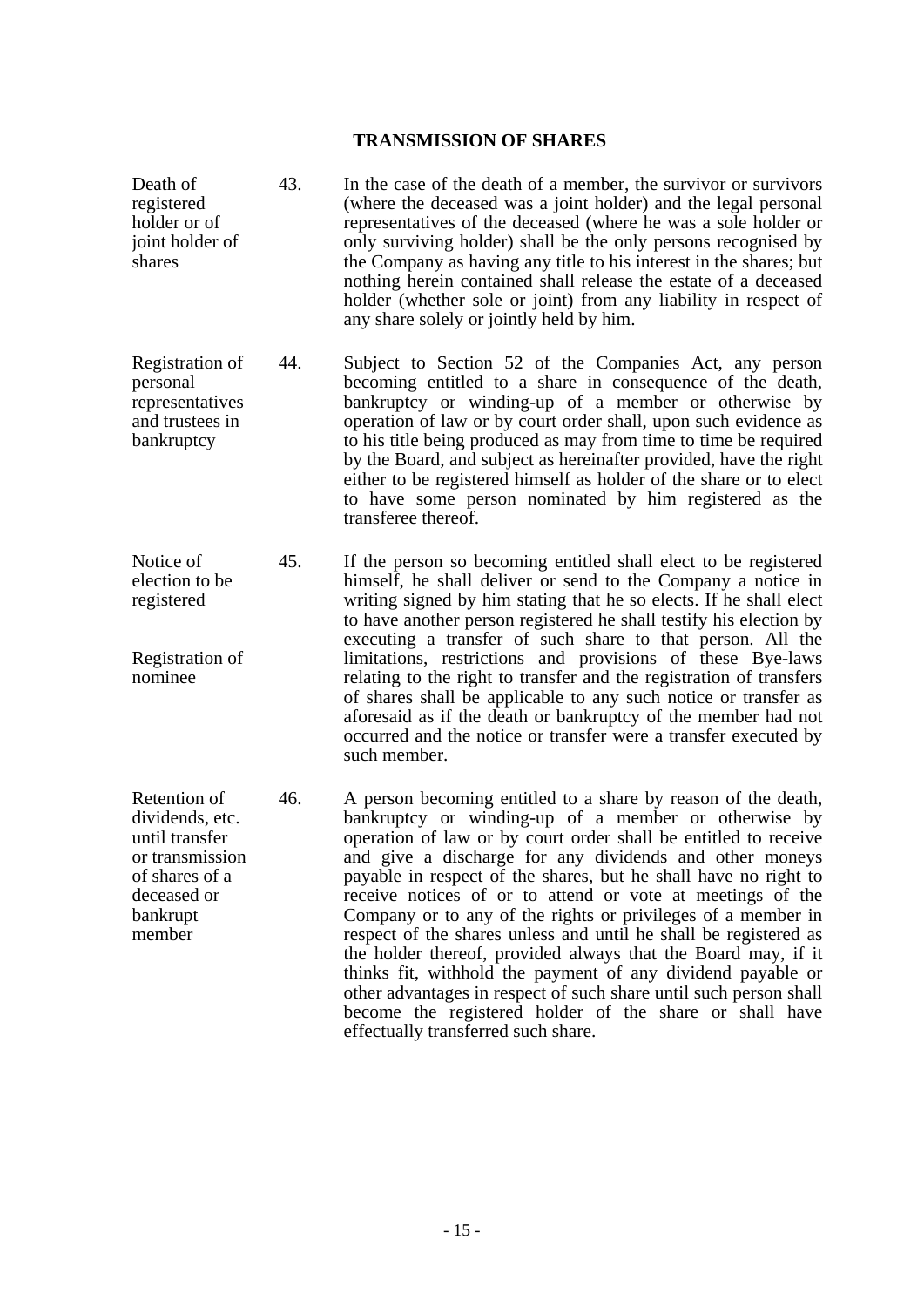## TRANSMISSION OF SHARES

**Death of registered holder or of joint holder of shares**

43. In the case of the death of a member, the survivor or survivors (where the deceased was a joint holder) and the legal personal representatives of the deceased (where he was a sole holder or only surviving holder) shall be the only persons recognised by the Company as having any title to his interest in the shares; but nothing herein contained shall release the estate of a deceased holder (whether sole or joint) from any liability in respect of any share solely or jointly held by him.

**Registration of personal representatives and trustees in bankruptcy**

44. Subject to Section 52 of the Companies Act, any person becoming entitled to a share in consequence of the death, bankruptcy or winding-up of a member or otherwise by operation of law or by court order shall, upon such evidence as to his title being produced as may from time to time be required by the Board, and subject as hereinafter provided, have the right either to be registered himself as holder of the share or to elect to have some person nominated by him registered as the transferee thereof.

**Notice of election to be registered**

**Registration of nominee**

45. If the person so becoming entitled shall elect to be registered himself, he shall deliver or send to the Company a notice in writing signed by him stating that he so elects. If he shall elect to have another person registered he shall testify his election by executing a transfer of such share to that person. All the limitations, restrictions and provisions of these Bye-laws relating to the right to transfer and the registration of transfers of shares shall be applicable to any such notice or transfer as aforesaid as if the death or bankruptcy of the member had not occurred and the notice or transfer were a transfer executed by such member.

**Retention of dividends, etc. until transfer or transmission of shares of a deceased or bankrupt member**

46. A person becoming entitled to a share by reason of the death, bankruptcy or winding-up of a member or otherwise by operation of law or by court order shall be entitled to receive and give a discharge for any dividends and other moneys payable in respect of the shares, but he shall have no right to receive notices of or to attend or vote at meetings of the Company or to any of the rights or privileges of a member in respect of the shares unless and until he shall be registered as the holder thereof, provided always that the Board may, if it thinks fit, withhold the payment of any dividend payable or other advantages in respect of such share until such person shall become the registered holder of the share or shall have effectually transferred such share.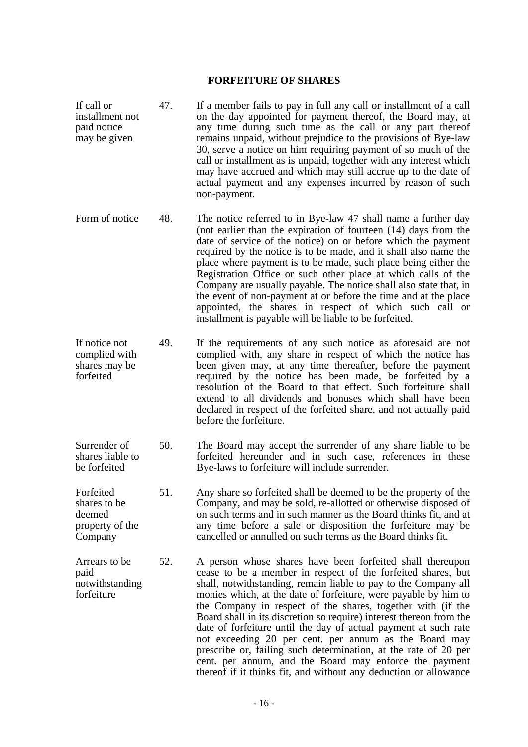## FORFEITURE OF SHARES

*If call or installment not paid notice may be given*

47. If a member fails to pay in full any call or installment of a call on the day appointed for payment thereof, the Board may, at any time during such time as the call or any part thereof remains unpaid, without prejudice to the provisions of Bye-law 30, serve a notice on him requiring payment of so much of the call or installment as is unpaid, together with any interest which may have accrued and which may still accrue up to the date of actual payment and any expenses incurred by reason of such non-payment.

*Form of notice*

48. The notice referred to in Bye-law 47 shall name a further day (not earlier than the expiration of fourteen (14) days from the date of service of the notice) on or before which the payment required by the notice is to be made, and it shall also name the place where payment is to be made, such place being either the Registration Office or such other place at which calls of the Company are usually payable. The notice shall also state that, in the event of non-payment at or before the time and at the place appointed, the shares in respect of which such call or installment is payable will be liable to be forfeited.

*If notice not complied with shares may be forfeited*

49. If the requirements of any such notice as aforesaid are not complied with, any share in respect of which the notice has been given may, at any time thereafter, before the payment required by the notice has been made, be forfeited by a resolution of the Board to that effect. Such forfeiture shall extend to all dividends and bonuses which shall have been declared in respect of the forfeited share, and not actually paid before the forfeiture.

*Surrender of shares liable to be forfeited*

50. The Board may accept the surrender of any share liable to be forfeited hereunder and in such case, references in these Bye-laws to forfeiture will include surrender.

*Forfeited shares to be deemed property of the Company*

51. Any share so forfeited shall be deemed to be the property of the Company, and may be sold, re-allotted or otherwise disposed of on such terms and in such manner as the Board thinks fit, and at any time before a sale or disposition the forfeiture may be cancelled or annulled on such terms as the Board thinks fit.

*Arrears to be paid notwithstanding forfeiture*

52. A person whose shares have been forfeited shall thereupon cease to be a member in respect of the forfeited shares, but shall, notwithstanding, remain liable to pay to the Company all monies which, at the date of forfeiture, were payable by him to the Company in respect of the shares, together with (if the Board shall in its discretion so require) interest thereon from the date of forfeiture until the day of actual payment at such rate not exceeding 20 per cent. per annum as the Board may prescribe or, failing such determination, at the rate of 20 per cent. per annum, and the Board may enforce the payment thereof if it thinks fit, and without any deduction or allowance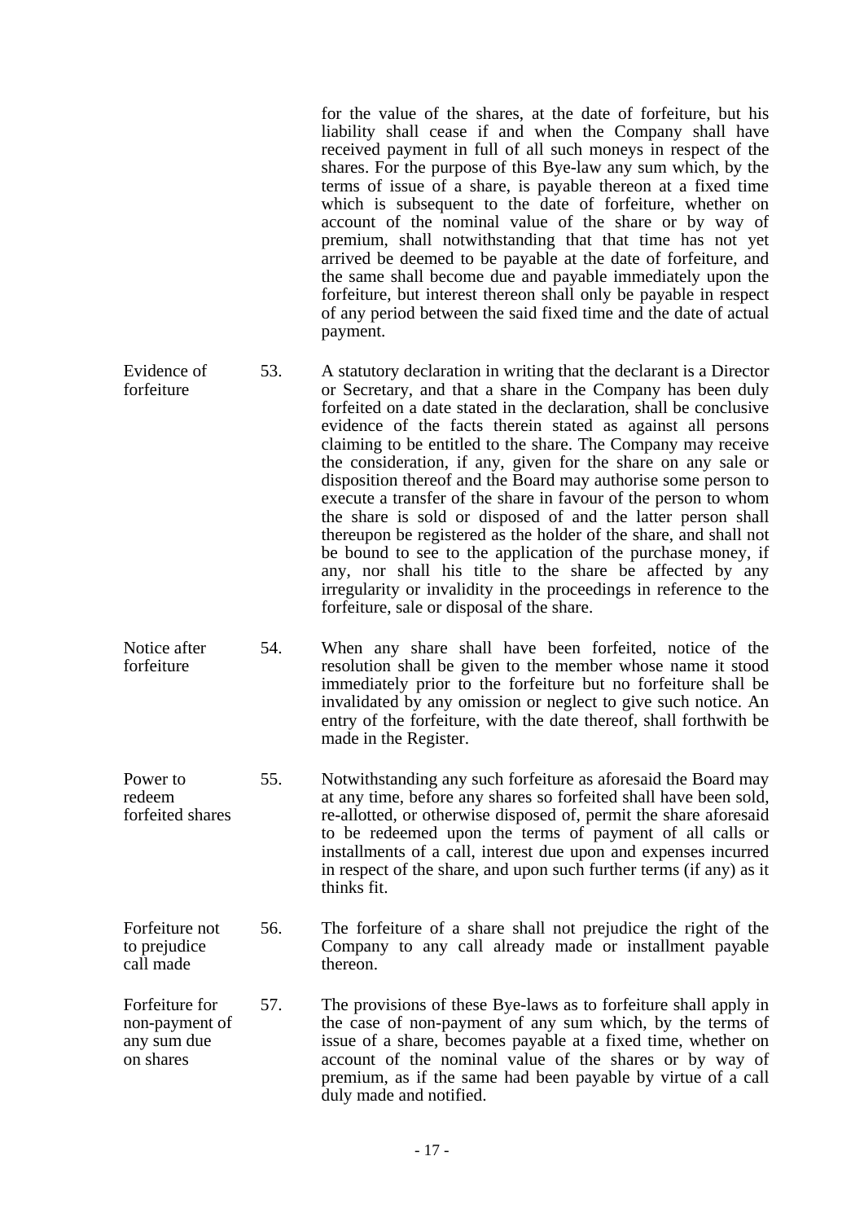for the value of the shares, at the date of forfeiture, but his liability shall cease if and when the Company shall have received payment in full of all such moneys in respect of the shares. For the purpose of this Bye-law any sum which, by the terms of issue of a share, is payable thereon at a fixed time which is subsequent to the date of forfeiture, whether on account of the nominal value of the share or by way of premium, shall notwithstanding that that time has not yet arrived be deemed to be payable at the date of forfeiture, and the same shall become due and payable immediately upon the forfeiture, but interest thereon shall only be payable in respect of any period between the said fixed time and the date of actual payment.

**Evidence of forfeiture**

53. A statutory declaration in writing that the declarant is a Director or Secretary, and that a share in the Company has been duly forfeited on a date stated in the declaration, shall be conclusive evidence of the facts therein stated as against all persons claiming to be entitled to the share. The Company may receive the consideration, if any, given for the share on any sale or disposition thereof and the Board may authorise some person to execute a transfer of the share in favour of the person to whom the share is sold or disposed of and the latter person shall thereupon be registered as the holder of the share, and shall not be bound to see to the application of the purchase money, if any, nor shall his title to the share be affected by any irregularity or invalidity in the proceedings in reference to the forfeiture, sale or disposal of the share.

**Notice after forfeiture**

54. When any share shall have been forfeited, notice of the resolution shall be given to the member whose name it stood immediately prior to the forfeiture but no forfeiture shall be invalidated by any omission or neglect to give such notice. An entry of the forfeiture, with the date thereof, shall forthwith be made in the Register.

**Power to redeem forfeited shares**

55. Notwithstanding any such forfeiture as aforesaid the Board may at any time, before any shares so forfeited shall have been sold, re-allotted, or otherwise disposed of, permit the share aforesaid to be redeemed upon the terms of payment of all calls or installments of a call, interest due upon and expenses incurred in respect of the share, and upon such further terms (if any) as it thinks fit.

**Forfeiture not to prejudice call made**

56. The forfeiture of a share shall not prejudice the right of the Company to any call already made or installment payable thereon.

**Forfeiture for non-payment of any sum due on shares**

57. The provisions of these Bye-laws as to forfeiture shall apply in the case of non-payment of any sum which, by the terms of issue of a share, becomes payable at a fixed time, whether on account of the nominal value of the shares or by way of premium, as if the same had been payable by virtue of a call duly made and notified.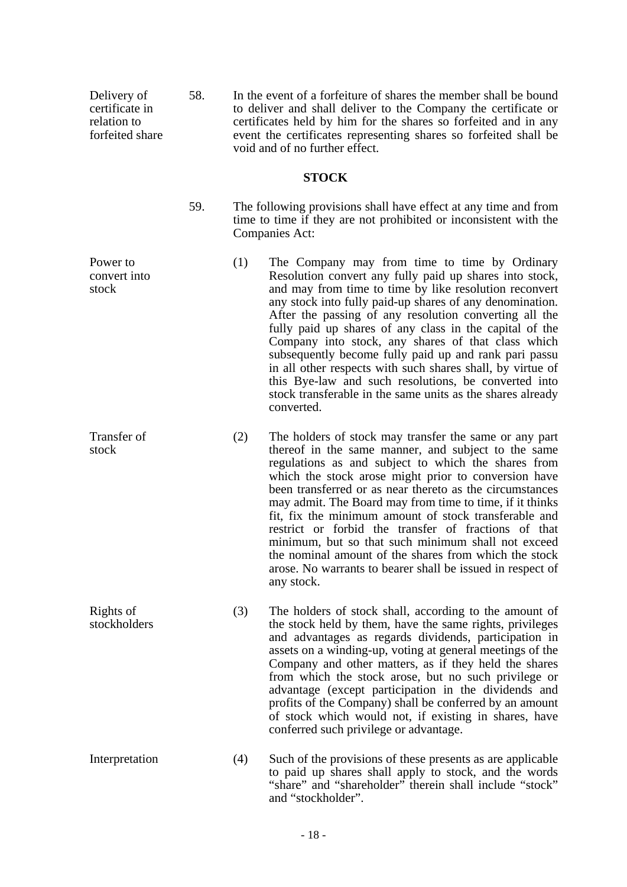Delivery of certificate in relation to forfeited share

58. In the event of a forfeiture of shares the member shall be bound to deliver and shall deliver to the Company the certificate or certificates held by him for the shares so forfeited and in any event the certificates representing shares so forfeited shall be void and of no further effect.

## STOCK

59. The following provisions shall have effect at any time and from time to time if they are not prohibited or inconsistent with the Companies Act:

Power to convert into stock

(1) The Company may from time to time by Ordinary Resolution convert any fully paid up shares into stock, and may from time to time by like resolution reconvert any stock into fully paid-up shares of any denomination. After the passing of any resolution converting all the fully paid up shares of any class in the capital of the Company into stock, any shares of that class which subsequently become fully paid up and rank pari passu in all other respects with such shares shall, by virtue of this Bye-law and such resolutions, be converted into stock transferable in the same units as the shares already converted.

Transfer of stock

(2) The holders of stock may transfer the same or any part thereof in the same manner, and subject to the same regulations as and subject to which the shares from which the stock arose might prior to conversion have been transferred or as near thereto as the circumstances may admit. The Board may from time to time, if it thinks fit, fix the minimum amount of stock transferable and restrict or forbid the transfer of fractions of that minimum, but so that such minimum shall not exceed the nominal amount of the shares from which the stock arose. No warrants to bearer shall be issued in respect of any stock.

Rights of stockholders

(3) The holders of stock shall, according to the amount of the stock held by them, have the same rights, privileges and advantages as regards dividends, participation in assets on a winding-up, voting at general meetings of the Company and other matters, as if they held the shares from which the stock arose, but no such privilege or advantage (except participation in the dividends and profits of the Company) shall be conferred by an amount of stock which would not, if existing in shares, have conferred such privilege or advantage.

Interpretation

(4) Such of the provisions of these presents as are applicable to paid up shares shall apply to stock, and the words "share" and "shareholder" therein shall include "stock" and "stockholder".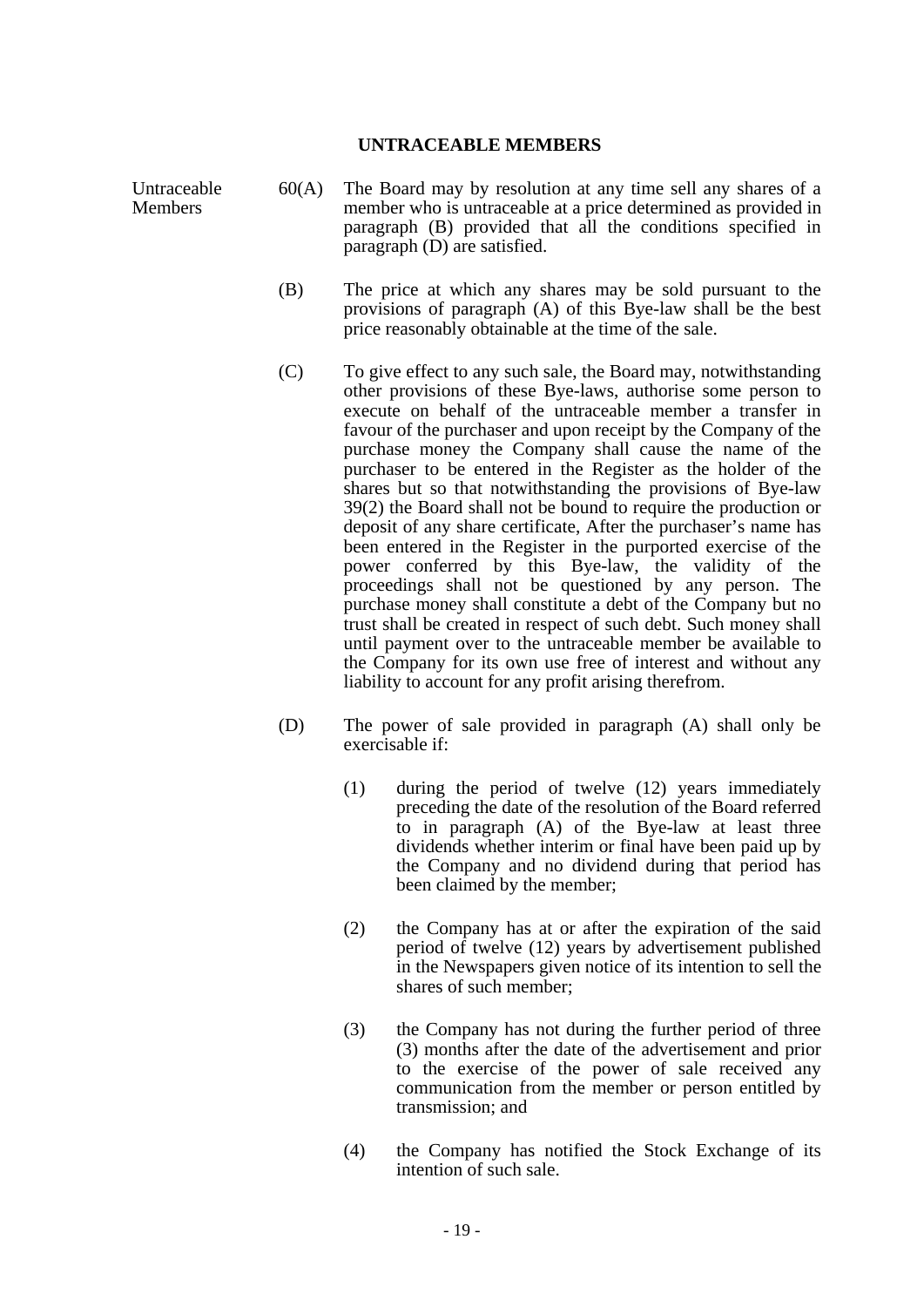## UNTRACEABLE MEMBERS

Untraceable Members

60(A) The Board may by resolution at any time sell any shares of a member who is untraceable at a price determined as provided in paragraph (B) provided that all the conditions specified in paragraph (D) are satisfied.

(B) The price at which any shares may be sold pursuant to the provisions of paragraph (A) of this Bye-law shall be the best price reasonably obtainable at the time of the sale.

(C) To give effect to any such sale, the Board may, notwithstanding other provisions of these Bye-laws, authorise some person to execute on behalf of the untraceable member a transfer in favour of the purchaser and upon receipt by the Company of the purchase money the Company shall cause the name of the purchaser to be entered in the Register as the holder of the shares but so that notwithstanding the provisions of Bye-law 39(2) the Board shall not be bound to require the production or deposit of any share certificate, After the purchaser's name has been entered in the Register in the purported exercise of the power conferred by this Bye-law, the validity of the proceedings shall not be questioned by any person. The purchase money shall constitute a debt of the Company but no trust shall be created in respect of such debt. Such money shall until payment over to the untraceable member be available to the Company for its own use free of interest and without any liability to account for any profit arising therefrom.

(D) The power of sale provided in paragraph (A) shall only be exercisable if:

(1) during the period of twelve (12) years immediately preceding the date of the resolution of the Board referred to in paragraph (A) of the Bye-law at least three dividends whether interim or final have been paid up by the Company and no dividend during that period has been claimed by the member;

(2) the Company has at or after the expiration of the said period of twelve (12) years by advertisement published in the Newspapers given notice of its intention to sell the shares of such member;

(3) the Company has not during the further period of three (3) months after the date of the advertisement and prior to the exercise of the power of sale received any communication from the member or person entitled by transmission; and

(4) the Company has notified the Stock Exchange of its intention of such sale.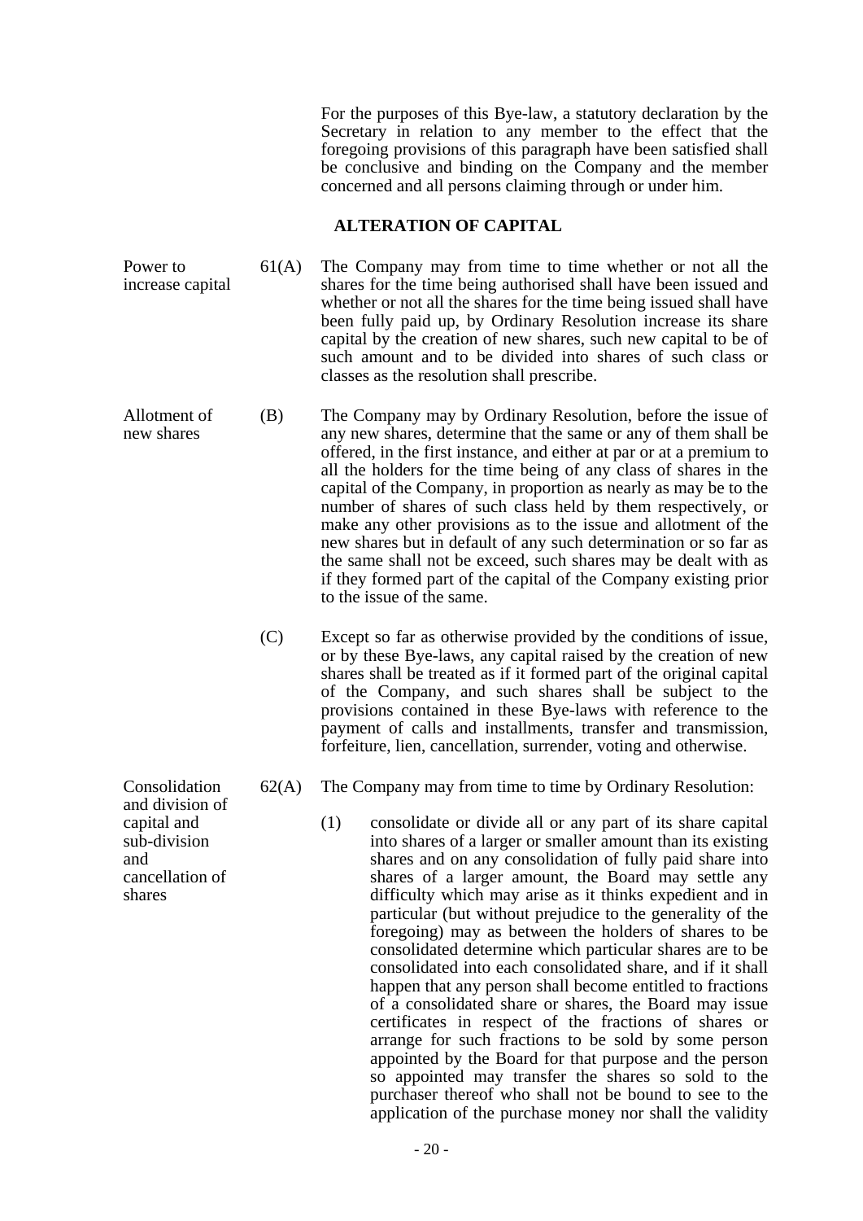For the purposes of this Bye-law, a statutory declaration by the Secretary in relation to any member to the effect that the foregoing provisions of this paragraph have been satisfied shall be conclusive and binding on the Company and the member concerned and all persons claiming through or under him.

## ALTERATION OF CAPITAL

Power to increase capital

61(A) The Company may from time to time whether or not all the shares for the time being authorised shall have been issued and whether or not all the shares for the time being issued shall have been fully paid up, by Ordinary Resolution increase its share capital by the creation of new shares, such new capital to be of such amount and to be divided into shares of such class or classes as the resolution shall prescribe.

Allotment of new shares

(B) The Company may by Ordinary Resolution, before the issue of any new shares, determine that the same or any of them shall be offered, in the first instance, and either at par or at a premium to all the holders for the time being of any class of shares in the capital of the Company, in proportion as nearly as may be to the number of shares of such class held by them respectively, or make any other provisions as to the issue and allotment of the new shares but in default of any such determination or so far as the same shall not be exceed, such shares may be dealt with as if they formed part of the capital of the Company existing prior to the issue of the same.

(C) Except so far as otherwise provided by the conditions of issue, or by these Bye-laws, any capital raised by the creation of new shares shall be treated as if it formed part of the original capital of the Company, and such shares shall be subject to the provisions contained in these Bye-laws with reference to the payment of calls and installments, transfer and transmission, forfeiture, lien, cancellation, surrender, voting and otherwise.

Consolidation and division of capital and sub-division and cancellation of shares

62(A) The Company may from time to time by Ordinary Resolution:

(1) consolidate or divide all or any part of its share capital into shares of a larger or smaller amount than its existing shares and on any consolidation of fully paid share into shares of a larger amount, the Board may settle any difficulty which may arise as it thinks expedient and in particular (but without prejudice to the generality of the foregoing) may as between the holders of shares to be consolidated determine which particular shares are to be consolidated into each consolidated share, and if it shall happen that any person shall become entitled to fractions of a consolidated share or shares, the Board may issue certificates in respect of the fractions of shares or arrange for such fractions to be sold by some person appointed by the Board for that purpose and the person so appointed may transfer the shares so sold to the purchaser thereof who shall not be bound to see to the application of the purchase money nor shall the validity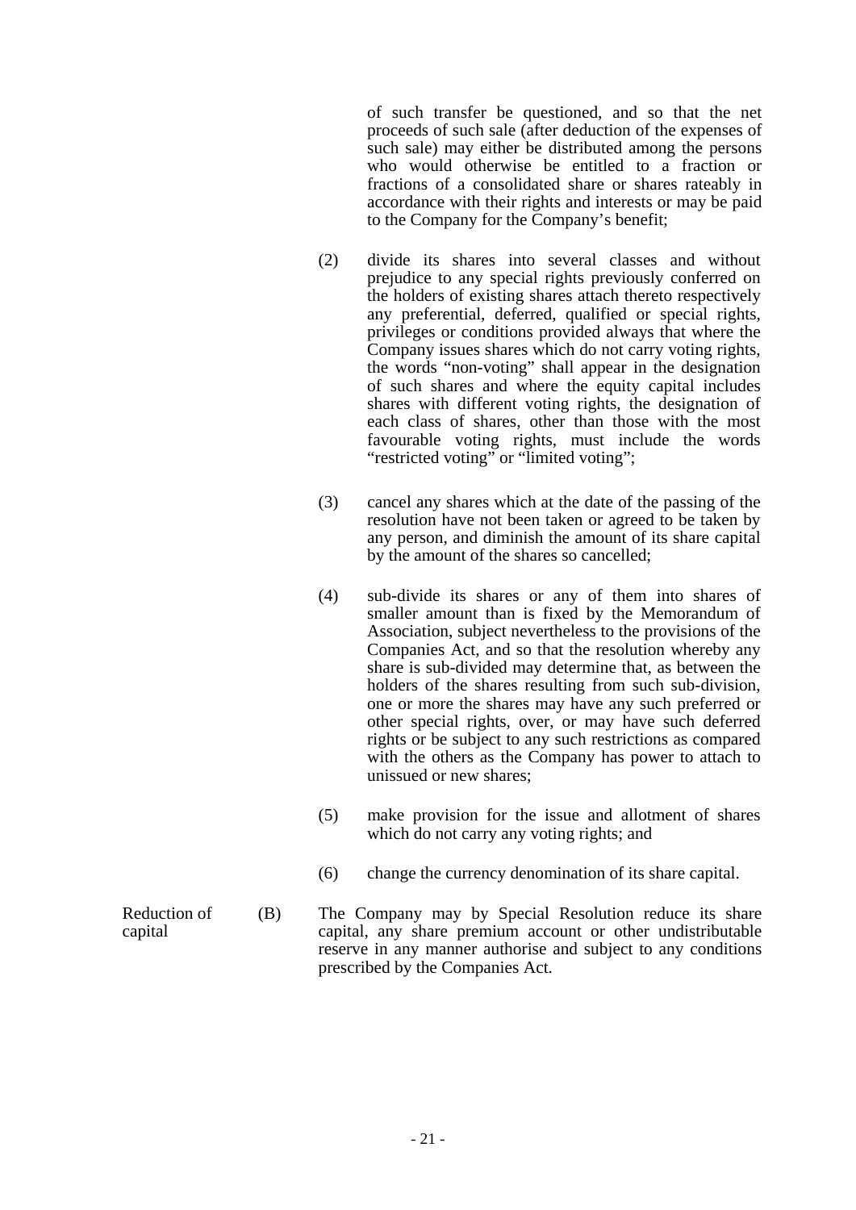of such transfer be questioned, and so that the net proceeds of such sale (after deduction of the expenses of such sale) may either be distributed among the persons who would otherwise be entitled to a fraction or fractions of a consolidated share or shares rateably in accordance with their rights and interests or may be paid to the Company for the Company's benefit;

(2) divide its shares into several classes and without prejudice to any special rights previously conferred on the holders of existing shares attach thereto respectively any preferential, deferred, qualified or special rights, privileges or conditions provided always that where the Company issues shares which do not carry voting rights, the words "non-voting" shall appear in the designation of such shares and where the equity capital includes shares with different voting rights, the designation of each class of shares, other than those with the most favourable voting rights, must include the words "restricted voting" or "limited voting";

(3) cancel any shares which at the date of the passing of the resolution have not been taken or agreed to be taken by any person, and diminish the amount of its share capital by the amount of the shares so cancelled;

(4) sub-divide its shares or any of them into shares of smaller amount than is fixed by the Memorandum of Association, subject nevertheless to the provisions of the Companies Act, and so that the resolution whereby any share is sub-divided may determine that, as between the holders of the shares resulting from such sub-division, one or more the shares may have any such preferred or other special rights, over, or may have such deferred rights or be subject to any such restrictions as compared with the others as the Company has power to attach to unissued or new shares;

(5) make provision for the issue and allotment of shares which do not carry any voting rights; and

(6) change the currency denomination of its share capital.

Reduction of capital

(B) The Company may by Special Resolution reduce its share capital, any share premium account or other undistributable reserve in any manner authorise and subject to any conditions prescribed by the Companies Act.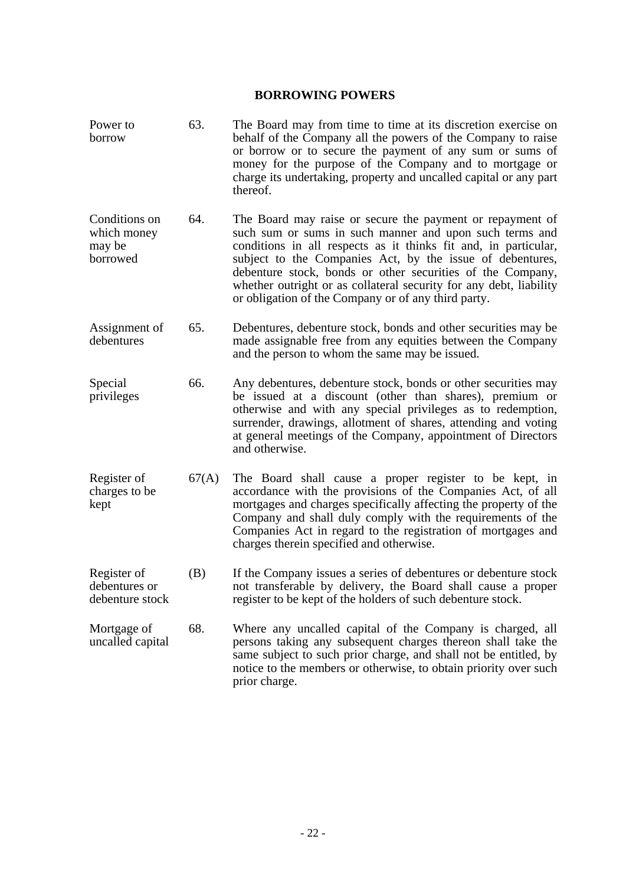## BORROWING POWERS

| | | |
|---|---|---|
| Power to borrow | 63. | The Board may from time to time at its discretion exercise on behalf of the Company all the powers of the Company to raise or borrow or to secure the payment of any sum or sums of money for the purpose of the Company and to mortgage or charge its undertaking, property and uncalled capital or any part thereof. |
| Conditions on which money may be borrowed | 64. | The Board may raise or secure the payment or repayment of such sum or sums in such manner and upon such terms and conditions in all respects as it thinks fit and, in particular, subject to the Companies Act, by the issue of debentures, debenture stock, bonds or other securities of the Company, whether outright or as collateral security for any debt, liability or obligation of the Company or of any third party. |
| Assignment of debentures | 65. | Debentures, debenture stock, bonds and other securities may be made assignable free from any equities between the Company and the person to whom the same may be issued. |
| Special privileges | 66. | Any debentures, debenture stock, bonds or other securities may be issued at a discount (other than shares), premium or otherwise and with any special privileges as to redemption, surrender, drawings, allotment of shares, attending and voting at general meetings of the Company, appointment of Directors and otherwise. |
| Register of charges to be kept | 67(A) | The Board shall cause a proper register to be kept, in accordance with the provisions of the Companies Act, of all mortgages and charges specifically affecting the property of the Company and shall duly comply with the requirements of the Companies Act in regard to the registration of mortgages and charges therein specified and otherwise. |
| Register of debentures or debenture stock | (B) | If the Company issues a series of debentures or debenture stock not transferable by delivery, the Board shall cause a proper register to be kept of the holders of such debenture stock. |
| Mortgage of uncalled capital | 68. | Where any uncalled capital of the Company is charged, all persons taking any subsequent charges thereon shall take the same subject to such prior charge, and shall not be entitled, by notice to the members or otherwise, to obtain priority over such prior charge. |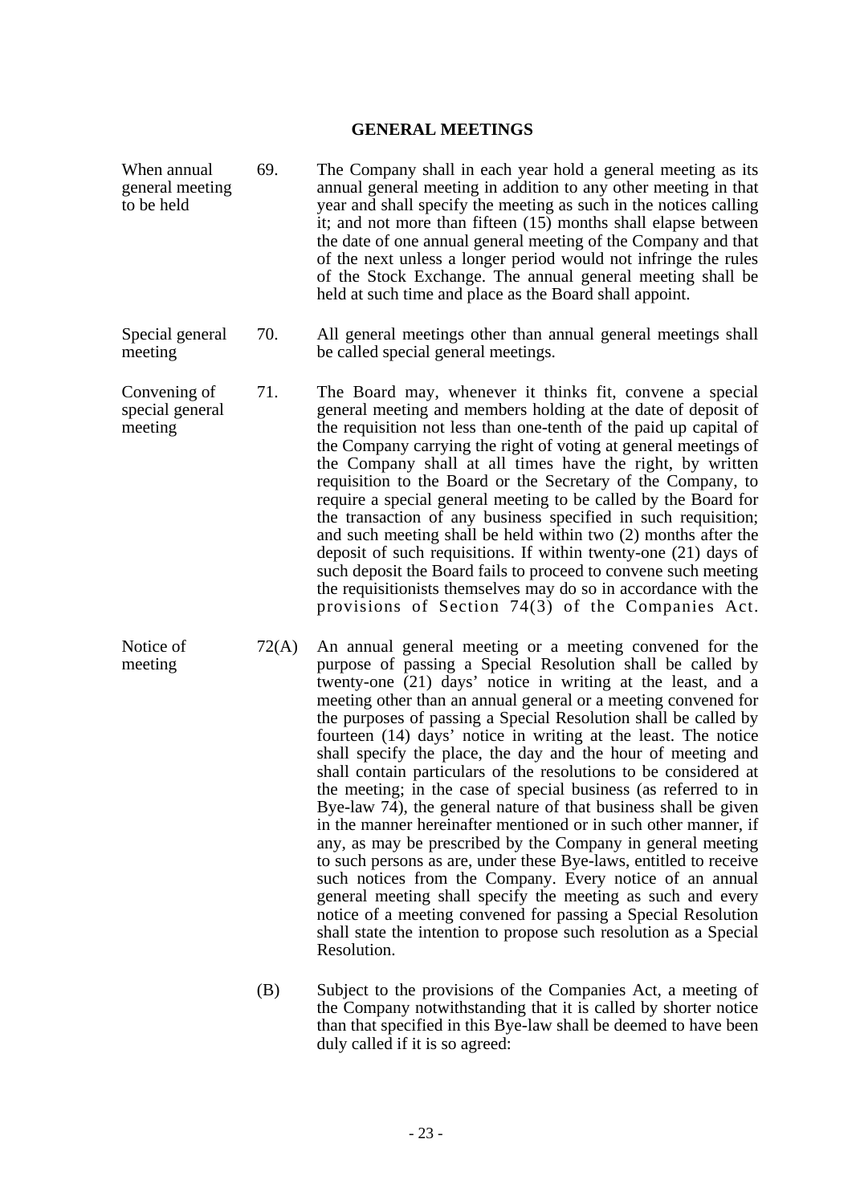## GENERAL MEETINGS

When annual general meeting to be held

69. The Company shall in each year hold a general meeting as its annual general meeting in addition to any other meeting in that year and shall specify the meeting as such in the notices calling it; and not more than fifteen (15) months shall elapse between the date of one annual general meeting of the Company and that of the next unless a longer period would not infringe the rules of the Stock Exchange. The annual general meeting shall be held at such time and place as the Board shall appoint.

Special general meeting

70. All general meetings other than annual general meetings shall be called special general meetings.

Convening of special general meeting

71. The Board may, whenever it thinks fit, convene a special general meeting and members holding at the date of deposit of the requisition not less than one-tenth of the paid up capital of the Company carrying the right of voting at general meetings of the Company shall at all times have the right, by written requisition to the Board or the Secretary of the Company, to require a special general meeting to be called by the Board for the transaction of any business specified in such requisition; and such meeting shall be held within two (2) months after the deposit of such requisitions. If within twenty-one (21) days of such deposit the Board fails to proceed to convene such meeting the requisitionists themselves may do so in accordance with the provisions of Section 74(3) of the Companies Act.

Notice of meeting

72(A) An annual general meeting or a meeting convened for the purpose of passing a Special Resolution shall be called by twenty-one (21) days' notice in writing at the least, and a meeting other than an annual general or a meeting convened for the purposes of passing a Special Resolution shall be called by fourteen (14) days' notice in writing at the least. The notice shall specify the place, the day and the hour of meeting and shall contain particulars of the resolutions to be considered at the meeting; in the case of special business (as referred to in Bye-law 74), the general nature of that business shall be given in the manner hereinafter mentioned or in such other manner, if any, as may be prescribed by the Company in general meeting to such persons as are, under these Bye-laws, entitled to receive such notices from the Company. Every notice of an annual general meeting shall specify the meeting as such and every notice of a meeting convened for passing a Special Resolution shall state the intention to propose such resolution as a Special Resolution.

(B) Subject to the provisions of the Companies Act, a meeting of the Company notwithstanding that it is called by shorter notice than that specified in this Bye-law shall be deemed to have been duly called if it is so agreed: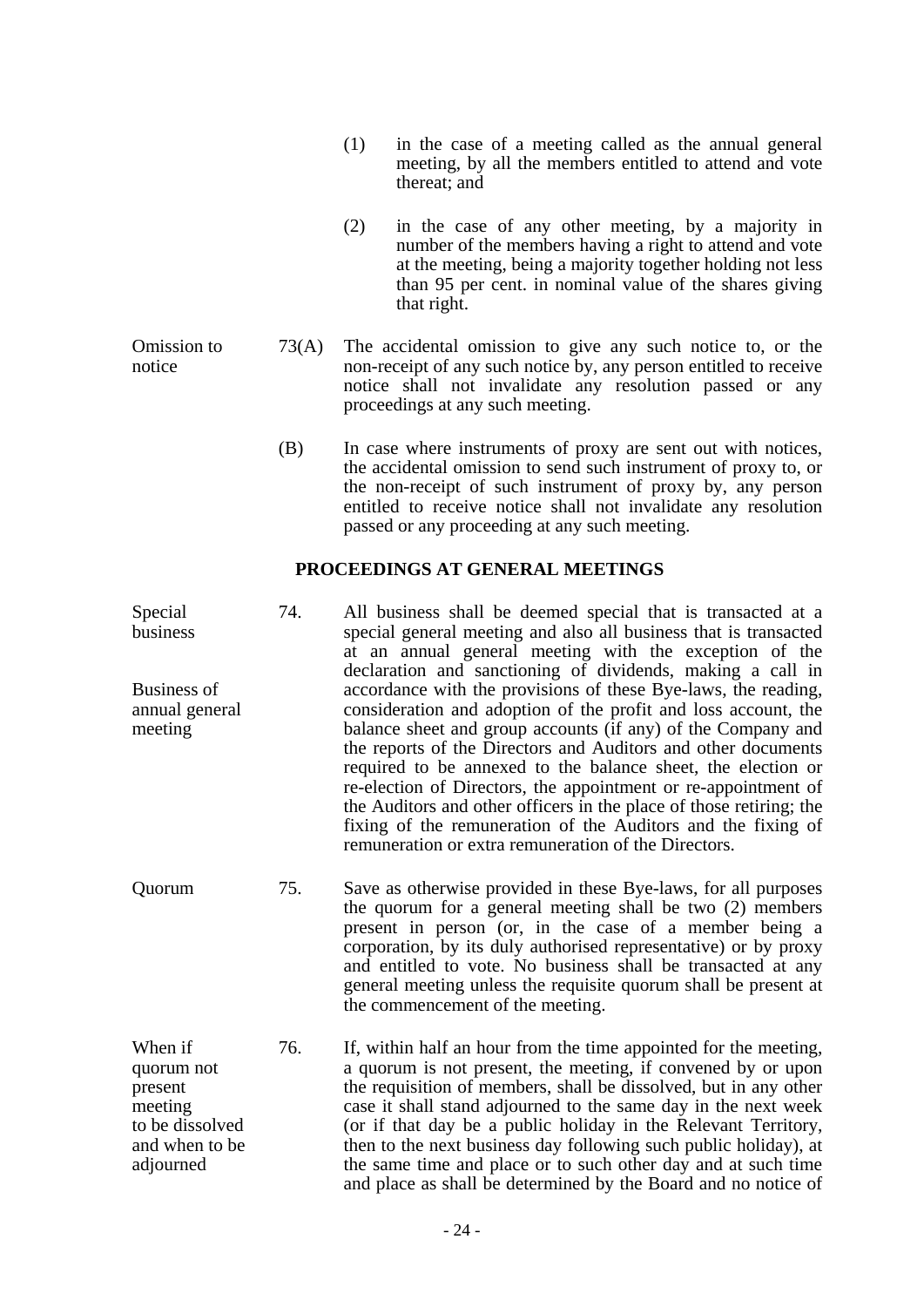(1) in the case of a meeting called as the annual general meeting, by all the members entitled to attend and vote thereat; and

(2) in the case of any other meeting, by a majority in number of the members having a right to attend and vote at the meeting, being a majority together holding not less than 95 per cent. in nominal value of the shares giving that right.

Omission to notice

73(A) The accidental omission to give any such notice to, or the non-receipt of any such notice by, any person entitled to receive notice shall not invalidate any resolution passed or any proceedings at any such meeting.

(B) In case where instruments of proxy are sent out with notices, the accidental omission to send such instrument of proxy to, or the non-receipt of such instrument of proxy by, any person entitled to receive notice shall not invalidate any resolution passed or any proceeding at any such meeting.

## PROCEEDINGS AT GENERAL MEETINGS

Special business

Business of annual general meeting

74. All business shall be deemed special that is transacted at a special general meeting and also all business that is transacted at an annual general meeting with the exception of the declaration and sanctioning of dividends, making a call in accordance with the provisions of these Bye-laws, the reading, consideration and adoption of the profit and loss account, the balance sheet and group accounts (if any) of the Company and the reports of the Directors and Auditors and other documents required to be annexed to the balance sheet, the election or re-election of Directors, the appointment or re-appointment of the Auditors and other officers in the place of those retiring; the fixing of the remuneration of the Auditors and the fixing of remuneration or extra remuneration of the Directors.

Quorum

75. Save as otherwise provided in these Bye-laws, for all purposes the quorum for a general meeting shall be two (2) members present in person (or, in the case of a member being a corporation, by its duly authorised representative) or by proxy and entitled to vote. No business shall be transacted at any general meeting unless the requisite quorum shall be present at the commencement of the meeting.

When if quorum not present meeting to be dissolved and when to be adjourned

76. If, within half an hour from the time appointed for the meeting, a quorum is not present, the meeting, if convened by or upon the requisition of members, shall be dissolved, but in any other case it shall stand adjourned to the same day in the next week (or if that day be a public holiday in the Relevant Territory, then to the next business day following such public holiday), at the same time and place or to such other day and at such time and place as shall be determined by the Board and no notice of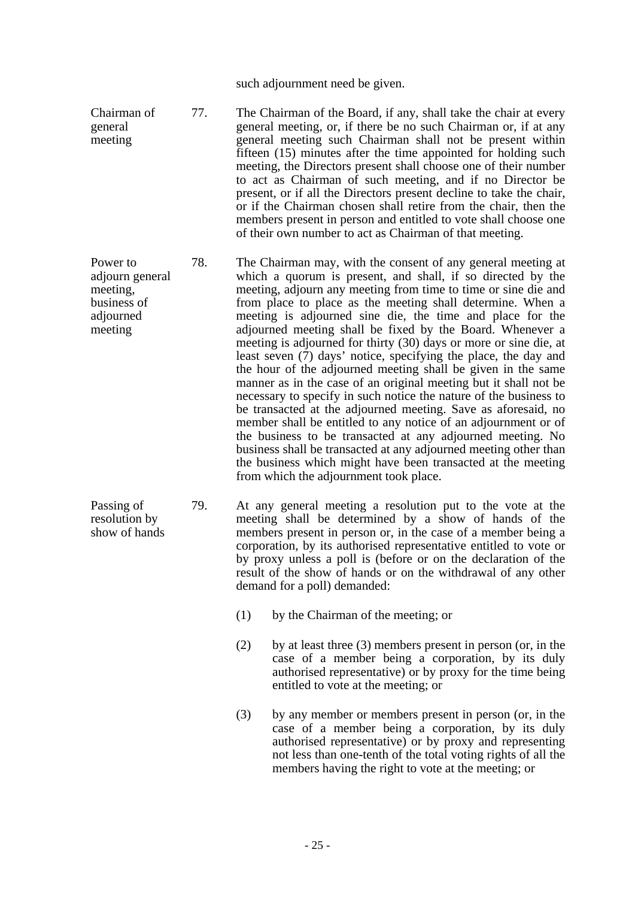such adjournment need be given.

**Chairman of general meeting**

77. The Chairman of the Board, if any, shall take the chair at every general meeting, or, if there be no such Chairman or, if at any general meeting such Chairman shall not be present within fifteen (15) minutes after the time appointed for holding such meeting, the Directors present shall choose one of their number to act as Chairman of such meeting, and if no Director be present, or if all the Directors present decline to take the chair, or if the Chairman chosen shall retire from the chair, then the members present in person and entitled to vote shall choose one of their own number to act as Chairman of that meeting.

**Power to adjourn general meeting, business of adjourned meeting**

78. The Chairman may, with the consent of any general meeting at which a quorum is present, and shall, if so directed by the meeting, adjourn any meeting from time to time or sine die and from place to place as the meeting shall determine. When a meeting is adjourned sine die, the time and place for the adjourned meeting shall be fixed by the Board. Whenever a meeting is adjourned for thirty (30) days or more or sine die, at least seven (7) days' notice, specifying the place, the day and the hour of the adjourned meeting shall be given in the same manner as in the case of an original meeting but it shall not be necessary to specify in such notice the nature of the business to be transacted at the adjourned meeting. Save as aforesaid, no member shall be entitled to any notice of an adjournment or of the business to be transacted at any adjourned meeting. No business shall be transacted at any adjourned meeting other than the business which might have been transacted at the meeting from which the adjournment took place.

**Passing of resolution by show of hands**

79. At any general meeting a resolution put to the vote at the meeting shall be determined by a show of hands of the members present in person or, in the case of a member being a corporation, by its authorised representative entitled to vote or by proxy unless a poll is (before or on the declaration of the result of the show of hands or on the withdrawal of any other demand for a poll) demanded:

(1) by the Chairman of the meeting; or

(2) by at least three (3) members present in person (or, in the case of a member being a corporation, by its duly authorised representative) or by proxy for the time being entitled to vote at the meeting; or

(3) by any member or members present in person (or, in the case of a member being a corporation, by its duly authorised representative) or by proxy and representing not less than one-tenth of the total voting rights of all the members having the right to vote at the meeting; or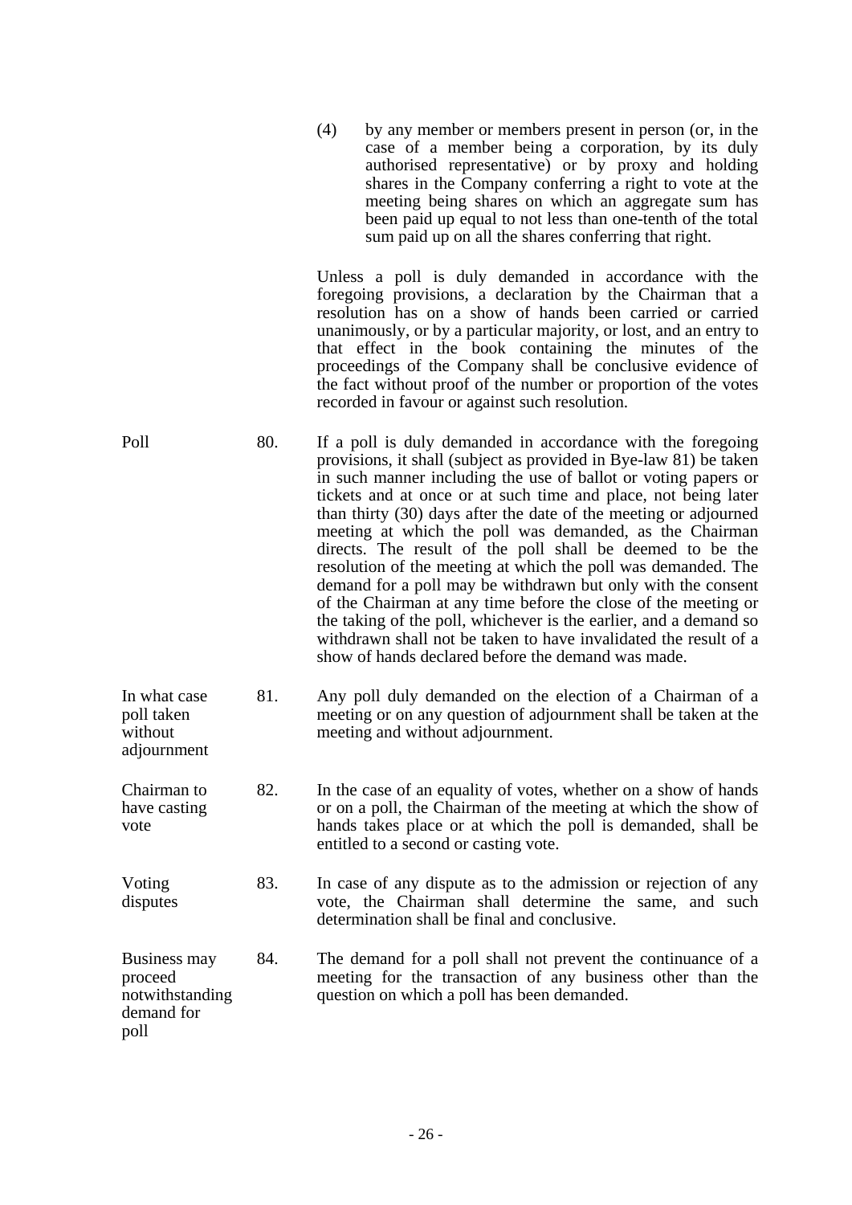(4) by any member or members present in person (or, in the case of a member being a corporation, by its duly authorised representative) or by proxy and holding shares in the Company conferring a right to vote at the meeting being shares on which an aggregate sum has been paid up equal to not less than one-tenth of the total sum paid up on all the shares conferring that right.

Unless a poll is duly demanded in accordance with the foregoing provisions, a declaration by the Chairman that a resolution has on a show of hands been carried or carried unanimously, or by a particular majority, or lost, and an entry to that effect in the book containing the minutes of the proceedings of the Company shall be conclusive evidence of the fact without proof of the number or proportion of the votes recorded in favour or against such resolution.

**Poll**

80. If a poll is duly demanded in accordance with the foregoing provisions, it shall (subject as provided in Bye-law 81) be taken in such manner including the use of ballot or voting papers or tickets and at once or at such time and place, not being later than thirty (30) days after the date of the meeting or adjourned meeting at which the poll was demanded, as the Chairman directs. The result of the poll shall be deemed to be the resolution of the meeting at which the poll was demanded. The demand for a poll may be withdrawn but only with the consent of the Chairman at any time before the close of the meeting or the taking of the poll, whichever is the earlier, and a demand so withdrawn shall not be taken to have invalidated the result of a show of hands declared before the demand was made.

**In what case poll taken without adjournment**

81. Any poll duly demanded on the election of a Chairman of a meeting or on any question of adjournment shall be taken at the meeting and without adjournment.

**Chairman to have casting vote**

82. In the case of an equality of votes, whether on a show of hands or on a poll, the Chairman of the meeting at which the show of hands takes place or at which the poll is demanded, shall be entitled to a second or casting vote.

**Voting disputes**

83. In case of any dispute as to the admission or rejection of any vote, the Chairman shall determine the same, and such determination shall be final and conclusive.

**Business may proceed notwithstanding demand for poll**

84. The demand for a poll shall not prevent the continuance of a meeting for the transaction of any business other than the question on which a poll has been demanded.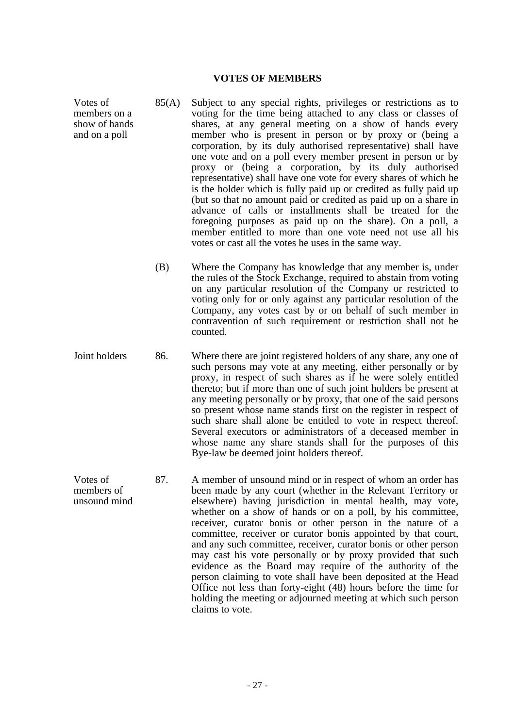## VOTES OF MEMBERS

Votes of members on a show of hands and on a poll

85(A) Subject to any special rights, privileges or restrictions as to voting for the time being attached to any class or classes of shares, at any general meeting on a show of hands every member who is present in person or by proxy or (being a corporation, by its duly authorised representative) shall have one vote and on a poll every member present in person or by proxy or (being a corporation, by its duly authorised representative) shall have one vote for every shares of which he is the holder which is fully paid up or credited as fully paid up (but so that no amount paid or credited as paid up on a share in advance of calls or installments shall be treated for the foregoing purposes as paid up on the share). On a poll, a member entitled to more than one vote need not use all his votes or cast all the votes he uses in the same way.

(B) Where the Company has knowledge that any member is, under the rules of the Stock Exchange, required to abstain from voting on any particular resolution of the Company or restricted to voting only for or only against any particular resolution of the Company, any votes cast by or on behalf of such member in contravention of such requirement or restriction shall not be counted.

Joint holders

86. Where there are joint registered holders of any share, any one of such persons may vote at any meeting, either personally or by proxy, in respect of such shares as if he were solely entitled thereto; but if more than one of such joint holders be present at any meeting personally or by proxy, that one of the said persons so present whose name stands first on the register in respect of such share shall alone be entitled to vote in respect thereof. Several executors or administrators of a deceased member in whose name any share stands shall for the purposes of this Bye-law be deemed joint holders thereof.

Votes of members of unsound mind

87. A member of unsound mind or in respect of whom an order has been made by any court (whether in the Relevant Territory or elsewhere) having jurisdiction in mental health, may vote, whether on a show of hands or on a poll, by his committee, receiver, curator bonis or other person in the nature of a committee, receiver or curator bonis appointed by that court, and any such committee, receiver, curator bonis or other person may cast his vote personally or by proxy provided that such evidence as the Board may require of the authority of the person claiming to vote shall have been deposited at the Head Office not less than forty-eight (48) hours before the time for holding the meeting or adjourned meeting at which such person claims to vote.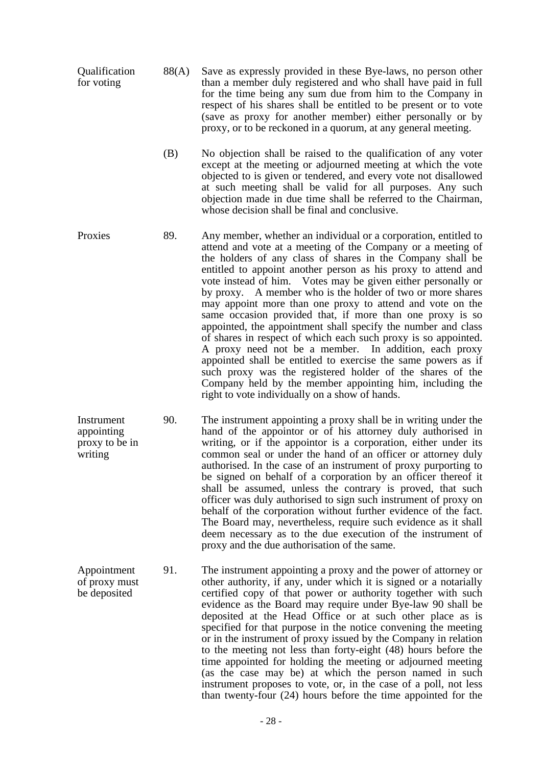**Qualification for voting**

88(A) Save as expressly provided in these Bye-laws, no person other than a member duly registered and who shall have paid in full for the time being any sum due from him to the Company in respect of his shares shall be entitled to be present or to vote (save as proxy for another member) either personally or by proxy, or to be reckoned in a quorum, at any general meeting.

(B) No objection shall be raised to the qualification of any voter except at the meeting or adjourned meeting at which the vote objected to is given or tendered, and every vote not disallowed at such meeting shall be valid for all purposes. Any such objection made in due time shall be referred to the Chairman, whose decision shall be final and conclusive.

**Proxies**

89. Any member, whether an individual or a corporation, entitled to attend and vote at a meeting of the Company or a meeting of the holders of any class of shares in the Company shall be entitled to appoint another person as his proxy to attend and vote instead of him. Votes may be given either personally or by proxy. A member who is the holder of two or more shares may appoint more than one proxy to attend and vote on the same occasion provided that, if more than one proxy is so appointed, the appointment shall specify the number and class of shares in respect of which each such proxy is so appointed. A proxy need not be a member. In addition, each proxy appointed shall be entitled to exercise the same powers as if such proxy was the registered holder of the shares of the Company held by the member appointing him, including the right to vote individually on a show of hands.

**Instrument appointing proxy to be in writing**

90. The instrument appointing a proxy shall be in writing under the hand of the appointor or of his attorney duly authorised in writing, or if the appointor is a corporation, either under its common seal or under the hand of an officer or attorney duly authorised. In the case of an instrument of proxy purporting to be signed on behalf of a corporation by an officer thereof it shall be assumed, unless the contrary is proved, that such officer was duly authorised to sign such instrument of proxy on behalf of the corporation without further evidence of the fact. The Board may, nevertheless, require such evidence as it shall deem necessary as to the due execution of the instrument of proxy and the due authorisation of the same.

**Appointment of proxy must be deposited**

91. The instrument appointing a proxy and the power of attorney or other authority, if any, under which it is signed or a notarially certified copy of that power or authority together with such evidence as the Board may require under Bye-law 90 shall be deposited at the Head Office or at such other place as is specified for that purpose in the notice convening the meeting or in the instrument of proxy issued by the Company in relation to the meeting not less than forty-eight (48) hours before the time appointed for holding the meeting or adjourned meeting (as the case may be) at which the person named in such instrument proposes to vote, or, in the case of a poll, not less than twenty-four (24) hours before the time appointed for the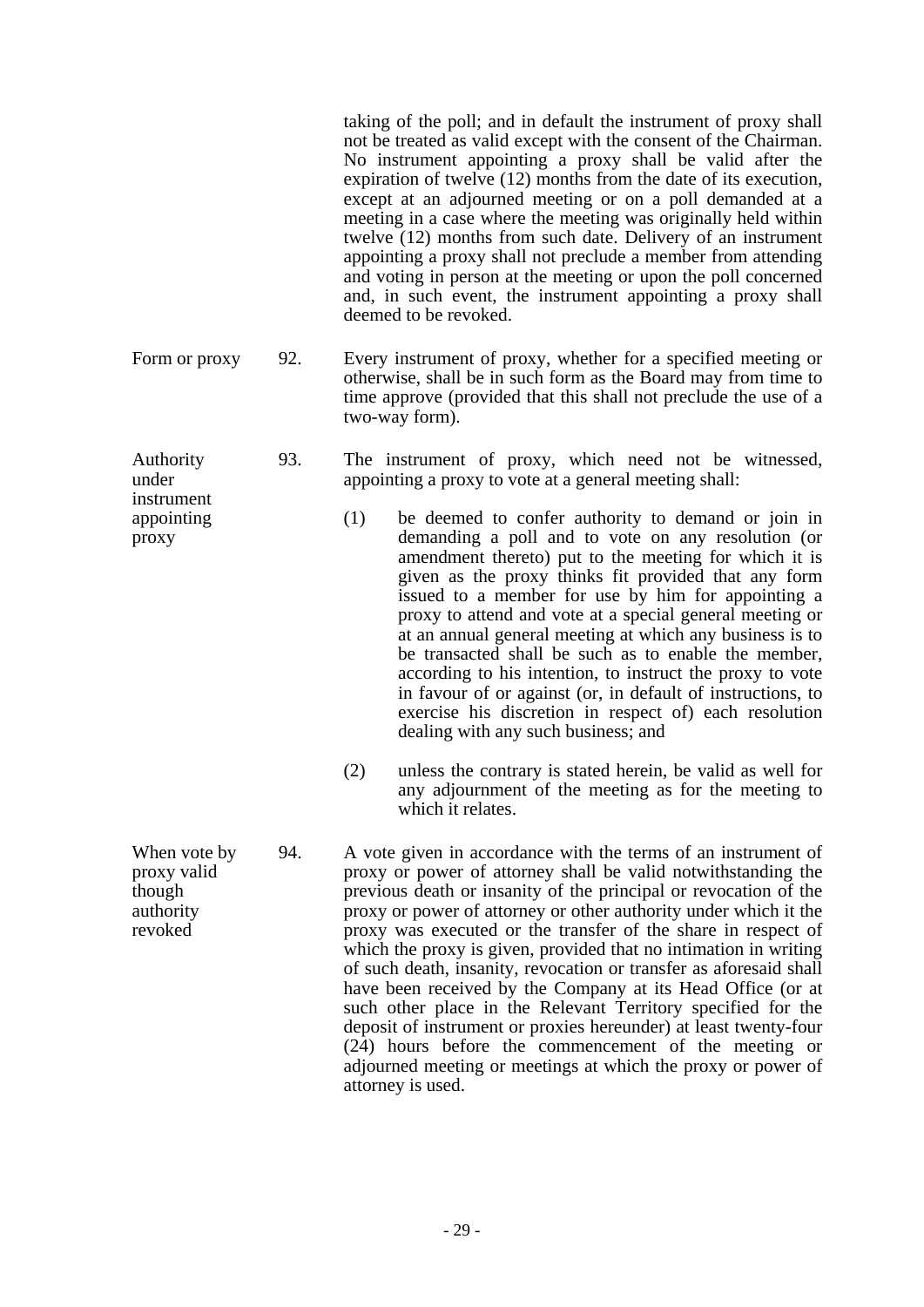taking of the poll; and in default the instrument of proxy shall not be treated as valid except with the consent of the Chairman. No instrument appointing a proxy shall be valid after the expiration of twelve (12) months from the date of its execution, except at an adjourned meeting or on a poll demanded at a meeting in a case where the meeting was originally held within twelve (12) months from such date. Delivery of an instrument appointing a proxy shall not preclude a member from attending and voting in person at the meeting or upon the poll concerned and, in such event, the instrument appointing a proxy shall deemed to be revoked.

*Form or proxy*

92. Every instrument of proxy, whether for a specified meeting or otherwise, shall be in such form as the Board may from time to time approve (provided that this shall not preclude the use of a two-way form).

*Authority under instrument appointing proxy*

93. The instrument of proxy, which need not be witnessed, appointing a proxy to vote at a general meeting shall:

(1) be deemed to confer authority to demand or join in demanding a poll and to vote on any resolution (or amendment thereto) put to the meeting for which it is given as the proxy thinks fit provided that any form issued to a member for use by him for appointing a proxy to attend and vote at a special general meeting or at an annual general meeting at which any business is to be transacted shall be such as to enable the member, according to his intention, to instruct the proxy to vote in favour of or against (or, in default of instructions, to exercise his discretion in respect of) each resolution dealing with any such business; and

(2) unless the contrary is stated herein, be valid as well for any adjournment of the meeting as for the meeting to which it relates.

*When vote by proxy valid though authority revoked*

94. A vote given in accordance with the terms of an instrument of proxy or power of attorney shall be valid notwithstanding the previous death or insanity of the principal or revocation of the proxy or power of attorney or other authority under which it the proxy was executed or the transfer of the share in respect of which the proxy is given, provided that no intimation in writing of such death, insanity, revocation or transfer as aforesaid shall have been received by the Company at its Head Office (or at such other place in the Relevant Territory specified for the deposit of instrument or proxies hereunder) at least twenty-four (24) hours before the commencement of the meeting or adjourned meeting or meetings at which the proxy or power of attorney is used.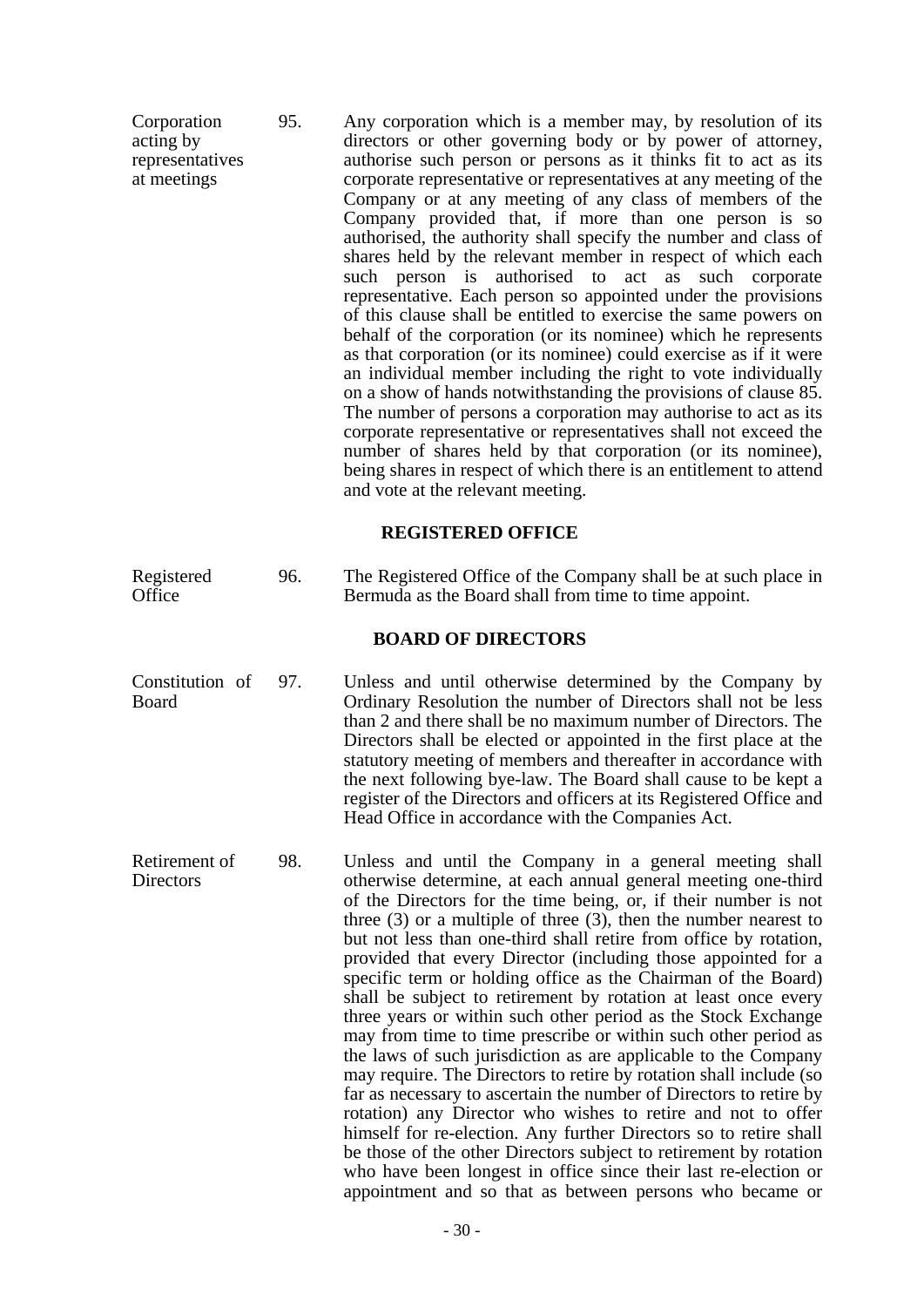Corporation acting by representatives at meetings

95. Any corporation which is a member may, by resolution of its directors or other governing body or by power of attorney, authorise such person or persons as it thinks fit to act as its corporate representative or representatives at any meeting of the Company or at any meeting of any class of members of the Company provided that, if more than one person is so authorised, the authority shall specify the number and class of shares held by the relevant member in respect of which each such person is authorised to act as such corporate representative. Each person so appointed under the provisions of this clause shall be entitled to exercise the same powers on behalf of the corporation (or its nominee) which he represents as that corporation (or its nominee) could exercise as if it were an individual member including the right to vote individually on a show of hands notwithstanding the provisions of clause 85. The number of persons a corporation may authorise to act as its corporate representative or representatives shall not exceed the number of shares held by that corporation (or its nominee), being shares in respect of which there is an entitlement to attend and vote at the relevant meeting.

## REGISTERED OFFICE

Registered Office

96. The Registered Office of the Company shall be at such place in Bermuda as the Board shall from time to time appoint.

## BOARD OF DIRECTORS

Constitution of Board

97. Unless and until otherwise determined by the Company by Ordinary Resolution the number of Directors shall not be less than 2 and there shall be no maximum number of Directors. The Directors shall be elected or appointed in the first place at the statutory meeting of members and thereafter in accordance with the next following bye-law. The Board shall cause to be kept a register of the Directors and officers at its Registered Office and Head Office in accordance with the Companies Act.

Retirement of Directors

98. Unless and until the Company in a general meeting shall otherwise determine, at each annual general meeting one-third of the Directors for the time being, or, if their number is not three (3) or a multiple of three (3), then the number nearest to but not less than one-third shall retire from office by rotation, provided that every Director (including those appointed for a specific term or holding office as the Chairman of the Board) shall be subject to retirement by rotation at least once every three years or within such other period as the Stock Exchange may from time to time prescribe or within such other period as the laws of such jurisdiction as are applicable to the Company may require. The Directors to retire by rotation shall include (so far as necessary to ascertain the number of Directors to retire by rotation) any Director who wishes to retire and not to offer himself for re-election. Any further Directors so to retire shall be those of the other Directors subject to retirement by rotation who have been longest in office since their last re-election or appointment and so that as between persons who became or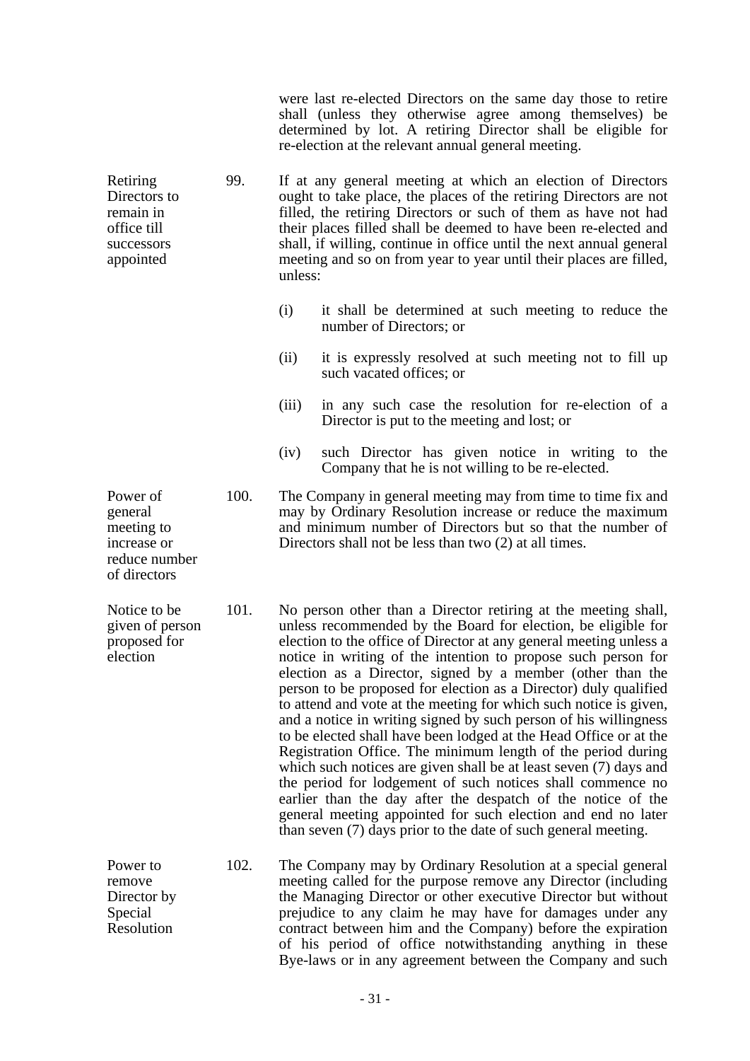were last re-elected Directors on the same day those to retire shall (unless they otherwise agree among themselves) be determined by lot. A retiring Director shall be eligible for re-election at the relevant annual general meeting.

*Retiring Directors to remain in office till successors appointed*

99. If at any general meeting at which an election of Directors ought to take place, the places of the retiring Directors are not filled, the retiring Directors or such of them as have not had their places filled shall be deemed to have been re-elected and shall, if willing, continue in office until the next annual general meeting and so on from year to year until their places are filled, unless:

   (i) it shall be determined at such meeting to reduce the number of Directors; or

   (ii) it is expressly resolved at such meeting not to fill up such vacated offices; or

   (iii) in any such case the resolution for re-election of a Director is put to the meeting and lost; or

   (iv) such Director has given notice in writing to the Company that he is not willing to be re-elected.

*Power of general meeting to increase or reduce number of directors*

100. The Company in general meeting may from time to time fix and may by Ordinary Resolution increase or reduce the maximum and minimum number of Directors but so that the number of Directors shall not be less than two (2) at all times.

*Notice to be given of person proposed for election*

101. No person other than a Director retiring at the meeting shall, unless recommended by the Board for election, be eligible for election to the office of Director at any general meeting unless a notice in writing of the intention to propose such person for election as a Director, signed by a member (other than the person to be proposed for election as a Director) duly qualified to attend and vote at the meeting for which such notice is given, and a notice in writing signed by such person of his willingness to be elected shall have been lodged at the Head Office or at the Registration Office. The minimum length of the period during which such notices are given shall be at least seven (7) days and the period for lodgement of such notices shall commence no earlier than the day after the despatch of the notice of the general meeting appointed for such election and end no later than seven (7) days prior to the date of such general meeting.

*Power to remove Director by Special Resolution*

102. The Company may by Ordinary Resolution at a special general meeting called for the purpose remove any Director (including the Managing Director or other executive Director but without prejudice to any claim he may have for damages under any contract between him and the Company) before the expiration of his period of office notwithstanding anything in these Bye-laws or in any agreement between the Company and such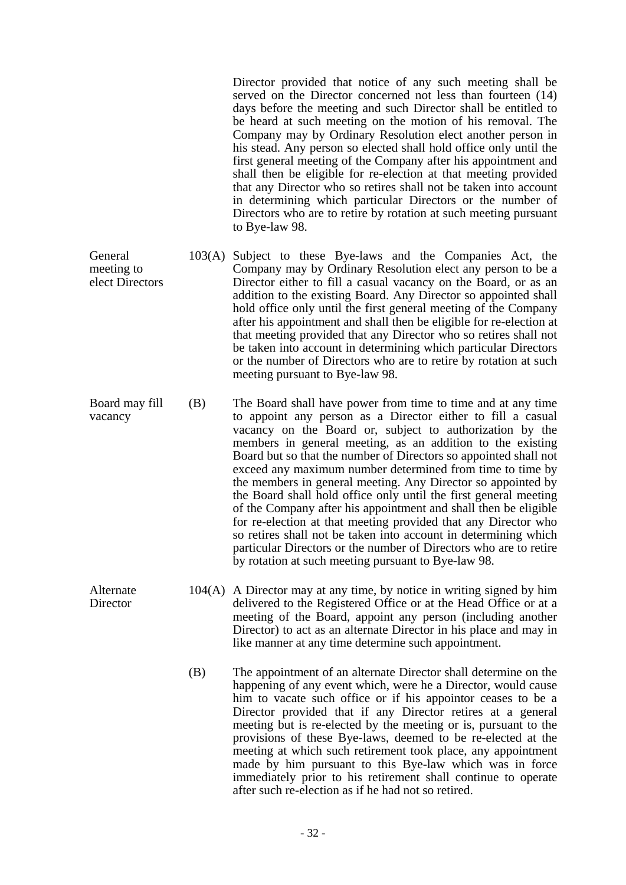Director provided that notice of any such meeting shall be served on the Director concerned not less than fourteen (14) days before the meeting and such Director shall be entitled to be heard at such meeting on the motion of his removal. The Company may by Ordinary Resolution elect another person in his stead. Any person so elected shall hold office only until the first general meeting of the Company after his appointment and shall then be eligible for re-election at that meeting provided that any Director who so retires shall not be taken into account in determining which particular Directors or the number of Directors who are to retire by rotation at such meeting pursuant to Bye-law 98.

*General meeting to elect Directors*

103(A) Subject to these Bye-laws and the Companies Act, the Company may by Ordinary Resolution elect any person to be a Director either to fill a casual vacancy on the Board, or as an addition to the existing Board. Any Director so appointed shall hold office only until the first general meeting of the Company after his appointment and shall then be eligible for re-election at that meeting provided that any Director who so retires shall not be taken into account in determining which particular Directors or the number of Directors who are to retire by rotation at such meeting pursuant to Bye-law 98.

*Board may fill vacancy*

(B) The Board shall have power from time to time and at any time to appoint any person as a Director either to fill a casual vacancy on the Board or, subject to authorization by the members in general meeting, as an addition to the existing Board but so that the number of Directors so appointed shall not exceed any maximum number determined from time to time by the members in general meeting. Any Director so appointed by the Board shall hold office only until the first general meeting of the Company after his appointment and shall then be eligible for re-election at that meeting provided that any Director who so retires shall not be taken into account in determining which particular Directors or the number of Directors who are to retire by rotation at such meeting pursuant to Bye-law 98.

*Alternate Director*

104(A) A Director may at any time, by notice in writing signed by him delivered to the Registered Office or at the Head Office or at a meeting of the Board, appoint any person (including another Director) to act as an alternate Director in his place and may in like manner at any time determine such appointment.

(B) The appointment of an alternate Director shall determine on the happening of any event which, were he a Director, would cause him to vacate such office or if his appointor ceases to be a Director provided that if any Director retires at a general meeting but is re-elected by the meeting or is, pursuant to the provisions of these Bye-laws, deemed to be re-elected at the meeting at which such retirement took place, any appointment made by him pursuant to this Bye-law which was in force immediately prior to his retirement shall continue to operate after such re-election as if he had not so retired.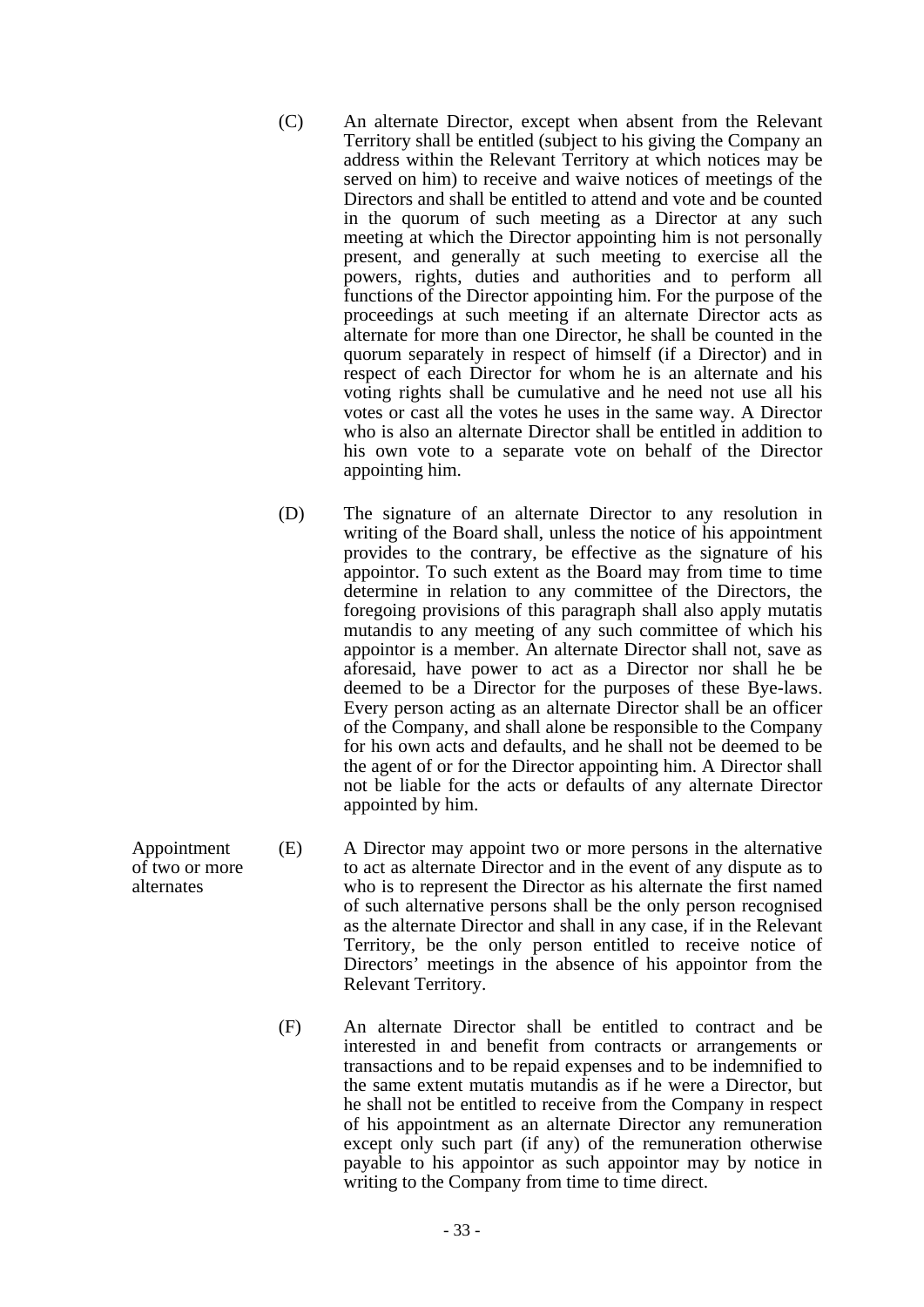(C) An alternate Director, except when absent from the Relevant Territory shall be entitled (subject to his giving the Company an address within the Relevant Territory at which notices may be served on him) to receive and waive notices of meetings of the Directors and shall be entitled to attend and vote and be counted in the quorum of such meeting as a Director at any such meeting at which the Director appointing him is not personally present, and generally at such meeting to exercise all the powers, rights, duties and authorities and to perform all functions of the Director appointing him. For the purpose of the proceedings at such meeting if an alternate Director acts as alternate for more than one Director, he shall be counted in the quorum separately in respect of himself (if a Director) and in respect of each Director for whom he is an alternate and his voting rights shall be cumulative and he need not use all his votes or cast all the votes he uses in the same way. A Director who is also an alternate Director shall be entitled in addition to his own vote to a separate vote on behalf of the Director appointing him.

(D) The signature of an alternate Director to any resolution in writing of the Board shall, unless the notice of his appointment provides to the contrary, be effective as the signature of his appointor. To such extent as the Board may from time to time determine in relation to any committee of the Directors, the foregoing provisions of this paragraph shall also apply mutatis mutandis to any meeting of any such committee of which his appointor is a member. An alternate Director shall not, save as aforesaid, have power to act as a Director nor shall he be deemed to be a Director for the purposes of these Bye-laws. Every person acting as an alternate Director shall be an officer of the Company, and shall alone be responsible to the Company for his own acts and defaults, and he shall not be deemed to be the agent of or for the Director appointing him. A Director shall not be liable for the acts or defaults of any alternate Director appointed by him.

*Appointment of two or more alternates*

(E) A Director may appoint two or more persons in the alternative to act as alternate Director and in the event of any dispute as to who is to represent the Director as his alternate the first named of such alternative persons shall be the only person recognised as the alternate Director and shall in any case, if in the Relevant Territory, be the only person entitled to receive notice of Directors' meetings in the absence of his appointor from the Relevant Territory.

(F) An alternate Director shall be entitled to contract and be interested in and benefit from contracts or arrangements or transactions and to be repaid expenses and to be indemnified to the same extent mutatis mutandis as if he were a Director, but he shall not be entitled to receive from the Company in respect of his appointment as an alternate Director any remuneration except only such part (if any) of the remuneration otherwise payable to his appointor as such appointor may by notice in writing to the Company from time to time direct.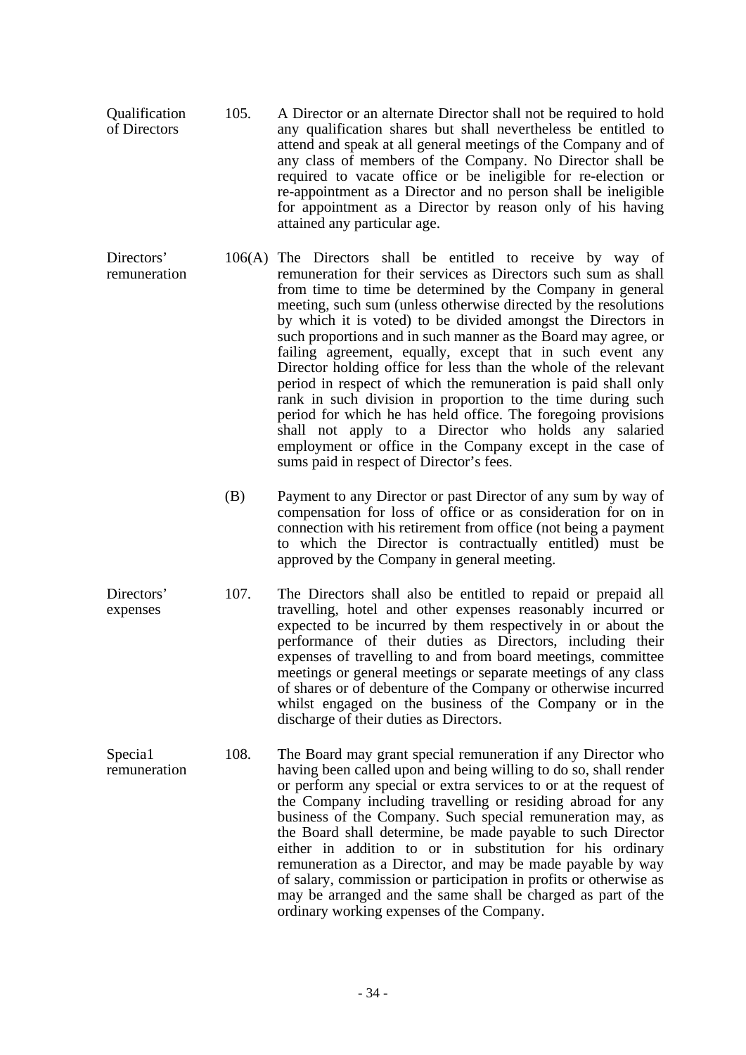**Qualification of Directors**

105. A Director or an alternate Director shall not be required to hold any qualification shares but shall nevertheless be entitled to attend and speak at all general meetings of the Company and of any class of members of the Company. No Director shall be required to vacate office or be ineligible for re-election or re-appointment as a Director and no person shall be ineligible for appointment as a Director by reason only of his having attained any particular age.

**Directors' remuneration**

106(A) The Directors shall be entitled to receive by way of remuneration for their services as Directors such sum as shall from time to time be determined by the Company in general meeting, such sum (unless otherwise directed by the resolutions by which it is voted) to be divided amongst the Directors in such proportions and in such manner as the Board may agree, or failing agreement, equally, except that in such event any Director holding office for less than the whole of the relevant period in respect of which the remuneration is paid shall only rank in such division in proportion to the time during such period for which he has held office. The foregoing provisions shall not apply to a Director who holds any salaried employment or office in the Company except in the case of sums paid in respect of Director's fees.

(B) Payment to any Director or past Director of any sum by way of compensation for loss of office or as consideration for on in connection with his retirement from office (not being a payment to which the Director is contractually entitled) must be approved by the Company in general meeting.

**Directors' expenses**

107. The Directors shall also be entitled to repaid or prepaid all travelling, hotel and other expenses reasonably incurred or expected to be incurred by them respectively in or about the performance of their duties as Directors, including their expenses of travelling to and from board meetings, committee meetings or general meetings or separate meetings of any class of shares or of debenture of the Company or otherwise incurred whilst engaged on the business of the Company or in the discharge of their duties as Directors.

**Specia1 remuneration**

108. The Board may grant special remuneration if any Director who having been called upon and being willing to do so, shall render or perform any special or extra services to or at the request of the Company including travelling or residing abroad for any business of the Company. Such special remuneration may, as the Board shall determine, be made payable to such Director either in addition to or in substitution for his ordinary remuneration as a Director, and may be made payable by way of salary, commission or participation in profits or otherwise as may be arranged and the same shall be charged as part of the ordinary working expenses of the Company.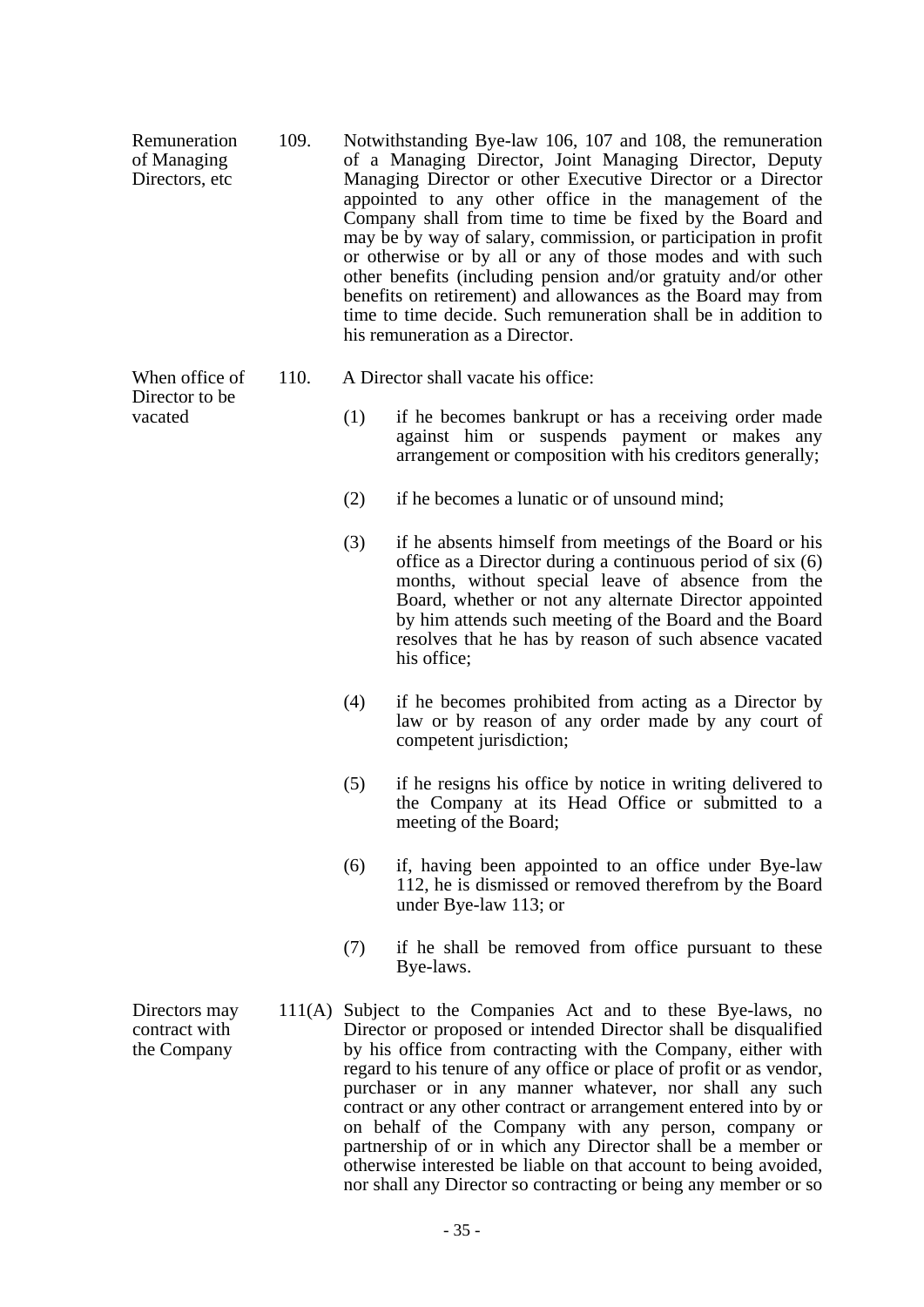**Remuneration of Managing Directors, etc**

109. Notwithstanding Bye-law 106, 107 and 108, the remuneration of a Managing Director, Joint Managing Director, Deputy Managing Director or other Executive Director or a Director appointed to any other office in the management of the Company shall from time to time be fixed by the Board and may be by way of salary, commission, or participation in profit or otherwise or by all or any of those modes and with such other benefits (including pension and/or gratuity and/or other benefits on retirement) and allowances as the Board may from time to time decide. Such remuneration shall be in addition to his remuneration as a Director.

**When office of Director to be vacated**

110. A Director shall vacate his office:

(1) if he becomes bankrupt or has a receiving order made against him or suspends payment or makes any arrangement or composition with his creditors generally;

(2) if he becomes a lunatic or of unsound mind;

(3) if he absents himself from meetings of the Board or his office as a Director during a continuous period of six (6) months, without special leave of absence from the Board, whether or not any alternate Director appointed by him attends such meeting of the Board and the Board resolves that he has by reason of such absence vacated his office;

(4) if he becomes prohibited from acting as a Director by law or by reason of any order made by any court of competent jurisdiction;

(5) if he resigns his office by notice in writing delivered to the Company at its Head Office or submitted to a meeting of the Board;

(6) if, having been appointed to an office under Bye-law 112, he is dismissed or removed therefrom by the Board under Bye-law 113; or

(7) if he shall be removed from office pursuant to these Bye-laws.

**Directors may contract with the Company**

111(A) Subject to the Companies Act and to these Bye-laws, no Director or proposed or intended Director shall be disqualified by his office from contracting with the Company, either with regard to his tenure of any office or place of profit or as vendor, purchaser or in any manner whatever, nor shall any such contract or any other contract or arrangement entered into by or on behalf of the Company with any person, company or partnership of or in which any Director shall be a member or otherwise interested be liable on that account to being avoided, nor shall any Director so contracting or being any member or so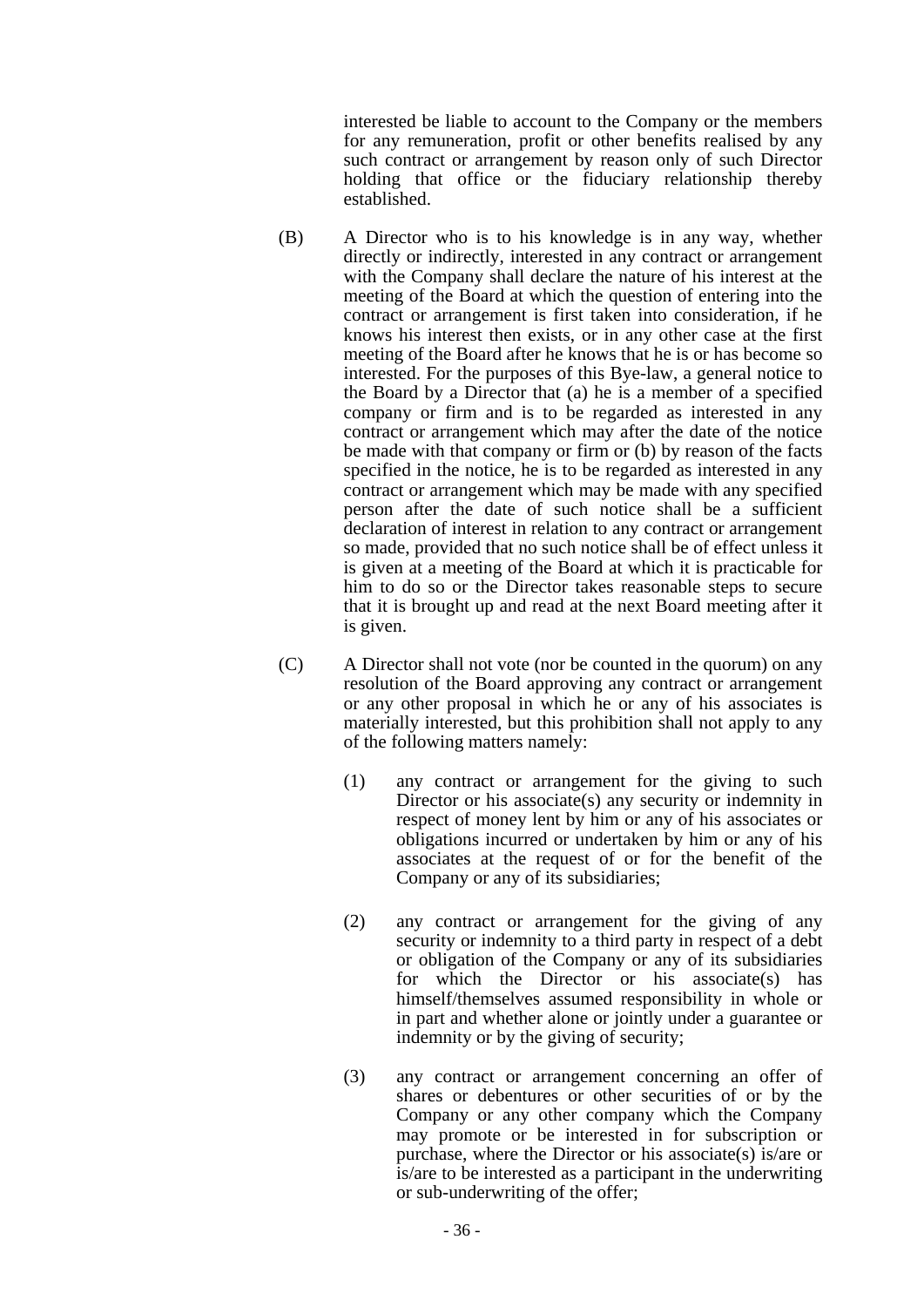interested be liable to account to the Company or the members for any remuneration, profit or other benefits realised by any such contract or arrangement by reason only of such Director holding that office or the fiduciary relationship thereby established.

(B) A Director who is to his knowledge is in any way, whether directly or indirectly, interested in any contract or arrangement with the Company shall declare the nature of his interest at the meeting of the Board at which the question of entering into the contract or arrangement is first taken into consideration, if he knows his interest then exists, or in any other case at the first meeting of the Board after he knows that he is or has become so interested. For the purposes of this Bye-law, a general notice to the Board by a Director that (a) he is a member of a specified company or firm and is to be regarded as interested in any contract or arrangement which may after the date of the notice be made with that company or firm or (b) by reason of the facts specified in the notice, he is to be regarded as interested in any contract or arrangement which may be made with any specified person after the date of such notice shall be a sufficient declaration of interest in relation to any contract or arrangement so made, provided that no such notice shall be of effect unless it is given at a meeting of the Board at which it is practicable for him to do so or the Director takes reasonable steps to secure that it is brought up and read at the next Board meeting after it is given.

(C) A Director shall not vote (nor be counted in the quorum) on any resolution of the Board approving any contract or arrangement or any other proposal in which he or any of his associates is materially interested, but this prohibition shall not apply to any of the following matters namely:

(1) any contract or arrangement for the giving to such Director or his associate(s) any security or indemnity in respect of money lent by him or any of his associates or obligations incurred or undertaken by him or any of his associates at the request of or for the benefit of the Company or any of its subsidiaries;

(2) any contract or arrangement for the giving of any security or indemnity to a third party in respect of a debt or obligation of the Company or any of its subsidiaries for which the Director or his associate(s) has himself/themselves assumed responsibility in whole or in part and whether alone or jointly under a guarantee or indemnity or by the giving of security;

(3) any contract or arrangement concerning an offer of shares or debentures or other securities of or by the Company or any other company which the Company may promote or be interested in for subscription or purchase, where the Director or his associate(s) is/are or is/are to be interested as a participant in the underwriting or sub-underwriting of the offer;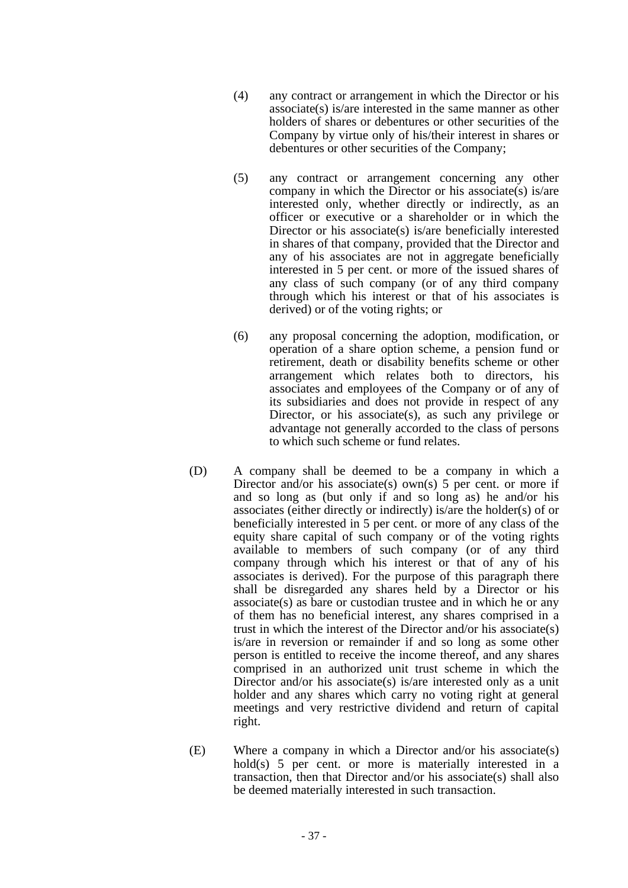(4) any contract or arrangement in which the Director or his associate(s) is/are interested in the same manner as other holders of shares or debentures or other securities of the Company by virtue only of his/their interest in shares or debentures or other securities of the Company;

(5) any contract or arrangement concerning any other company in which the Director or his associate(s) is/are interested only, whether directly or indirectly, as an officer or executive or a shareholder or in which the Director or his associate(s) is/are beneficially interested in shares of that company, provided that the Director and any of his associates are not in aggregate beneficially interested in 5 per cent. or more of the issued shares of any class of such company (or of any third company through which his interest or that of his associates is derived) or of the voting rights; or

(6) any proposal concerning the adoption, modification, or operation of a share option scheme, a pension fund or retirement, death or disability benefits scheme or other arrangement which relates both to directors, his associates and employees of the Company or of any of its subsidiaries and does not provide in respect of any Director, or his associate(s), as such any privilege or advantage not generally accorded to the class of persons to which such scheme or fund relates.

(D) A company shall be deemed to be a company in which a Director and/or his associate(s) own(s) 5 per cent. or more if and so long as (but only if and so long as) he and/or his associates (either directly or indirectly) is/are the holder(s) of or beneficially interested in 5 per cent. or more of any class of the equity share capital of such company or of the voting rights available to members of such company (or of any third company through which his interest or that of any of his associates is derived). For the purpose of this paragraph there shall be disregarded any shares held by a Director or his associate(s) as bare or custodian trustee and in which he or any of them has no beneficial interest, any shares comprised in a trust in which the interest of the Director and/or his associate(s) is/are in reversion or remainder if and so long as some other person is entitled to receive the income thereof, and any shares comprised in an authorized unit trust scheme in which the Director and/or his associate(s) is/are interested only as a unit holder and any shares which carry no voting right at general meetings and very restrictive dividend and return of capital right.

(E) Where a company in which a Director and/or his associate(s) hold(s) 5 per cent. or more is materially interested in a transaction, then that Director and/or his associate(s) shall also be deemed materially interested in such transaction.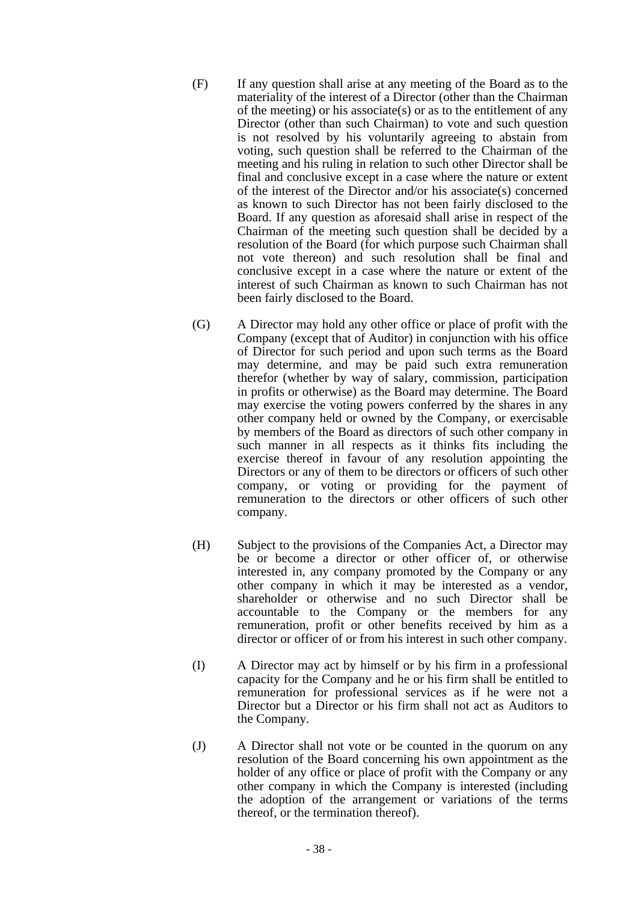(F) If any question shall arise at any meeting of the Board as to the materiality of the interest of a Director (other than the Chairman of the meeting) or his associate(s) or as to the entitlement of any Director (other than such Chairman) to vote and such question is not resolved by his voluntarily agreeing to abstain from voting, such question shall be referred to the Chairman of the meeting and his ruling in relation to such other Director shall be final and conclusive except in a case where the nature or extent of the interest of the Director and/or his associate(s) concerned as known to such Director has not been fairly disclosed to the Board. If any question as aforesaid shall arise in respect of the Chairman of the meeting such question shall be decided by a resolution of the Board (for which purpose such Chairman shall not vote thereon) and such resolution shall be final and conclusive except in a case where the nature or extent of the interest of such Chairman as known to such Chairman has not been fairly disclosed to the Board.

(G) A Director may hold any other office or place of profit with the Company (except that of Auditor) in conjunction with his office of Director for such period and upon such terms as the Board may determine, and may be paid such extra remuneration therefor (whether by way of salary, commission, participation in profits or otherwise) as the Board may determine. The Board may exercise the voting powers conferred by the shares in any other company held or owned by the Company, or exercisable by members of the Board as directors of such other company in such manner in all respects as it thinks fits including the exercise thereof in favour of any resolution appointing the Directors or any of them to be directors or officers of such other company, or voting or providing for the payment of remuneration to the directors or other officers of such other company.

(H) Subject to the provisions of the Companies Act, a Director may be or become a director or other officer of, or otherwise interested in, any company promoted by the Company or any other company in which it may be interested as a vendor, shareholder or otherwise and no such Director shall be accountable to the Company or the members for any remuneration, profit or other benefits received by him as a director or officer of or from his interest in such other company.

(I) A Director may act by himself or by his firm in a professional capacity for the Company and he or his firm shall be entitled to remuneration for professional services as if he were not a Director but a Director or his firm shall not act as Auditors to the Company.

(J) A Director shall not vote or be counted in the quorum on any resolution of the Board concerning his own appointment as the holder of any office or place of profit with the Company or any other company in which the Company is interested (including the adoption of the arrangement or variations of the terms thereof, or the termination thereof).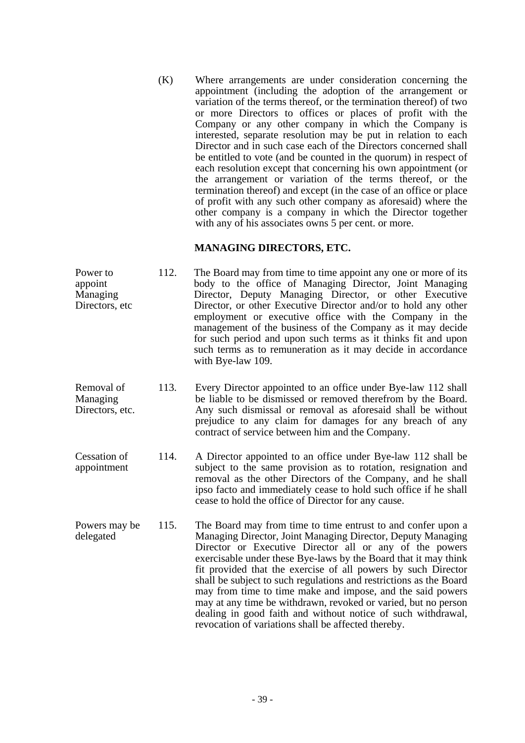(K) Where arrangements are under consideration concerning the appointment (including the adoption of the arrangement or variation of the terms thereof, or the termination thereof) of two or more Directors to offices or places of profit with the Company or any other company in which the Company is interested, separate resolution may be put in relation to each Director and in such case each of the Directors concerned shall be entitled to vote (and be counted in the quorum) in respect of each resolution except that concerning his own appointment (or the arrangement or variation of the terms thereof, or the termination thereof) and except (in the case of an office or place of profit with any such other company as aforesaid) where the other company is a company in which the Director together with any of his associates owns 5 per cent. or more.

## MANAGING DIRECTORS, ETC.

*Power to appoint Managing Directors, etc*

112. The Board may from time to time appoint any one or more of its body to the office of Managing Director, Joint Managing Director, Deputy Managing Director, or other Executive Director, or other Executive Director and/or to hold any other employment or executive office with the Company in the management of the business of the Company as it may decide for such period and upon such terms as it thinks fit and upon such terms as to remuneration as it may decide in accordance with Bye-law 109.

*Removal of Managing Directors, etc.*

113. Every Director appointed to an office under Bye-law 112 shall be liable to be dismissed or removed therefrom by the Board. Any such dismissal or removal as aforesaid shall be without prejudice to any claim for damages for any breach of any contract of service between him and the Company.

*Cessation of appointment*

114. A Director appointed to an office under Bye-law 112 shall be subject to the same provision as to rotation, resignation and removal as the other Directors of the Company, and he shall ipso facto and immediately cease to hold such office if he shall cease to hold the office of Director for any cause.

*Powers may be delegated*

115. The Board may from time to time entrust to and confer upon a Managing Director, Joint Managing Director, Deputy Managing Director or Executive Director all or any of the powers exercisable under these Bye-laws by the Board that it may think fit provided that the exercise of all powers by such Director shall be subject to such regulations and restrictions as the Board may from time to time make and impose, and the said powers may at any time be withdrawn, revoked or varied, but no person dealing in good faith and without notice of such withdrawal, revocation of variations shall be affected thereby.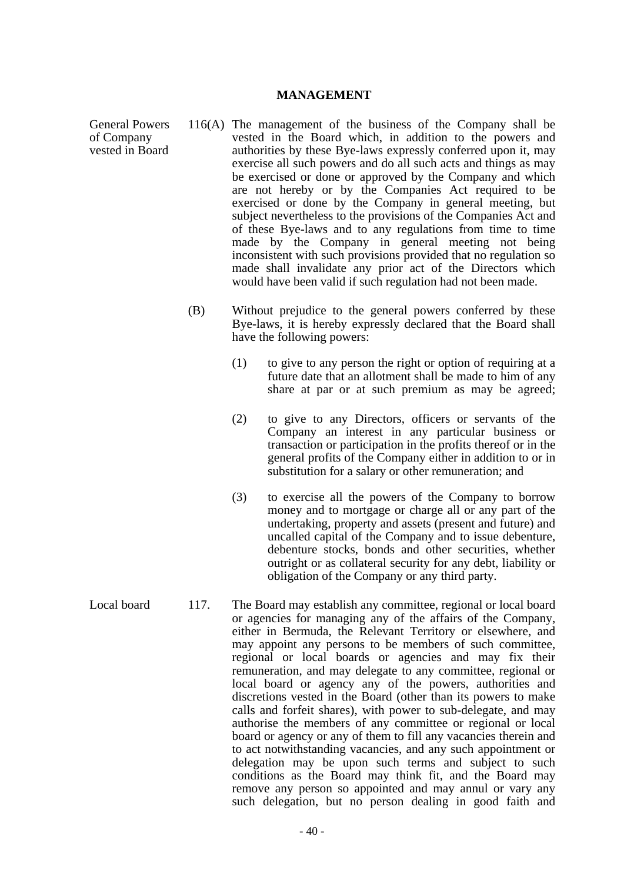## MANAGEMENT

General Powers of Company vested in Board

116(A) The management of the business of the Company shall be vested in the Board which, in addition to the powers and authorities by these Bye-laws expressly conferred upon it, may exercise all such powers and do all such acts and things as may be exercised or done or approved by the Company and which are not hereby or by the Companies Act required to be exercised or done by the Company in general meeting, but subject nevertheless to the provisions of the Companies Act and of these Bye-laws and to any regulations from time to time made by the Company in general meeting not being inconsistent with such provisions provided that no regulation so made shall invalidate any prior act of the Directors which would have been valid if such regulation had not been made.

(B) Without prejudice to the general powers conferred by these Bye-laws, it is hereby expressly declared that the Board shall have the following powers:

(1) to give to any person the right or option of requiring at a future date that an allotment shall be made to him of any share at par or at such premium as may be agreed;

(2) to give to any Directors, officers or servants of the Company an interest in any particular business or transaction or participation in the profits thereof or in the general profits of the Company either in addition to or in substitution for a salary or other remuneration; and

(3) to exercise all the powers of the Company to borrow money and to mortgage or charge all or any part of the undertaking, property and assets (present and future) and uncalled capital of the Company and to issue debenture, debenture stocks, bonds and other securities, whether outright or as collateral security for any debt, liability or obligation of the Company or any third party.

Local board

117. The Board may establish any committee, regional or local board or agencies for managing any of the affairs of the Company, either in Bermuda, the Relevant Territory or elsewhere, and may appoint any persons to be members of such committee, regional or local boards or agencies and may fix their remuneration, and may delegate to any committee, regional or local board or agency any of the powers, authorities and discretions vested in the Board (other than its powers to make calls and forfeit shares), with power to sub-delegate, and may authorise the members of any committee or regional or local board or agency or any of them to fill any vacancies therein and to act notwithstanding vacancies, and any such appointment or delegation may be upon such terms and subject to such conditions as the Board may think fit, and the Board may remove any person so appointed and may annul or vary any such delegation, but no person dealing in good faith and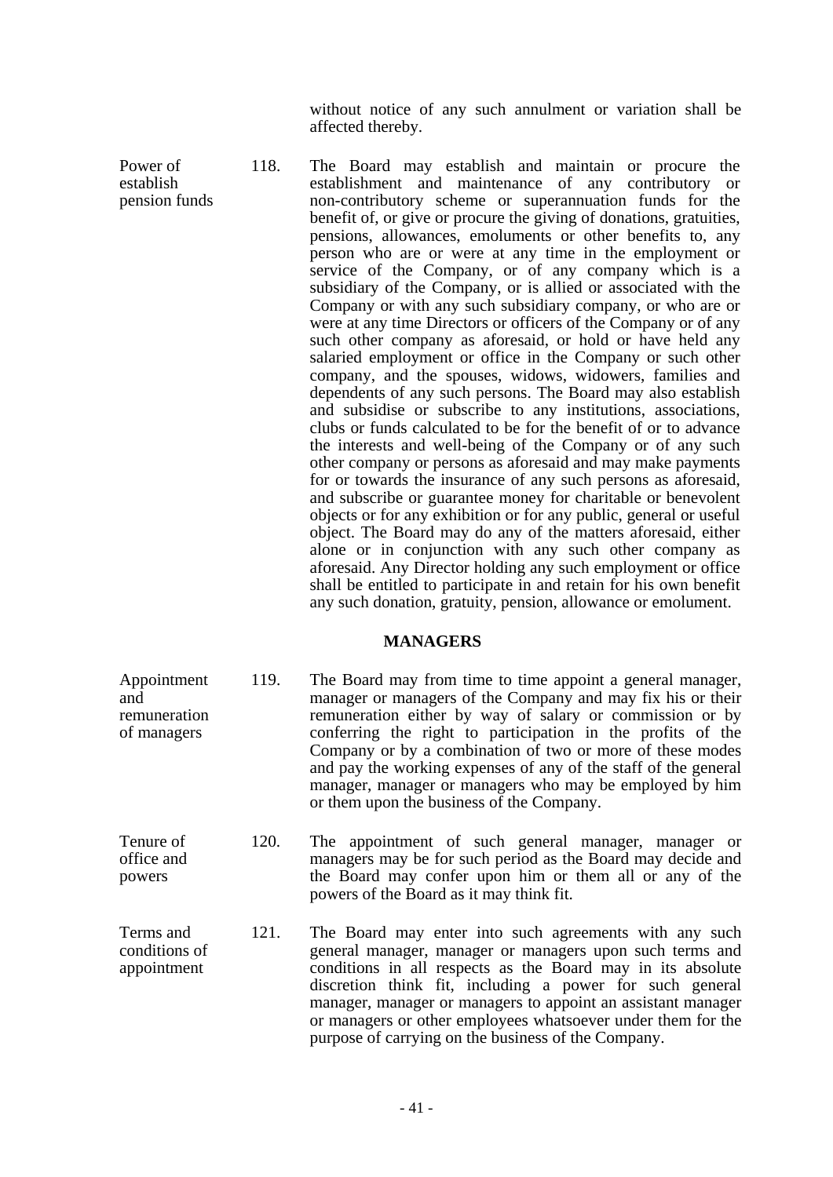without notice of any such annulment or variation shall be affected thereby.

**Power of establish pension funds**

118. The Board may establish and maintain or procure the establishment and maintenance of any contributory or non-contributory scheme or superannuation funds for the benefit of, or give or procure the giving of donations, gratuities, pensions, allowances, emoluments or other benefits to, any person who are or were at any time in the employment or service of the Company, or of any company which is a subsidiary of the Company, or is allied or associated with the Company or with any such subsidiary company, or who are or were at any time Directors or officers of the Company or of any such other company as aforesaid, or hold or have held any salaried employment or office in the Company or such other company, and the spouses, widows, widowers, families and dependents of any such persons. The Board may also establish and subsidise or subscribe to any institutions, associations, clubs or funds calculated to be for the benefit of or to advance the interests and well-being of the Company or of any such other company or persons as aforesaid and may make payments for or towards the insurance of any such persons as aforesaid, and subscribe or guarantee money for charitable or benevolent objects or for any exhibition or for any public, general or useful object. The Board may do any of the matters aforesaid, either alone or in conjunction with any such other company as aforesaid. Any Director holding any such employment or office shall be entitled to participate in and retain for his own benefit any such donation, gratuity, pension, allowance or emolument.

## MANAGERS

**Appointment and remuneration of managers**

119. The Board may from time to time appoint a general manager, manager or managers of the Company and may fix his or their remuneration either by way of salary or commission or by conferring the right to participation in the profits of the Company or by a combination of two or more of these modes and pay the working expenses of any of the staff of the general manager, manager or managers who may be employed by him or them upon the business of the Company.

**Tenure of office and powers**

120. The appointment of such general manager, manager or managers may be for such period as the Board may decide and the Board may confer upon him or them all or any of the powers of the Board as it may think fit.

**Terms and conditions of appointment**

121. The Board may enter into such agreements with any such general manager, manager or managers upon such terms and conditions in all respects as the Board may in its absolute discretion think fit, including a power for such general manager, manager or managers to appoint an assistant manager or managers or other employees whatsoever under them for the purpose of carrying on the business of the Company.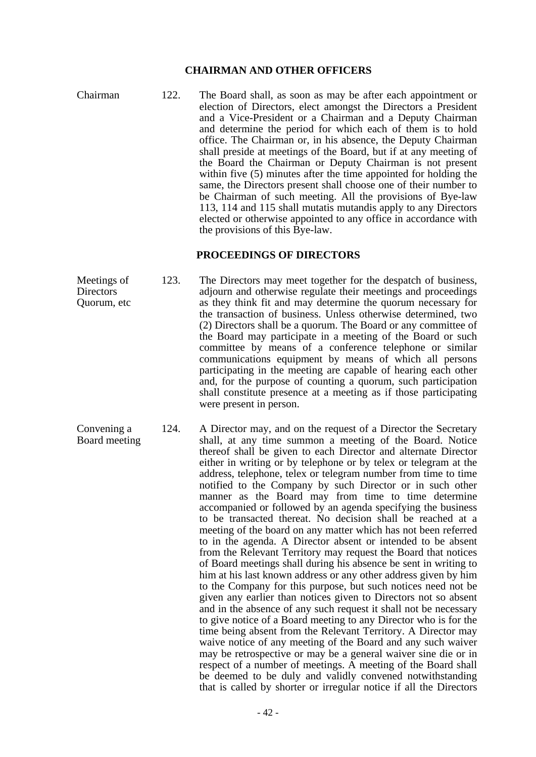## CHAIRMAN AND OTHER OFFICERS

Chairman

122. The Board shall, as soon as may be after each appointment or election of Directors, elect amongst the Directors a President and a Vice-President or a Chairman and a Deputy Chairman and determine the period for which each of them is to hold office. The Chairman or, in his absence, the Deputy Chairman shall preside at meetings of the Board, but if at any meeting of the Board the Chairman or Deputy Chairman is not present within five (5) minutes after the time appointed for holding the same, the Directors present shall choose one of their number to be Chairman of such meeting. All the provisions of Bye-law 113, 114 and 115 shall mutatis mutandis apply to any Directors elected or otherwise appointed to any office in accordance with the provisions of this Bye-law.

## PROCEEDINGS OF DIRECTORS

Meetings of Directors Quorum, etc

123. The Directors may meet together for the despatch of business, adjourn and otherwise regulate their meetings and proceedings as they think fit and may determine the quorum necessary for the transaction of business. Unless otherwise determined, two (2) Directors shall be a quorum. The Board or any committee of the Board may participate in a meeting of the Board or such committee by means of a conference telephone or similar communications equipment by means of which all persons participating in the meeting are capable of hearing each other and, for the purpose of counting a quorum, such participation shall constitute presence at a meeting as if those participating were present in person.

Convening a Board meeting

124. A Director may, and on the request of a Director the Secretary shall, at any time summon a meeting of the Board. Notice thereof shall be given to each Director and alternate Director either in writing or by telephone or by telex or telegram at the address, telephone, telex or telegram number from time to time notified to the Company by such Director or in such other manner as the Board may from time to time determine accompanied or followed by an agenda specifying the business to be transacted thereat. No decision shall be reached at a meeting of the board on any matter which has not been referred to in the agenda. A Director absent or intended to be absent from the Relevant Territory may request the Board that notices of Board meetings shall during his absence be sent in writing to him at his last known address or any other address given by him to the Company for this purpose, but such notices need not be given any earlier than notices given to Directors not so absent and in the absence of any such request it shall not be necessary to give notice of a Board meeting to any Director who is for the time being absent from the Relevant Territory. A Director may waive notice of any meeting of the Board and any such waiver may be retrospective or may be a general waiver sine die or in respect of a number of meetings. A meeting of the Board shall be deemed to be duly and validly convened notwithstanding that is called by shorter or irregular notice if all the Directors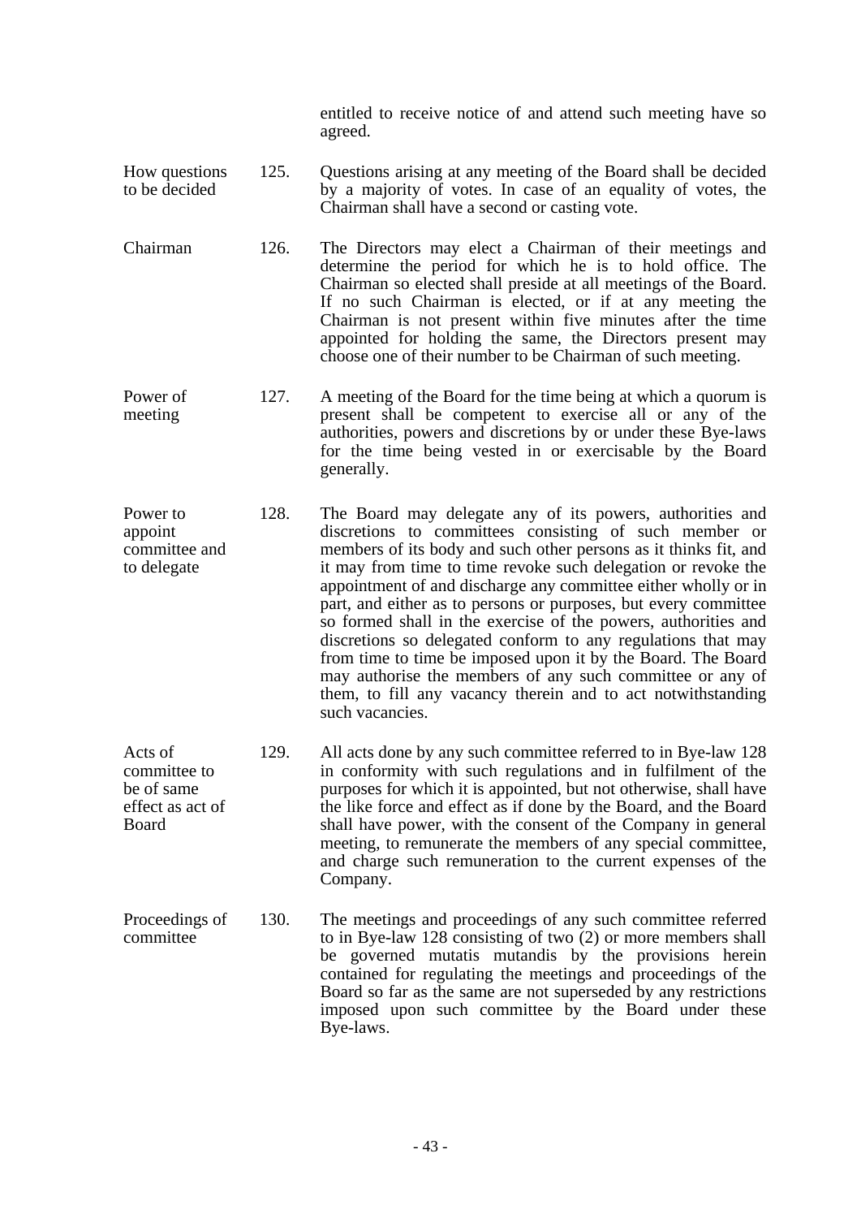entitled to receive notice of and attend such meeting have so agreed.

| | | |
|---|---|---|
| How questions to be decided | 125. | Questions arising at any meeting of the Board shall be decided by a majority of votes. In case of an equality of votes, the Chairman shall have a second or casting vote. |
| Chairman | 126. | The Directors may elect a Chairman of their meetings and determine the period for which he is to hold office. The Chairman so elected shall preside at all meetings of the Board. If no such Chairman is elected, or if at any meeting the Chairman is not present within five minutes after the time appointed for holding the same, the Directors present may choose one of their number to be Chairman of such meeting. |
| Power of meeting | 127. | A meeting of the Board for the time being at which a quorum is present shall be competent to exercise all or any of the authorities, powers and discretions by or under these Bye-laws for the time being vested in or exercisable by the Board generally. |
| Power to appoint committee and to delegate | 128. | The Board may delegate any of its powers, authorities and discretions to committees consisting of such member or members of its body and such other persons as it thinks fit, and it may from time to time revoke such delegation or revoke the appointment of and discharge any committee either wholly or in part, and either as to persons or purposes, but every committee so formed shall in the exercise of the powers, authorities and discretions so delegated conform to any regulations that may from time to time be imposed upon it by the Board. The Board may authorise the members of any such committee or any of them, to fill any vacancy therein and to act notwithstanding such vacancies. |
| Acts of committee to be of same effect as act of Board | 129. | All acts done by any such committee referred to in Bye-law 128 in conformity with such regulations and in fulfilment of the purposes for which it is appointed, but not otherwise, shall have the like force and effect as if done by the Board, and the Board shall have power, with the consent of the Company in general meeting, to remunerate the members of any special committee, and charge such remuneration to the current expenses of the Company. |
| Proceedings of committee | 130. | The meetings and proceedings of any such committee referred to in Bye-law 128 consisting of two (2) or more members shall be governed mutatis mutandis by the provisions herein contained for regulating the meetings and proceedings of the Board so far as the same are not superseded by any restrictions imposed upon such committee by the Board under these Bye-laws. |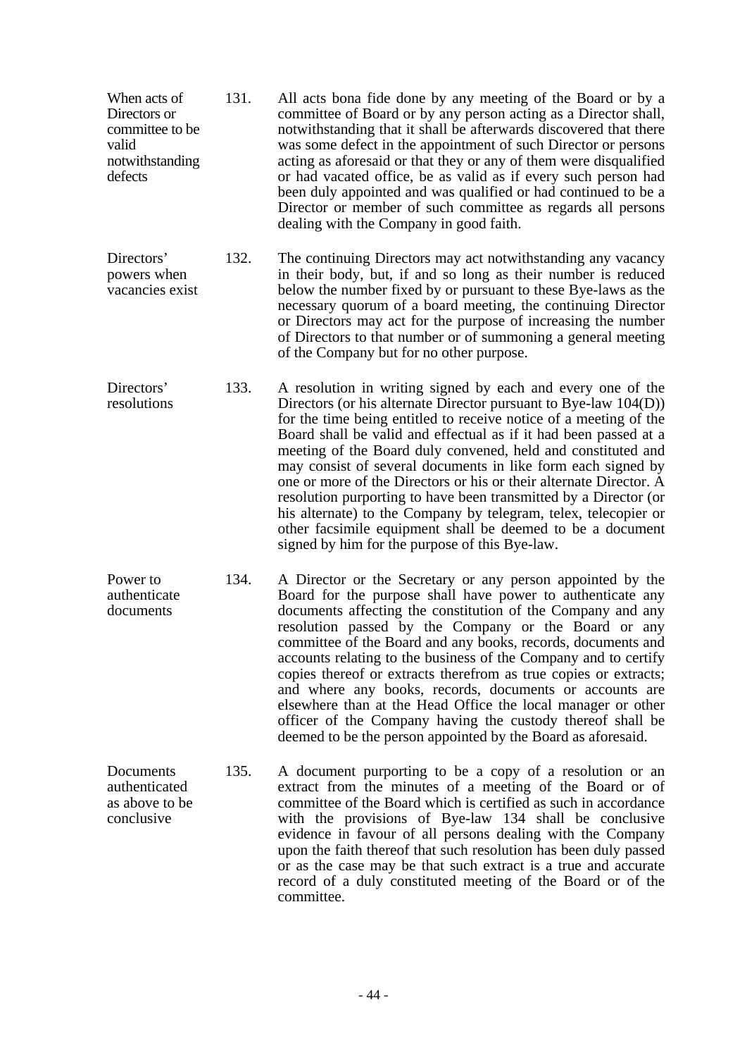**When acts of Directors or committee to be valid notwithstanding defects**

131. All acts bona fide done by any meeting of the Board or by a committee of Board or by any person acting as a Director shall, notwithstanding that it shall be afterwards discovered that there was some defect in the appointment of such Director or persons acting as aforesaid or that they or any of them were disqualified or had vacated office, be as valid as if every such person had been duly appointed and was qualified or had continued to be a Director or member of such committee as regards all persons dealing with the Company in good faith.

**Directors' powers when vacancies exist**

132. The continuing Directors may act notwithstanding any vacancy in their body, but, if and so long as their number is reduced below the number fixed by or pursuant to these Bye-laws as the necessary quorum of a board meeting, the continuing Director or Directors may act for the purpose of increasing the number of Directors to that number or of summoning a general meeting of the Company but for no other purpose.

**Directors' resolutions**

133. A resolution in writing signed by each and every one of the Directors (or his alternate Director pursuant to Bye-law 104(D)) for the time being entitled to receive notice of a meeting of the Board shall be valid and effectual as if it had been passed at a meeting of the Board duly convened, held and constituted and may consist of several documents in like form each signed by one or more of the Directors or his or their alternate Director. A resolution purporting to have been transmitted by a Director (or his alternate) to the Company by telegram, telex, telecopier or other facsimile equipment shall be deemed to be a document signed by him for the purpose of this Bye-law.

**Power to authenticate documents**

134. A Director or the Secretary or any person appointed by the Board for the purpose shall have power to authenticate any documents affecting the constitution of the Company and any resolution passed by the Company or the Board or any committee of the Board and any books, records, documents and accounts relating to the business of the Company and to certify copies thereof or extracts therefrom as true copies or extracts; and where any books, records, documents or accounts are elsewhere than at the Head Office the local manager or other officer of the Company having the custody thereof shall be deemed to be the person appointed by the Board as aforesaid.

**Documents authenticated as above to be conclusive**

135. A document purporting to be a copy of a resolution or an extract from the minutes of a meeting of the Board or of committee of the Board which is certified as such in accordance with the provisions of Bye-law 134 shall be conclusive evidence in favour of all persons dealing with the Company upon the faith thereof that such resolution has been duly passed or as the case may be that such extract is a true and accurate record of a duly constituted meeting of the Board or of the committee.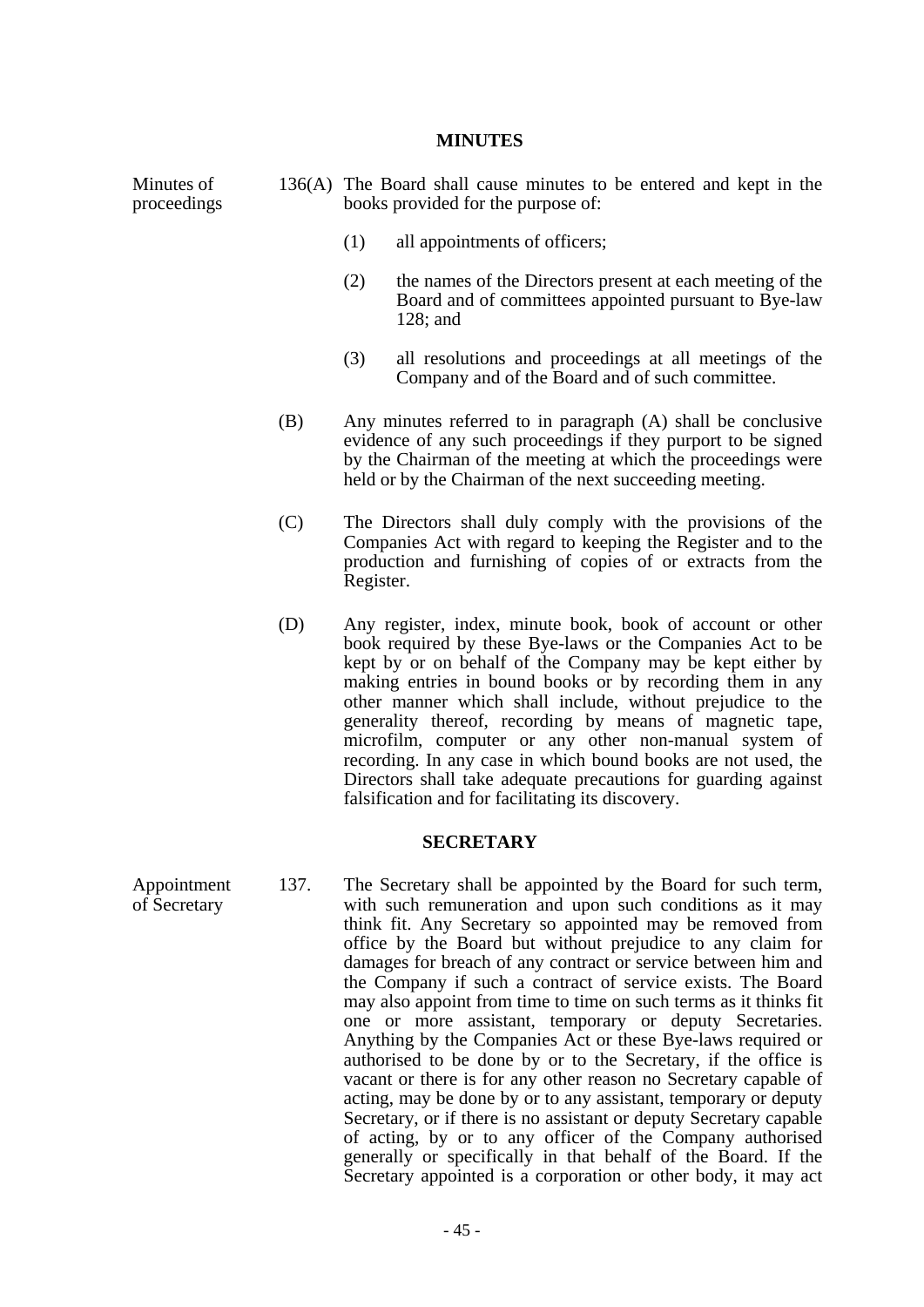## MINUTES

Minutes of proceedings

136(A) The Board shall cause minutes to be entered and kept in the books provided for the purpose of:

(1) all appointments of officers;

(2) the names of the Directors present at each meeting of the Board and of committees appointed pursuant to Bye-law 128; and

(3) all resolutions and proceedings at all meetings of the Company and of the Board and of such committee.

(B) Any minutes referred to in paragraph (A) shall be conclusive evidence of any such proceedings if they purport to be signed by the Chairman of the meeting at which the proceedings were held or by the Chairman of the next succeeding meeting.

(C) The Directors shall duly comply with the provisions of the Companies Act with regard to keeping the Register and to the production and furnishing of copies of or extracts from the Register.

(D) Any register, index, minute book, book of account or other book required by these Bye-laws or the Companies Act to be kept by or on behalf of the Company may be kept either by making entries in bound books or by recording them in any other manner which shall include, without prejudice to the generality thereof, recording by means of magnetic tape, microfilm, computer or any other non-manual system of recording. In any case in which bound books are not used, the Directors shall take adequate precautions for guarding against falsification and for facilitating its discovery.

## SECRETARY

Appointment of Secretary

137. The Secretary shall be appointed by the Board for such term, with such remuneration and upon such conditions as it may think fit. Any Secretary so appointed may be removed from office by the Board but without prejudice to any claim for damages for breach of any contract or service between him and the Company if such a contract of service exists. The Board may also appoint from time to time on such terms as it thinks fit one or more assistant, temporary or deputy Secretaries. Anything by the Companies Act or these Bye-laws required or authorised to be done by or to the Secretary, if the office is vacant or there is for any other reason no Secretary capable of acting, may be done by or to any assistant, temporary or deputy Secretary, or if there is no assistant or deputy Secretary capable of acting, by or to any officer of the Company authorised generally or specifically in that behalf of the Board. If the Secretary appointed is a corporation or other body, it may act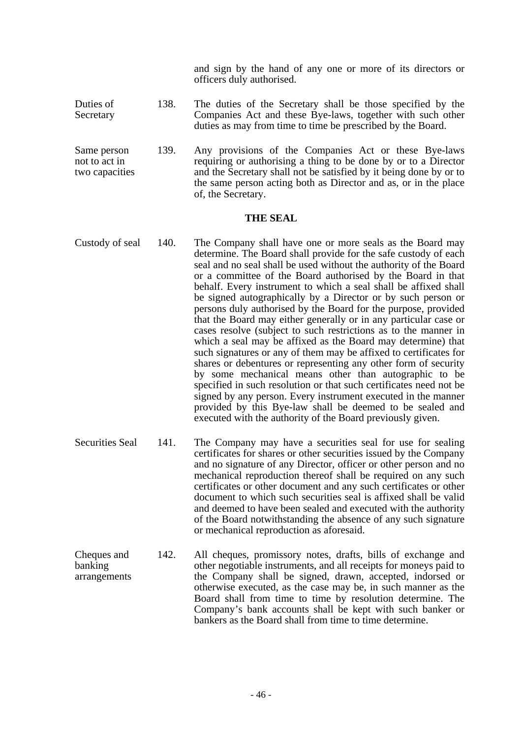and sign by the hand of any one or more of its directors or officers duly authorised.

Duties of Secretary

138. The duties of the Secretary shall be those specified by the Companies Act and these Bye-laws, together with such other duties as may from time to time be prescribed by the Board.

Same person not to act in two capacities

139. Any provisions of the Companies Act or these Bye-laws requiring or authorising a thing to be done by or to a Director and the Secretary shall not be satisfied by it being done by or to the same person acting both as Director and as, or in the place of, the Secretary.

## THE SEAL

Custody of seal

140. The Company shall have one or more seals as the Board may determine. The Board shall provide for the safe custody of each seal and no seal shall be used without the authority of the Board or a committee of the Board authorised by the Board in that behalf. Every instrument to which a seal shall be affixed shall be signed autographically by a Director or by such person or persons duly authorised by the Board for the purpose, provided that the Board may either generally or in any particular case or cases resolve (subject to such restrictions as to the manner in which a seal may be affixed as the Board may determine) that such signatures or any of them may be affixed to certificates for shares or debentures or representing any other form of security by some mechanical means other than autographic to be specified in such resolution or that such certificates need not be signed by any person. Every instrument executed in the manner provided by this Bye-law shall be deemed to be sealed and executed with the authority of the Board previously given.

Securities Seal

141. The Company may have a securities seal for use for sealing certificates for shares or other securities issued by the Company and no signature of any Director, officer or other person and no mechanical reproduction thereof shall be required on any such certificates or other document and any such certificates or other document to which such securities seal is affixed shall be valid and deemed to have been sealed and executed with the authority of the Board notwithstanding the absence of any such signature or mechanical reproduction as aforesaid.

Cheques and banking arrangements

142. All cheques, promissory notes, drafts, bills of exchange and other negotiable instruments, and all receipts for moneys paid to the Company shall be signed, drawn, accepted, indorsed or otherwise executed, as the case may be, in such manner as the Board shall from time to time by resolution determine. The Company's bank accounts shall be kept with such banker or bankers as the Board shall from time to time determine.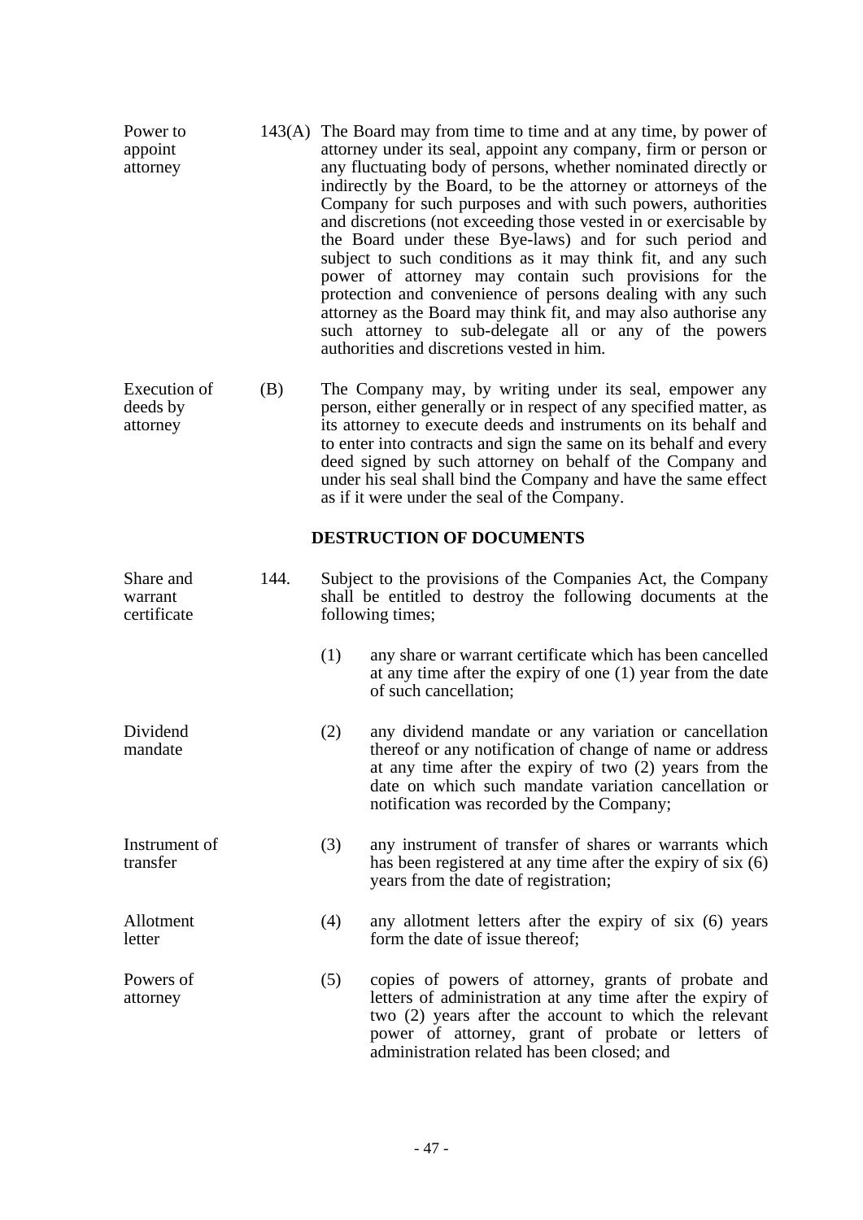Power to appoint attorney

143(A) The Board may from time to time and at any time, by power of attorney under its seal, appoint any company, firm or person or any fluctuating body of persons, whether nominated directly or indirectly by the Board, to be the attorney or attorneys of the Company for such purposes and with such powers, authorities and discretions (not exceeding those vested in or exercisable by the Board under these Bye-laws) and for such period and subject to such conditions as it may think fit, and any such power of attorney may contain such provisions for the protection and convenience of persons dealing with any such attorney as the Board may think fit, and may also authorise any such attorney to sub-delegate all or any of the powers authorities and discretions vested in him.

Execution of deeds by attorney

(B) The Company may, by writing under its seal, empower any person, either generally or in respect of any specified matter, as its attorney to execute deeds and instruments on its behalf and to enter into contracts and sign the same on its behalf and every deed signed by such attorney on behalf of the Company and under his seal shall bind the Company and have the same effect as if it were under the seal of the Company.

## DESTRUCTION OF DOCUMENTS

Share and warrant certificate

144. Subject to the provisions of the Companies Act, the Company shall be entitled to destroy the following documents at the following times;

(1) any share or warrant certificate which has been cancelled at any time after the expiry of one (1) year from the date of such cancellation;

Dividend mandate

(2) any dividend mandate or any variation or cancellation thereof or any notification of change of name or address at any time after the expiry of two (2) years from the date on which such mandate variation cancellation or notification was recorded by the Company;

Instrument of transfer

(3) any instrument of transfer of shares or warrants which has been registered at any time after the expiry of six (6) years from the date of registration;

Allotment letter

(4) any allotment letters after the expiry of six (6) years form the date of issue thereof;

Powers of attorney

(5) copies of powers of attorney, grants of probate and letters of administration at any time after the expiry of two (2) years after the account to which the relevant power of attorney, grant of probate or letters of administration related has been closed; and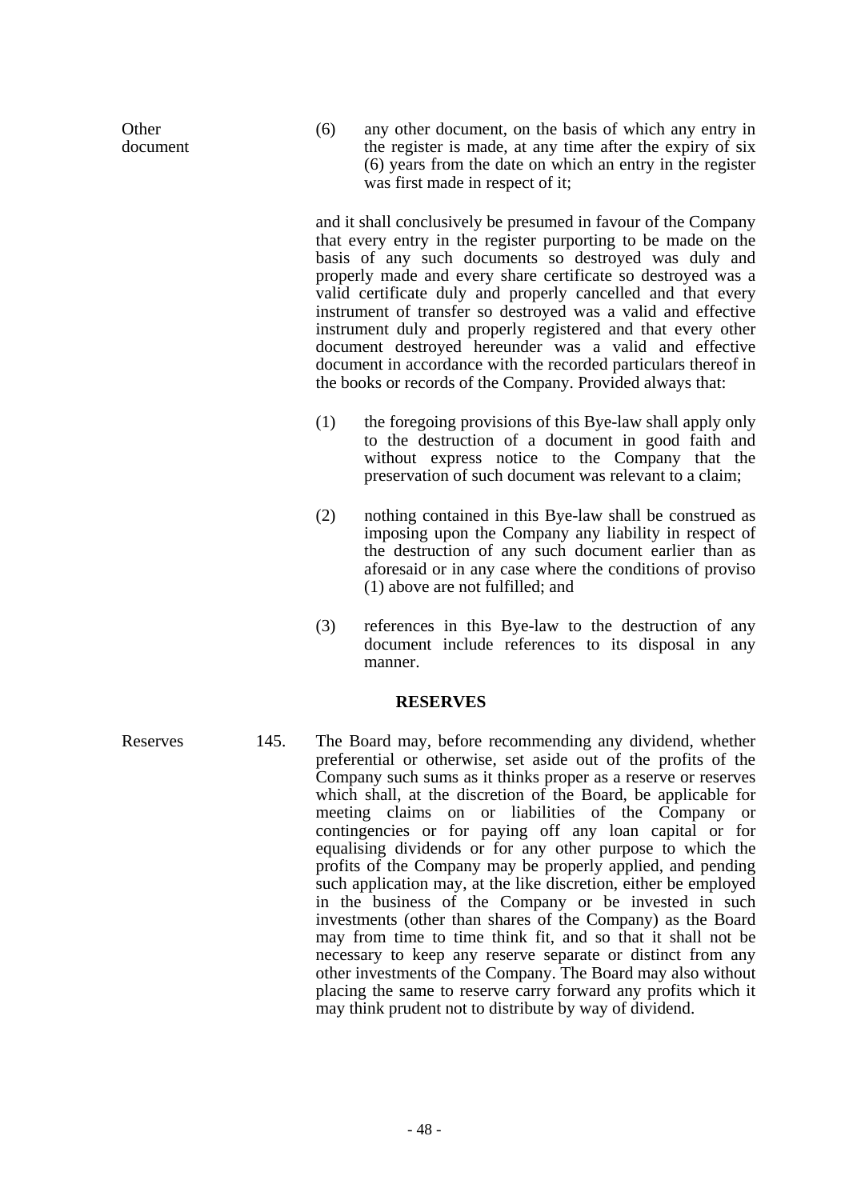Other document

(6) any other document, on the basis of which any entry in the register is made, at any time after the expiry of six (6) years from the date on which an entry in the register was first made in respect of it;

and it shall conclusively be presumed in favour of the Company that every entry in the register purporting to be made on the basis of any such documents so destroyed was duly and properly made and every share certificate so destroyed was a valid certificate duly and properly cancelled and that every instrument of transfer so destroyed was a valid and effective instrument duly and properly registered and that every other document destroyed hereunder was a valid and effective document in accordance with the recorded particulars thereof in the books or records of the Company. Provided always that:

(1) the foregoing provisions of this Bye-law shall apply only to the destruction of a document in good faith and without express notice to the Company that the preservation of such document was relevant to a claim;

(2) nothing contained in this Bye-law shall be construed as imposing upon the Company any liability in respect of the destruction of any such document earlier than as aforesaid or in any case where the conditions of proviso (1) above are not fulfilled; and

(3) references in this Bye-law to the destruction of any document include references to its disposal in any manner.

## RESERVES

Reserves

145. The Board may, before recommending any dividend, whether preferential or otherwise, set aside out of the profits of the Company such sums as it thinks proper as a reserve or reserves which shall, at the discretion of the Board, be applicable for meeting claims on or liabilities of the Company or contingencies or for paying off any loan capital or for equalising dividends or for any other purpose to which the profits of the Company may be properly applied, and pending such application may, at the like discretion, either be employed in the business of the Company or be invested in such investments (other than shares of the Company) as the Board may from time to time think fit, and so that it shall not be necessary to keep any reserve separate or distinct from any other investments of the Company. The Board may also without placing the same to reserve carry forward any profits which it may think prudent not to distribute by way of dividend.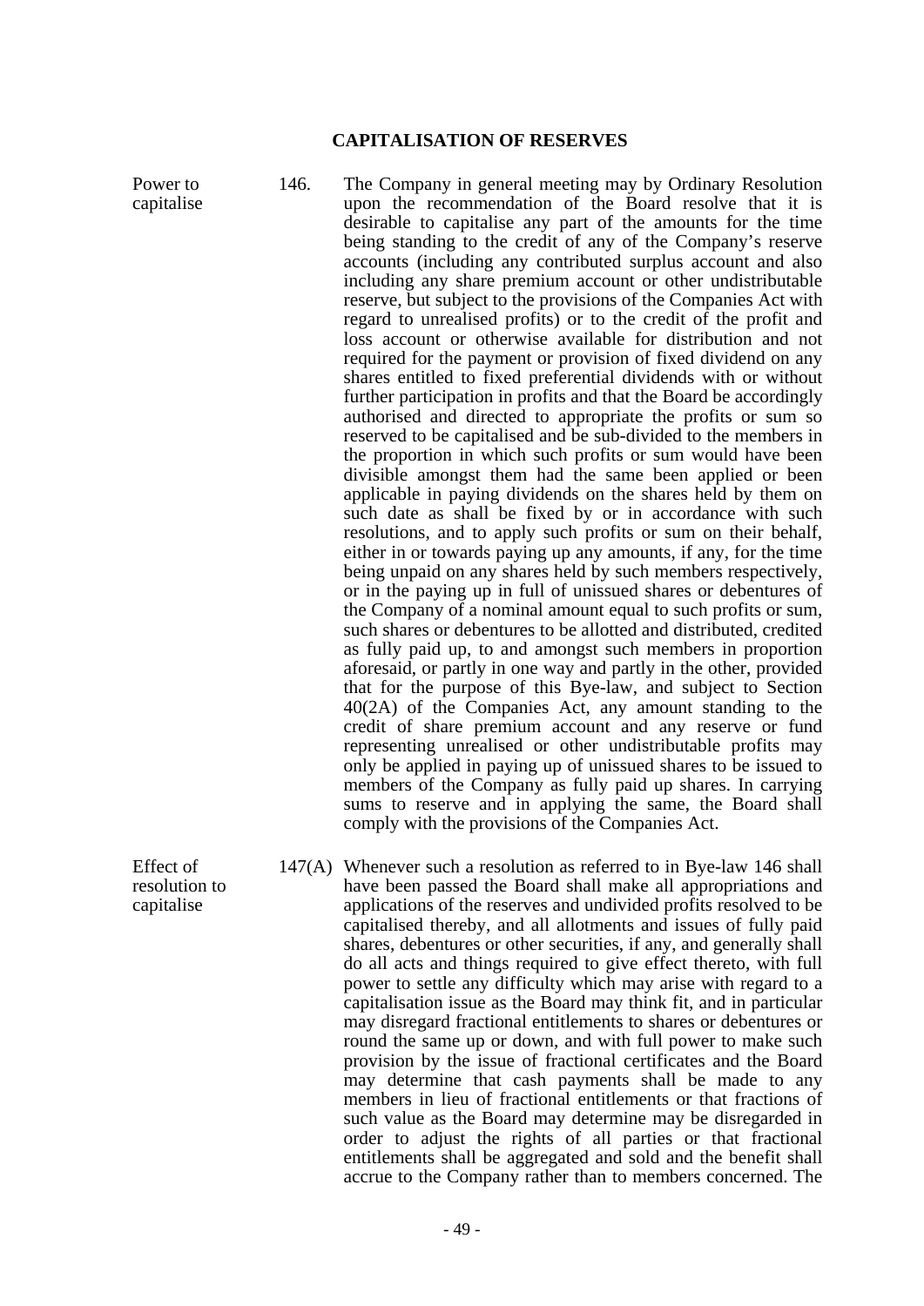## CAPITALISATION OF RESERVES

**Power to capitalise**

146. The Company in general meeting may by Ordinary Resolution upon the recommendation of the Board resolve that it is desirable to capitalise any part of the amounts for the time being standing to the credit of any of the Company's reserve accounts (including any contributed surplus account and also including any share premium account or other undistributable reserve, but subject to the provisions of the Companies Act with regard to unrealised profits) or to the credit of the profit and loss account or otherwise available for distribution and not required for the payment or provision of fixed dividend on any shares entitled to fixed preferential dividends with or without further participation in profits and that the Board be accordingly authorised and directed to appropriate the profits or sum so reserved to be capitalised and be sub-divided to the members in the proportion in which such profits or sum would have been divisible amongst them had the same been applied or been applicable in paying dividends on the shares held by them on such date as shall be fixed by or in accordance with such resolutions, and to apply such profits or sum on their behalf, either in or towards paying up any amounts, if any, for the time being unpaid on any shares held by such members respectively, or in the paying up in full of unissued shares or debentures of the Company of a nominal amount equal to such profits or sum, such shares or debentures to be allotted and distributed, credited as fully paid up, to and amongst such members in proportion aforesaid, or partly in one way and partly in the other, provided that for the purpose of this Bye-law, and subject to Section 40(2A) of the Companies Act, any amount standing to the credit of share premium account and any reserve or fund representing unrealised or other undistributable profits may only be applied in paying up of unissued shares to be issued to members of the Company as fully paid up shares. In carrying sums to reserve and in applying the same, the Board shall comply with the provisions of the Companies Act.

**Effect of resolution to capitalise**

147(A) Whenever such a resolution as referred to in Bye-law 146 shall have been passed the Board shall make all appropriations and applications of the reserves and undivided profits resolved to be capitalised thereby, and all allotments and issues of fully paid shares, debentures or other securities, if any, and generally shall do all acts and things required to give effect thereto, with full power to settle any difficulty which may arise with regard to a capitalisation issue as the Board may think fit, and in particular may disregard fractional entitlements to shares or debentures or round the same up or down, and with full power to make such provision by the issue of fractional certificates and the Board may determine that cash payments shall be made to any members in lieu of fractional entitlements or that fractions of such value as the Board may determine may be disregarded in order to adjust the rights of all parties or that fractional entitlements shall be aggregated and sold and the benefit shall accrue to the Company rather than to members concerned. The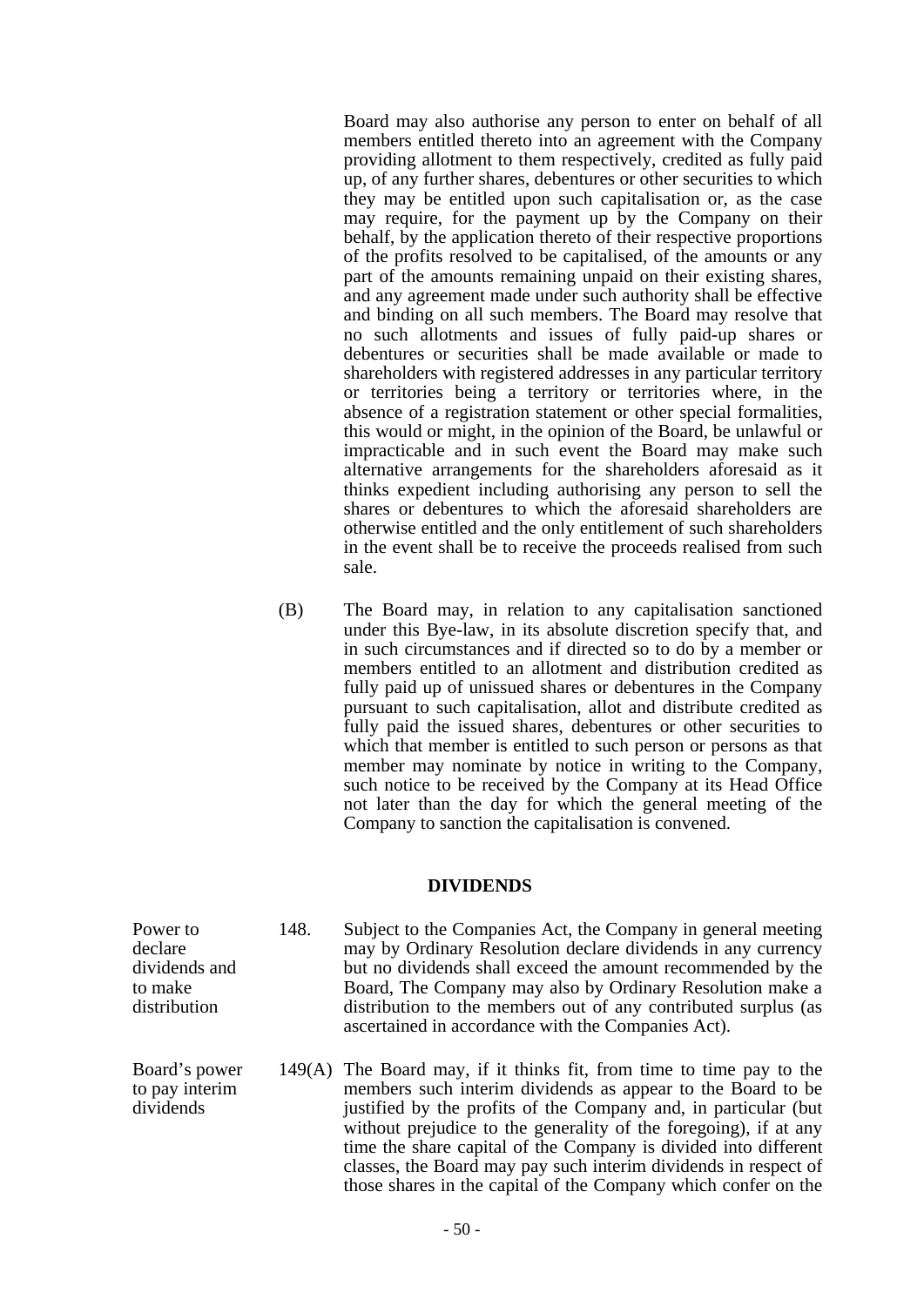Board may also authorise any person to enter on behalf of all members entitled thereto into an agreement with the Company providing allotment to them respectively, credited as fully paid up, of any further shares, debentures or other securities to which they may be entitled upon such capitalisation or, as the case may require, for the payment up by the Company on their behalf, by the application thereto of their respective proportions of the profits resolved to be capitalised, of the amounts or any part of the amounts remaining unpaid on their existing shares, and any agreement made under such authority shall be effective and binding on all such members. The Board may resolve that no such allotments and issues of fully paid-up shares or debentures or securities shall be made available or made to shareholders with registered addresses in any particular territory or territories being a territory or territories where, in the absence of a registration statement or other special formalities, this would or might, in the opinion of the Board, be unlawful or impracticable and in such event the Board may make such alternative arrangements for the shareholders aforesaid as it thinks expedient including authorising any person to sell the shares or debentures to which the aforesaid shareholders are otherwise entitled and the only entitlement of such shareholders in the event shall be to receive the proceeds realised from such sale.

(B) The Board may, in relation to any capitalisation sanctioned under this Bye-law, in its absolute discretion specify that, and in such circumstances and if directed so to do by a member or members entitled to an allotment and distribution credited as fully paid up of unissued shares or debentures in the Company pursuant to such capitalisation, allot and distribute credited as fully paid the issued shares, debentures or other securities to which that member is entitled to such person or persons as that member may nominate by notice in writing to the Company, such notice to be received by the Company at its Head Office not later than the day for which the general meeting of the Company to sanction the capitalisation is convened.

## DIVIDENDS

*Power to declare dividends and to make distribution*

148. Subject to the Companies Act, the Company in general meeting may by Ordinary Resolution declare dividends in any currency but no dividends shall exceed the amount recommended by the Board, The Company may also by Ordinary Resolution make a distribution to the members out of any contributed surplus (as ascertained in accordance with the Companies Act).

*Board's power to pay interim dividends*

149(A) The Board may, if it thinks fit, from time to time pay to the members such interim dividends as appear to the Board to be justified by the profits of the Company and, in particular (but without prejudice to the generality of the foregoing), if at any time the share capital of the Company is divided into different classes, the Board may pay such interim dividends in respect of those shares in the capital of the Company which confer on the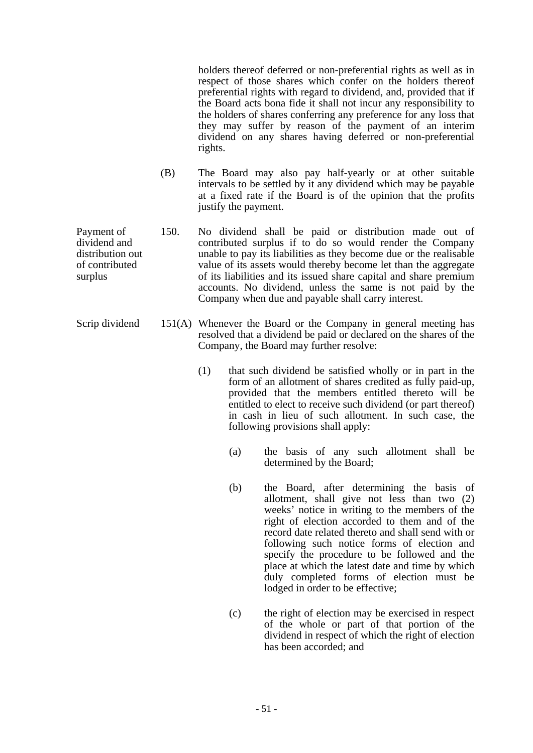holders thereof deferred or non-preferential rights as well as in respect of those shares which confer on the holders thereof preferential rights with regard to dividend, and, provided that if the Board acts bona fide it shall not incur any responsibility to the holders of shares conferring any preference for any loss that they may suffer by reason of the payment of an interim dividend on any shares having deferred or non-preferential rights.

(B) The Board may also pay half-yearly or at other suitable intervals to be settled by it any dividend which may be payable at a fixed rate if the Board is of the opinion that the profits justify the payment.

*Payment of dividend and distribution out of contributed surplus*

150. No dividend shall be paid or distribution made out of contributed surplus if to do so would render the Company unable to pay its liabilities as they become due or the realisable value of its assets would thereby become let than the aggregate of its liabilities and its issued share capital and share premium accounts. No dividend, unless the same is not paid by the Company when due and payable shall carry interest.

*Scrip dividend*

151(A) Whenever the Board or the Company in general meeting has resolved that a dividend be paid or declared on the shares of the Company, the Board may further resolve:

(1) that such dividend be satisfied wholly or in part in the form of an allotment of shares credited as fully paid-up, provided that the members entitled thereto will be entitled to elect to receive such dividend (or part thereof) in cash in lieu of such allotment. In such case, the following provisions shall apply:

(a) the basis of any such allotment shall be determined by the Board;

(b) the Board, after determining the basis of allotment, shall give not less than two (2) weeks' notice in writing to the members of the right of election accorded to them and of the record date related thereto and shall send with or following such notice forms of election and specify the procedure to be followed and the place at which the latest date and time by which duly completed forms of election must be lodged in order to be effective;

(c) the right of election may be exercised in respect of the whole or part of that portion of the dividend in respect of which the right of election has been accorded; and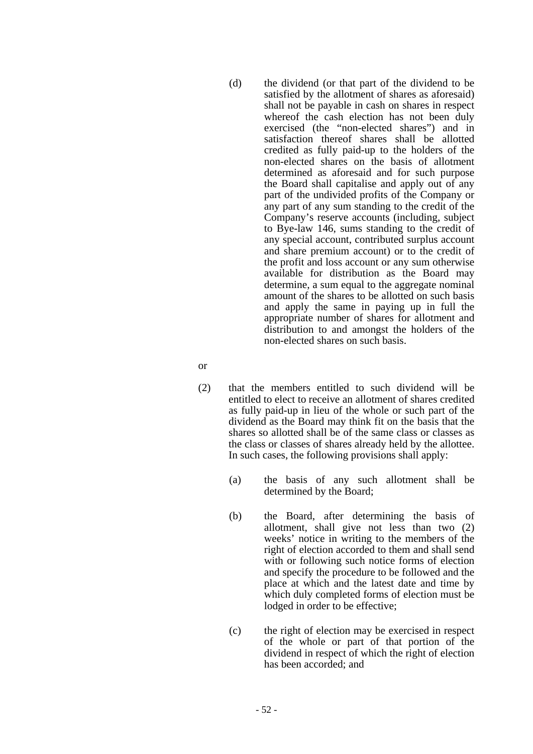(d) the dividend (or that part of the dividend to be satisfied by the allotment of shares as aforesaid) shall not be payable in cash on shares in respect whereof the cash election has not been duly exercised (the "non-elected shares") and in satisfaction thereof shares shall be allotted credited as fully paid-up to the holders of the non-elected shares on the basis of allotment determined as aforesaid and for such purpose the Board shall capitalise and apply out of any part of the undivided profits of the Company or any part of any sum standing to the credit of the Company's reserve accounts (including, subject to Bye-law 146, sums standing to the credit of any special account, contributed surplus account and share premium account) or to the credit of the profit and loss account or any sum otherwise available for distribution as the Board may determine, a sum equal to the aggregate nominal amount of the shares to be allotted on such basis and apply the same in paying up in full the appropriate number of shares for allotment and distribution to and amongst the holders of the non-elected shares on such basis.

or

(2) that the members entitled to such dividend will be entitled to elect to receive an allotment of shares credited as fully paid-up in lieu of the whole or such part of the dividend as the Board may think fit on the basis that the shares so allotted shall be of the same class or classes as the class or classes of shares already held by the allottee. In such cases, the following provisions shall apply:

(a) the basis of any such allotment shall be determined by the Board;

(b) the Board, after determining the basis of allotment, shall give not less than two (2) weeks' notice in writing to the members of the right of election accorded to them and shall send with or following such notice forms of election and specify the procedure to be followed and the place at which and the latest date and time by which duly completed forms of election must be lodged in order to be effective;

(c) the right of election may be exercised in respect of the whole or part of that portion of the dividend in respect of which the right of election has been accorded; and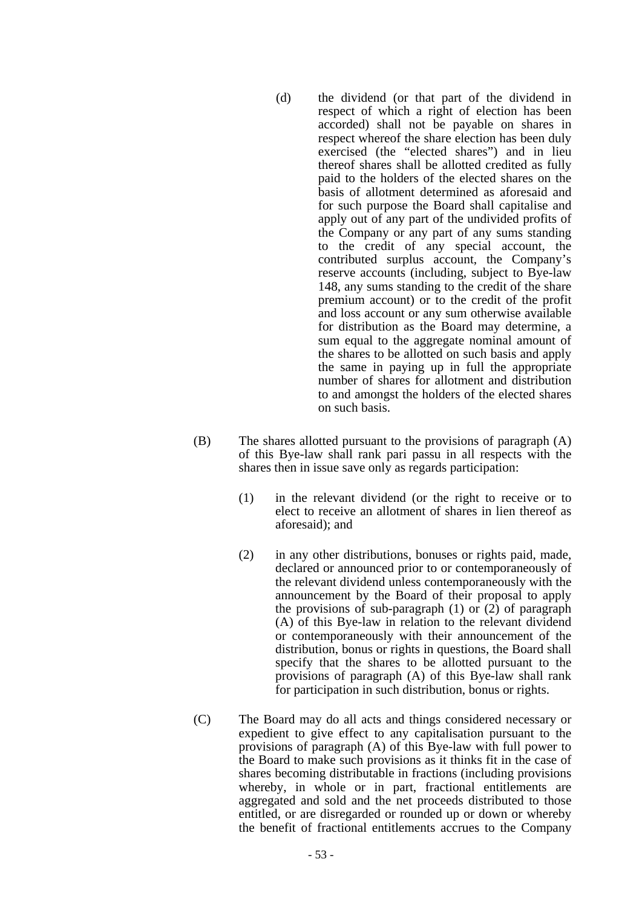(d) the dividend (or that part of the dividend in respect of which a right of election has been accorded) shall not be payable on shares in respect whereof the share election has been duly exercised (the "elected shares") and in lieu thereof shares shall be allotted credited as fully paid to the holders of the elected shares on the basis of allotment determined as aforesaid and for such purpose the Board shall capitalise and apply out of any part of the undivided profits of the Company or any part of any sums standing to the credit of any special account, the contributed surplus account, the Company's reserve accounts (including, subject to Bye-law 148, any sums standing to the credit of the share premium account) or to the credit of the profit and loss account or any sum otherwise available for distribution as the Board may determine, a sum equal to the aggregate nominal amount of the shares to be allotted on such basis and apply the same in paying up in full the appropriate number of shares for allotment and distribution to and amongst the holders of the elected shares on such basis.

(B) The shares allotted pursuant to the provisions of paragraph (A) of this Bye-law shall rank pari passu in all respects with the shares then in issue save only as regards participation:

(1) in the relevant dividend (or the right to receive or to elect to receive an allotment of shares in lieu thereof as aforesaid); and

(2) in any other distributions, bonuses or rights paid, made, declared or announced prior to or contemporaneously of the relevant dividend unless contemporaneously with the announcement by the Board of their proposal to apply the provisions of sub-paragraph (1) or (2) of paragraph (A) of this Bye-law in relation to the relevant dividend or contemporaneously with their announcement of the distribution, bonus or rights in questions, the Board shall specify that the shares to be allotted pursuant to the provisions of paragraph (A) of this Bye-law shall rank for participation in such distribution, bonus or rights.

(C) The Board may do all acts and things considered necessary or expedient to give effect to any capitalisation pursuant to the provisions of paragraph (A) of this Bye-law with full power to the Board to make such provisions as it thinks fit in the case of shares becoming distributable in fractions (including provisions whereby, in whole or in part, fractional entitlements are aggregated and sold and the net proceeds distributed to those entitled, or are disregarded or rounded up or down or whereby the benefit of fractional entitlements accrues to the Company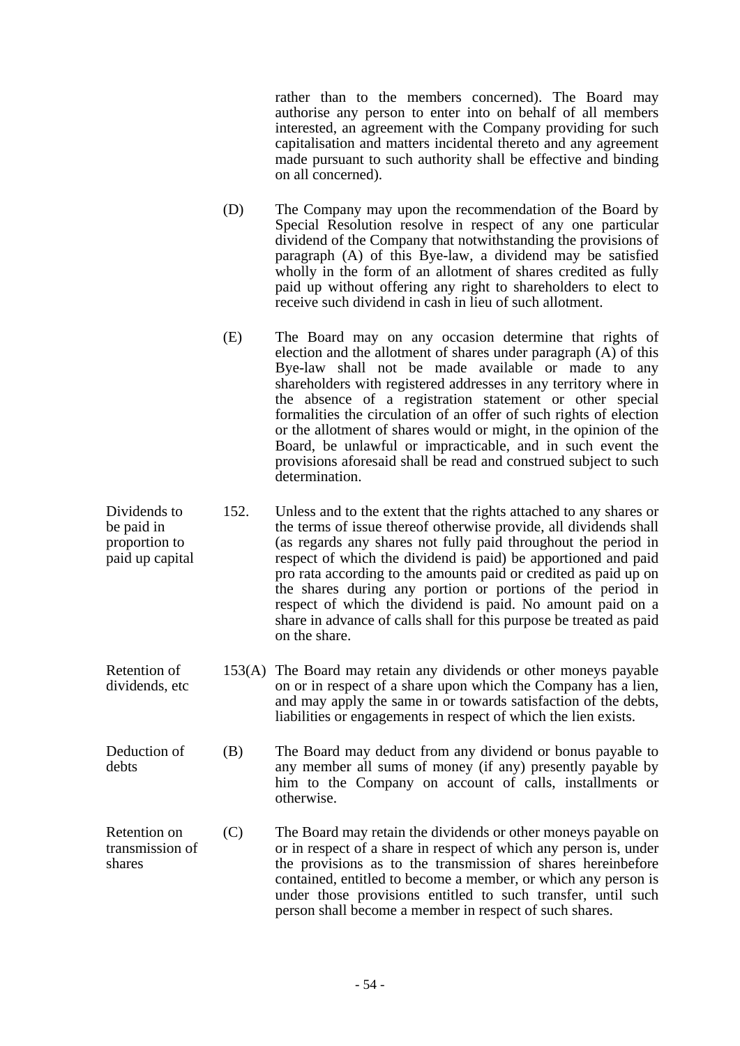rather than to the members concerned). The Board may authorise any person to enter into on behalf of all members interested, an agreement with the Company providing for such capitalisation and matters incidental thereto and any agreement made pursuant to such authority shall be effective and binding on all concerned).

(D) The Company may upon the recommendation of the Board by Special Resolution resolve in respect of any one particular dividend of the Company that notwithstanding the provisions of paragraph (A) of this Bye-law, a dividend may be satisfied wholly in the form of an allotment of shares credited as fully paid up without offering any right to shareholders to elect to receive such dividend in cash in lieu of such allotment.

(E) The Board may on any occasion determine that rights of election and the allotment of shares under paragraph (A) of this Bye-law shall not be made available or made to any shareholders with registered addresses in any territory where in the absence of a registration statement or other special formalities the circulation of an offer of such rights of election or the allotment of shares would or might, in the opinion of the Board, be unlawful or impracticable, and in such event the provisions aforesaid shall be read and construed subject to such determination.

*Dividends to be paid in proportion to paid up capital*

152. Unless and to the extent that the rights attached to any shares or the terms of issue thereof otherwise provide, all dividends shall (as regards any shares not fully paid throughout the period in respect of which the dividend is paid) be apportioned and paid pro rata according to the amounts paid or credited as paid up on the shares during any portion or portions of the period in respect of which the dividend is paid. No amount paid on a share in advance of calls shall for this purpose be treated as paid on the share.

*Retention of dividends, etc*

153(A) The Board may retain any dividends or other moneys payable on or in respect of a share upon which the Company has a lien, and may apply the same in or towards satisfaction of the debts, liabilities or engagements in respect of which the lien exists.

*Deduction of debts*

(B) The Board may deduct from any dividend or bonus payable to any member all sums of money (if any) presently payable by him to the Company on account of calls, installments or otherwise.

*Retention on transmission of shares*

(C) The Board may retain the dividends or other moneys payable on or in respect of a share in respect of which any person is, under the provisions as to the transmission of shares hereinbefore contained, entitled to become a member, or which any person is under those provisions entitled to such transfer, until such person shall become a member in respect of such shares.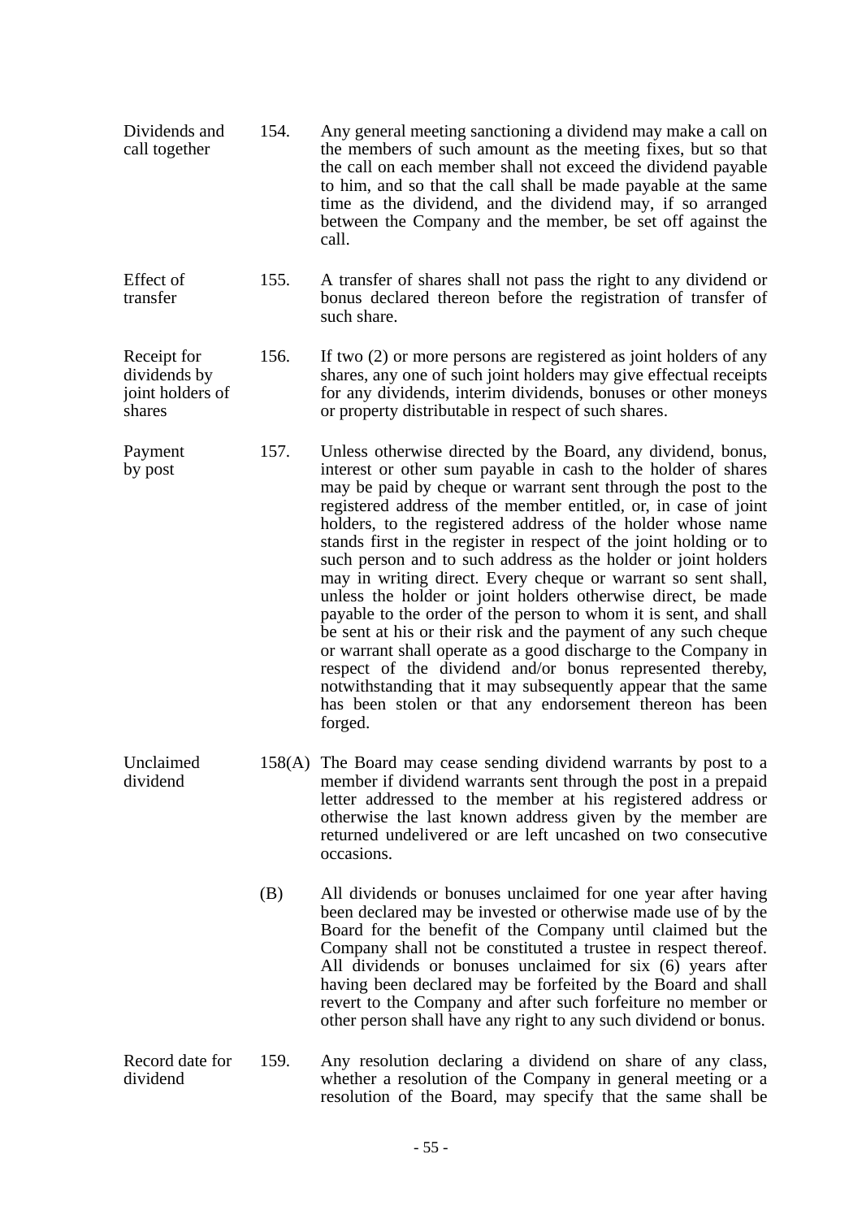**Dividends and call together**

154. Any general meeting sanctioning a dividend may make a call on the members of such amount as the meeting fixes, but so that the call on each member shall not exceed the dividend payable to him, and so that the call shall be made payable at the same time as the dividend, and the dividend may, if so arranged between the Company and the member, be set off against the call.

**Effect of transfer**

155. A transfer of shares shall not pass the right to any dividend or bonus declared thereon before the registration of transfer of such share.

**Receipt for dividends by joint holders of shares**

156. If two (2) or more persons are registered as joint holders of any shares, any one of such joint holders may give effectual receipts for any dividends, interim dividends, bonuses or other moneys or property distributable in respect of such shares.

**Payment by post**

157. Unless otherwise directed by the Board, any dividend, bonus, interest or other sum payable in cash to the holder of shares may be paid by cheque or warrant sent through the post to the registered address of the member entitled, or, in case of joint holders, to the registered address of the holder whose name stands first in the register in respect of the joint holding or to such person and to such address as the holder or joint holders may in writing direct. Every cheque or warrant so sent shall, unless the holder or joint holders otherwise direct, be made payable to the order of the person to whom it is sent, and shall be sent at his or their risk and the payment of any such cheque or warrant shall operate as a good discharge to the Company in respect of the dividend and/or bonus represented thereby, notwithstanding that it may subsequently appear that the same has been stolen or that any endorsement thereon has been forged.

**Unclaimed dividend**

158(A) The Board may cease sending dividend warrants by post to a member if dividend warrants sent through the post in a prepaid letter addressed to the member at his registered address or otherwise the last known address given by the member are returned undelivered or are left uncashed on two consecutive occasions.

(B) All dividends or bonuses unclaimed for one year after having been declared may be invested or otherwise made use of by the Board for the benefit of the Company until claimed but the Company shall not be constituted a trustee in respect thereof. All dividends or bonuses unclaimed for six (6) years after having been declared may be forfeited by the Board and shall revert to the Company and after such forfeiture no member or other person shall have any right to any such dividend or bonus.

**Record date for dividend**

159. Any resolution declaring a dividend on share of any class, whether a resolution of the Company in general meeting or a resolution of the Board, may specify that the same shall be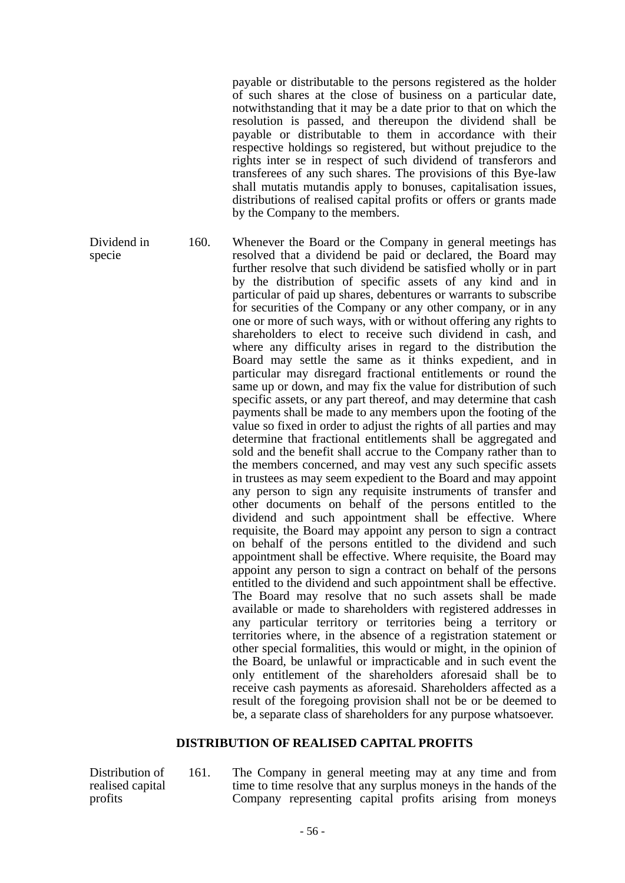payable or distributable to the persons registered as the holder of such shares at the close of business on a particular date, notwithstanding that it may be a date prior to that on which the resolution is passed, and thereupon the dividend shall be payable or distributable to them in accordance with their respective holdings so registered, but without prejudice to the rights inter se in respect of such dividend of transferors and transferees of any such shares. The provisions of this Bye-law shall mutatis mutandis apply to bonuses, capitalisation issues, distributions of realised capital profits or offers or grants made by the Company to the members.

Dividend in specie

160. Whenever the Board or the Company in general meetings has resolved that a dividend be paid or declared, the Board may further resolve that such dividend be satisfied wholly or in part by the distribution of specific assets of any kind and in particular of paid up shares, debentures or warrants to subscribe for securities of the Company or any other company, or in any one or more of such ways, with or without offering any rights to shareholders to elect to receive such dividend in cash, and where any difficulty arises in regard to the distribution the Board may settle the same as it thinks expedient, and in particular may disregard fractional entitlements or round the same up or down, and may fix the value for distribution of such specific assets, or any part thereof, and may determine that cash payments shall be made to any members upon the footing of the value so fixed in order to adjust the rights of all parties and may determine that fractional entitlements shall be aggregated and sold and the benefit shall accrue to the Company rather than to the members concerned, and may vest any such specific assets in trustees as may seem expedient to the Board and may appoint any person to sign any requisite instruments of transfer and other documents on behalf of the persons entitled to the dividend and such appointment shall be effective. Where requisite, the Board may appoint any person to sign a contract on behalf of the persons entitled to the dividend and such appointment shall be effective. Where requisite, the Board may appoint any person to sign a contract on behalf of the persons entitled to the dividend and such appointment shall be effective. The Board may resolve that no such assets shall be made available or made to shareholders with registered addresses in any particular territory or territories being a territory or territories where, in the absence of a registration statement or other special formalities, this would or might, in the opinion of the Board, be unlawful or impracticable and in such event the only entitlement of the shareholders aforesaid shall be to receive cash payments as aforesaid. Shareholders affected as a result of the foregoing provision shall not be or be deemed to be, a separate class of shareholders for any purpose whatsoever.

## DISTRIBUTION OF REALISED CAPITAL PROFITS

Distribution of realised capital profits

161. The Company in general meeting may at any time and from time to time resolve that any surplus moneys in the hands of the Company representing capital profits arising from moneys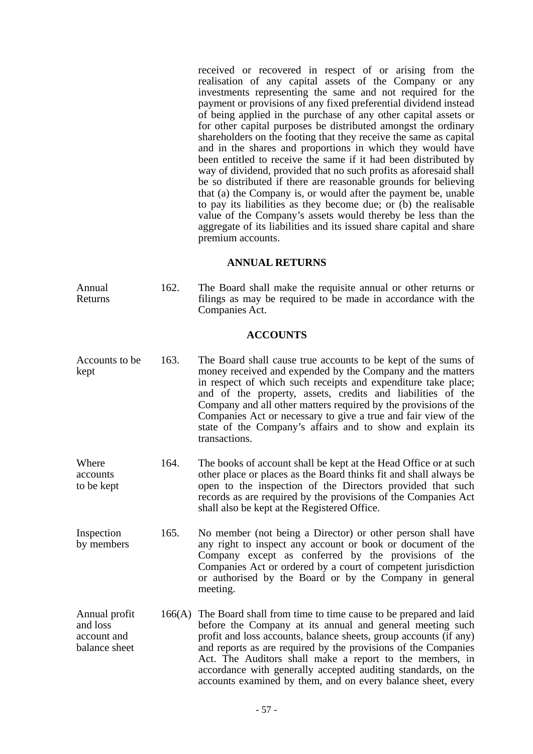received or recovered in respect of or arising from the realisation of any capital assets of the Company or any investments representing the same and not required for the payment or provisions of any fixed preferential dividend instead of being applied in the purchase of any other capital assets or for other capital purposes be distributed amongst the ordinary shareholders on the footing that they receive the same as capital and in the shares and proportions in which they would have been entitled to receive the same if it had been distributed by way of dividend, provided that no such profits as aforesaid shall be so distributed if there are reasonable grounds for believing that (a) the Company is, or would after the payment be, unable to pay its liabilities as they become due; or (b) the realisable value of the Company's assets would thereby be less than the aggregate of its liabilities and its issued share capital and share premium accounts.

## ANNUAL RETURNS

Annual Returns

162. The Board shall make the requisite annual or other returns or filings as may be required to be made in accordance with the Companies Act.

## ACCOUNTS

Accounts to be kept

163. The Board shall cause true accounts to be kept of the sums of money received and expended by the Company and the matters in respect of which such receipts and expenditure take place; and of the property, assets, credits and liabilities of the Company and all other matters required by the provisions of the Companies Act or necessary to give a true and fair view of the state of the Company's affairs and to show and explain its transactions.

Where accounts to be kept

164. The books of account shall be kept at the Head Office or at such other place or places as the Board thinks fit and shall always be open to the inspection of the Directors provided that such records as are required by the provisions of the Companies Act shall also be kept at the Registered Office.

Inspection by members

165. No member (not being a Director) or other person shall have any right to inspect any account or book or document of the Company except as conferred by the provisions of the Companies Act or ordered by a court of competent jurisdiction or authorised by the Board or by the Company in general meeting.

Annual profit and loss account and balance sheet

166(A) The Board shall from time to time cause to be prepared and laid before the Company at its annual and general meeting such profit and loss accounts, balance sheets, group accounts (if any) and reports as are required by the provisions of the Companies Act. The Auditors shall make a report to the members, in accordance with generally accepted auditing standards, on the accounts examined by them, and on every balance sheet, every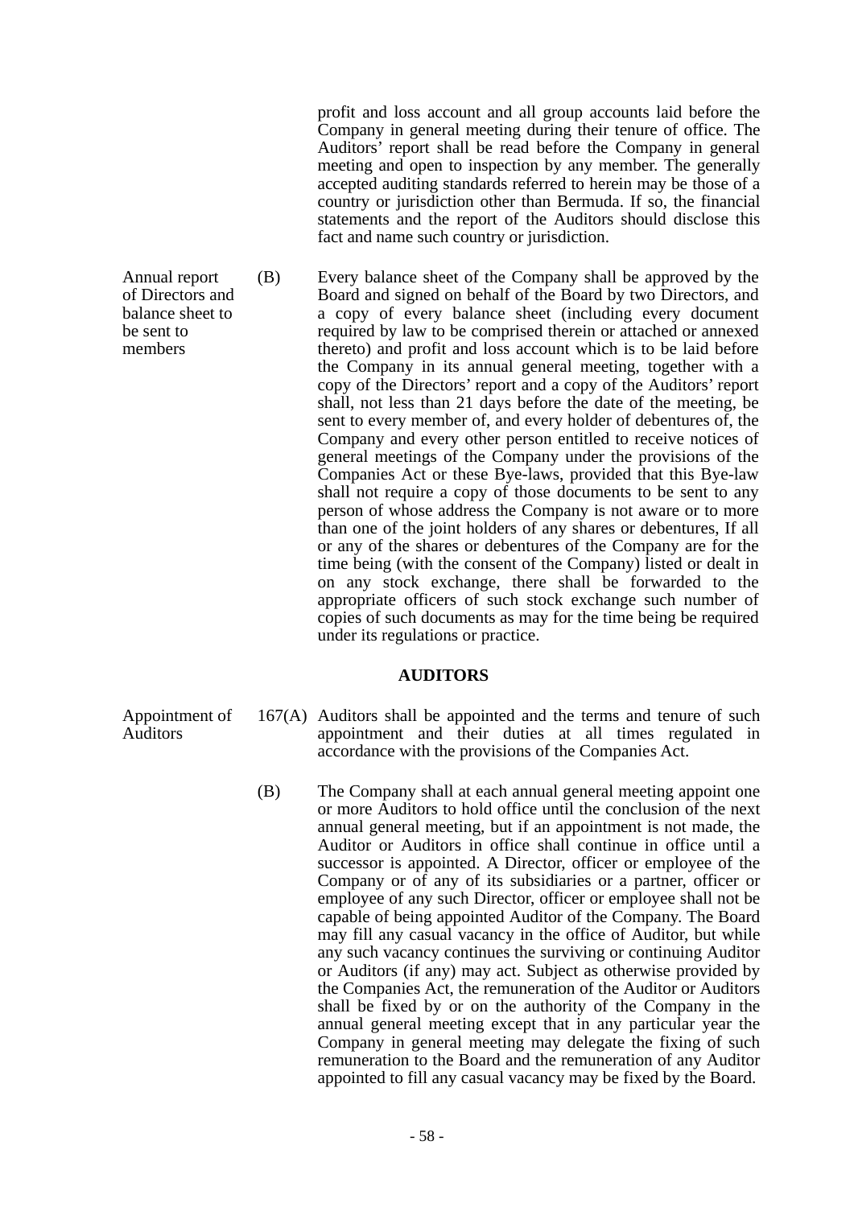profit and loss account and all group accounts laid before the Company in general meeting during their tenure of office. The Auditors' report shall be read before the Company in general meeting and open to inspection by any member. The generally accepted auditing standards referred to herein may be those of a country or jurisdiction other than Bermuda. If so, the financial statements and the report of the Auditors should disclose this fact and name such country or jurisdiction.

Annual report of Directors and balance sheet to be sent to members

(B) Every balance sheet of the Company shall be approved by the Board and signed on behalf of the Board by two Directors, and a copy of every balance sheet (including every document required by law to be comprised therein or attached or annexed thereto) and profit and loss account which is to be laid before the Company in its annual general meeting, together with a copy of the Directors' report and a copy of the Auditors' report shall, not less than 21 days before the date of the meeting, be sent to every member of, and every holder of debentures of, the Company and every other person entitled to receive notices of general meetings of the Company under the provisions of the Companies Act or these Bye-laws, provided that this Bye-law shall not require a copy of those documents to be sent to any person of whose address the Company is not aware or to more than one of the joint holders of any shares or debentures, If all or any of the shares or debentures of the Company are for the time being (with the consent of the Company) listed or dealt in on any stock exchange, there shall be forwarded to the appropriate officers of such stock exchange such number of copies of such documents as may for the time being be required under its regulations or practice.

## AUDITORS

Appointment of Auditors

167(A) Auditors shall be appointed and the terms and tenure of such appointment and their duties at all times regulated in accordance with the provisions of the Companies Act.

(B) The Company shall at each annual general meeting appoint one or more Auditors to hold office until the conclusion of the next annual general meeting, but if an appointment is not made, the Auditor or Auditors in office shall continue in office until a successor is appointed. A Director, officer or employee of the Company or of any of its subsidiaries or a partner, officer or employee of any such Director, officer or employee shall not be capable of being appointed Auditor of the Company. The Board may fill any casual vacancy in the office of Auditor, but while any such vacancy continues the surviving or continuing Auditor or Auditors (if any) may act. Subject as otherwise provided by the Companies Act, the remuneration of the Auditor or Auditors shall be fixed by or on the authority of the Company in the annual general meeting except that in any particular year the Company in general meeting may delegate the fixing of such remuneration to the Board and the remuneration of any Auditor appointed to fill any casual vacancy may be fixed by the Board.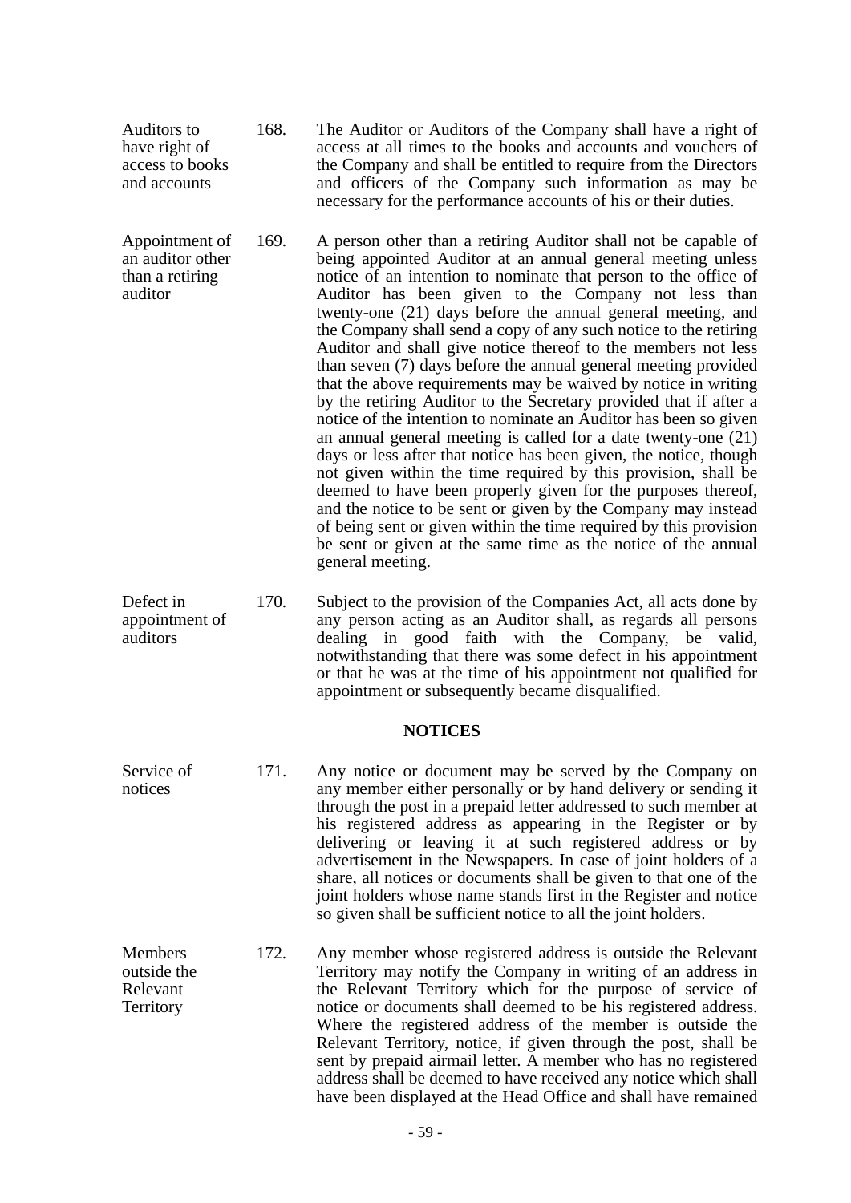| | | |
|---|---|---|
| Auditors to have right of access to books and accounts | 168. | The Auditor or Auditors of the Company shall have a right of access at all times to the books and accounts and vouchers of the Company and shall be entitled to require from the Directors and officers of the Company such information as may be necessary for the performance accounts of his or their duties. |
| Appointment of an auditor other than a retiring auditor | 169. | A person other than a retiring Auditor shall not be capable of being appointed Auditor at an annual general meeting unless notice of an intention to nominate that person to the office of Auditor has been given to the Company not less than twenty-one (21) days before the annual general meeting, and the Company shall send a copy of any such notice to the retiring Auditor and shall give notice thereof to the members not less than seven (7) days before the annual general meeting provided that the above requirements may be waived by notice in writing by the retiring Auditor to the Secretary provided that if after a notice of the intention to nominate an Auditor has been so given an annual general meeting is called for a date twenty-one (21) days or less after that notice has been given, the notice, though not given within the time required by this provision, shall be deemed to have been properly given for the purposes thereof, and the notice to be sent or given by the Company may instead of being sent or given within the time required by this provision be sent or given at the same time as the notice of the annual general meeting. |
| Defect in appointment of auditors | 170. | Subject to the provision of the Companies Act, all acts done by any person acting as an Auditor shall, as regards all persons dealing in good faith with the Company, be valid, notwithstanding that there was some defect in his appointment or that he was at the time of his appointment not qualified for appointment or subsequently became disqualified. |

## NOTICES

| | | |
|---|---|---|
| Service of notices | 171. | Any notice or document may be served by the Company on any member either personally or by hand delivery or sending it through the post in a prepaid letter addressed to such member at his registered address as appearing in the Register or by delivering or leaving it at such registered address or by advertisement in the Newspapers. In case of joint holders of a share, all notices or documents shall be given to that one of the joint holders whose name stands first in the Register and notice so given shall be sufficient notice to all the joint holders. |
| Members outside the Relevant Territory | 172. | Any member whose registered address is outside the Relevant Territory may notify the Company in writing of an address in the Relevant Territory which for the purpose of service of notice or documents shall deemed to be his registered address. Where the registered address of the member is outside the Relevant Territory, notice, if given through the post, shall be sent by prepaid airmail letter. A member who has no registered address shall be deemed to have received any notice which shall have been displayed at the Head Office and shall have remained |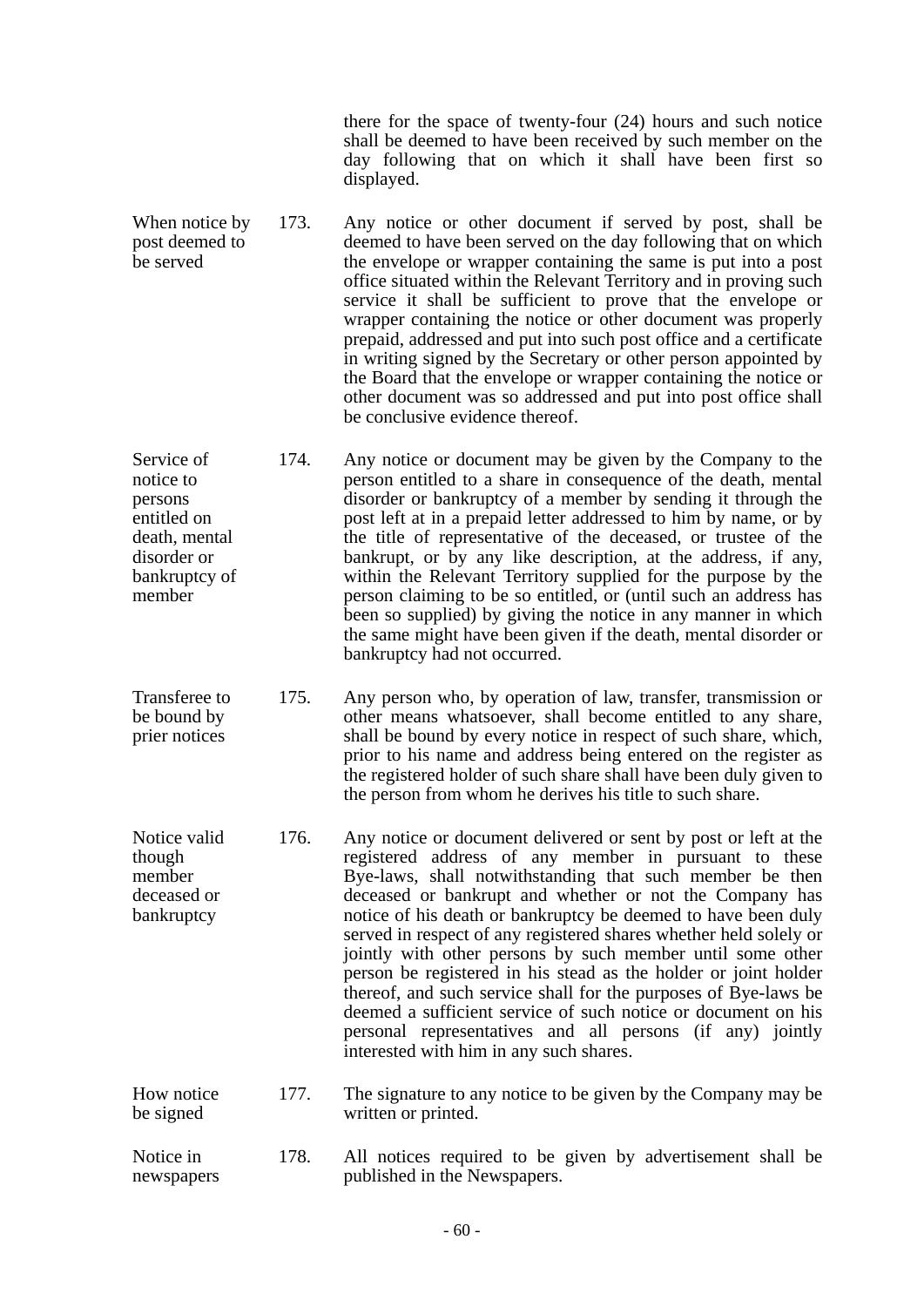there for the space of twenty-four (24) hours and such notice shall be deemed to have been received by such member on the day following that on which it shall have been first so displayed.

**When notice by post deemed to be served**

173. Any notice or other document if served by post, shall be deemed to have been served on the day following that on which the envelope or wrapper containing the same is put into a post office situated within the Relevant Territory and in proving such service it shall be sufficient to prove that the envelope or wrapper containing the notice or other document was properly prepaid, addressed and put into such post office and a certificate in writing signed by the Secretary or other person appointed by the Board that the envelope or wrapper containing the notice or other document was so addressed and put into post office shall be conclusive evidence thereof.

**Service of notice to persons entitled on death, mental disorder or bankruptcy of member**

174. Any notice or document may be given by the Company to the person entitled to a share in consequence of the death, mental disorder or bankruptcy of a member by sending it through the post left at in a prepaid letter addressed to him by name, or by the title of representative of the deceased, or trustee of the bankrupt, or by any like description, at the address, if any, within the Relevant Territory supplied for the purpose by the person claiming to be so entitled, or (until such an address has been so supplied) by giving the notice in any manner in which the same might have been given if the death, mental disorder or bankruptcy had not occurred.

**Transferee to be bound by prier notices**

175. Any person who, by operation of law, transfer, transmission or other means whatsoever, shall become entitled to any share, shall be bound by every notice in respect of such share, which, prior to his name and address being entered on the register as the registered holder of such share shall have been duly given to the person from whom he derives his title to such share.

**Notice valid though member deceased or bankruptcy**

176. Any notice or document delivered or sent by post or left at the registered address of any member in pursuant to these Bye-laws, shall notwithstanding that such member be then deceased or bankrupt and whether or not the Company has notice of his death or bankruptcy be deemed to have been duly served in respect of any registered shares whether held solely or jointly with other persons by such member until some other person be registered in his stead as the holder or joint holder thereof, and such service shall for the purposes of Bye-laws be deemed a sufficient service of such notice or document on his personal representatives and all persons (if any) jointly interested with him in any such shares.

**How notice be signed**

177. The signature to any notice to be given by the Company may be written or printed.

**Notice in newspapers**

178. All notices required to be given by advertisement shall be published in the Newspapers.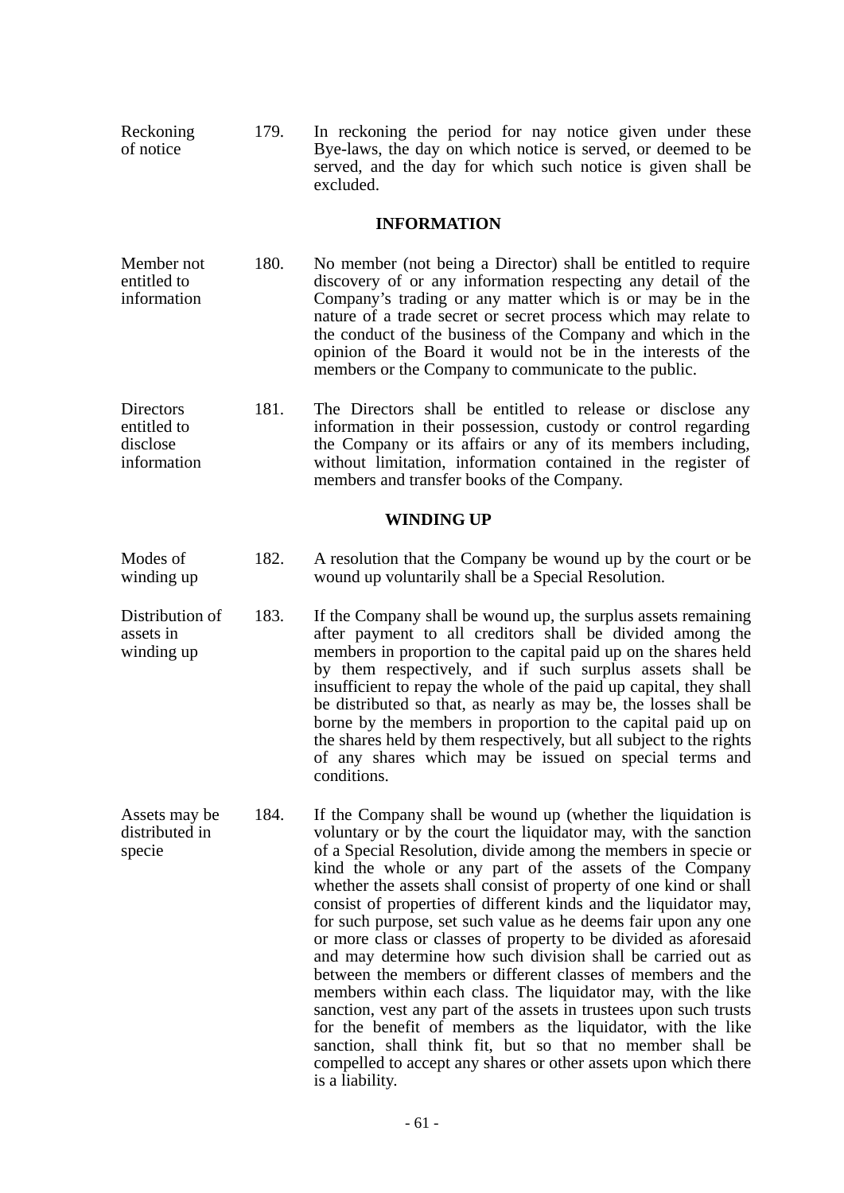**Reckoning of notice**

179. In reckoning the period for nay notice given under these Bye-laws, the day on which notice is served, or deemed to be served, and the day for which such notice is given shall be excluded.

## INFORMATION

**Member not entitled to information**

180. No member (not being a Director) shall be entitled to require discovery of or any information respecting any detail of the Company's trading or any matter which is or may be in the nature of a trade secret or secret process which may relate to the conduct of the business of the Company and which in the opinion of the Board it would not be in the interests of the members or the Company to communicate to the public.

**Directors entitled to disclose information**

181. The Directors shall be entitled to release or disclose any information in their possession, custody or control regarding the Company or its affairs or any of its members including, without limitation, information contained in the register of members and transfer books of the Company.

## WINDING UP

**Modes of winding up**

182. A resolution that the Company be wound up by the court or be wound up voluntarily shall be a Special Resolution.

**Distribution of assets in winding up**

183. If the Company shall be wound up, the surplus assets remaining after payment to all creditors shall be divided among the members in proportion to the capital paid up on the shares held by them respectively, and if such surplus assets shall be insufficient to repay the whole of the paid up capital, they shall be distributed so that, as nearly as may be, the losses shall be borne by the members in proportion to the capital paid up on the shares held by them respectively, but all subject to the rights of any shares which may be issued on special terms and conditions.

**Assets may be distributed in specie**

184. If the Company shall be wound up (whether the liquidation is voluntary or by the court the liquidator may, with the sanction of a Special Resolution, divide among the members in specie or kind the whole or any part of the assets of the Company whether the assets shall consist of property of one kind or shall consist of properties of different kinds and the liquidator may, for such purpose, set such value as he deems fair upon any one or more class or classes of property to be divided as aforesaid and may determine how such division shall be carried out as between the members or different classes of members and the members within each class. The liquidator may, with the like sanction, vest any part of the assets in trustees upon such trusts for the benefit of members as the liquidator, with the like sanction, shall think fit, but so that no member shall be compelled to accept any shares or other assets upon which there is a liability.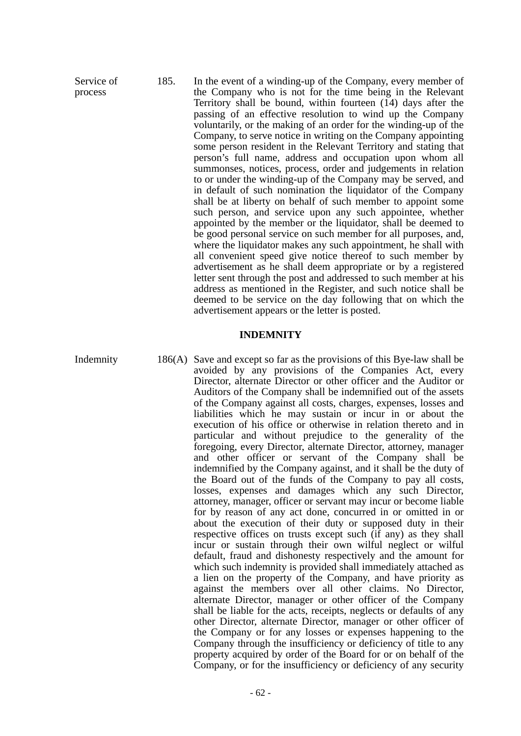Service of process

185. In the event of a winding-up of the Company, every member of the Company who is not for the time being in the Relevant Territory shall be bound, within fourteen (14) days after the passing of an effective resolution to wind up the Company voluntarily, or the making of an order for the winding-up of the Company, to serve notice in writing on the Company appointing some person resident in the Relevant Territory and stating that person's full name, address and occupation upon whom all summonses, notices, process, order and judgements in relation to or under the winding-up of the Company may be served, and in default of such nomination the liquidator of the Company shall be at liberty on behalf of such member to appoint some such person, and service upon any such appointee, whether appointed by the member or the liquidator, shall be deemed to be good personal service on such member for all purposes, and, where the liquidator makes any such appointment, he shall with all convenient speed give notice thereof to such member by advertisement as he shall deem appropriate or by a registered letter sent through the post and addressed to such member at his address as mentioned in the Register, and such notice shall be deemed to be service on the day following that on which the advertisement appears or the letter is posted.

## INDEMNITY

Indemnity

186(A) Save and except so far as the provisions of this Bye-law shall be avoided by any provisions of the Companies Act, every Director, alternate Director or other officer and the Auditor or Auditors of the Company shall be indemnified out of the assets of the Company against all costs, charges, expenses, losses and liabilities which he may sustain or incur in or about the execution of his office or otherwise in relation thereto and in particular and without prejudice to the generality of the foregoing, every Director, alternate Director, attorney, manager and other officer or servant of the Company shall be indemnified by the Company against, and it shall be the duty of the Board out of the funds of the Company to pay all costs, losses, expenses and damages which any such Director, attorney, manager, officer or servant may incur or become liable for by reason of any act done, concurred in or omitted in or about the execution of their duty or supposed duty in their respective offices on trusts except such (if any) as they shall incur or sustain through their own wilful neglect or wilful default, fraud and dishonesty respectively and the amount for which such indemnity is provided shall immediately attached as a lien on the property of the Company, and have priority as against the members over all other claims. No Director, alternate Director, manager or other officer of the Company shall be liable for the acts, receipts, neglects or defaults of any other Director, alternate Director, manager or other officer of the Company or for any losses or expenses happening to the Company through the insufficiency or deficiency of title to any property acquired by order of the Board for or on behalf of the Company, or for the insufficiency or deficiency of any security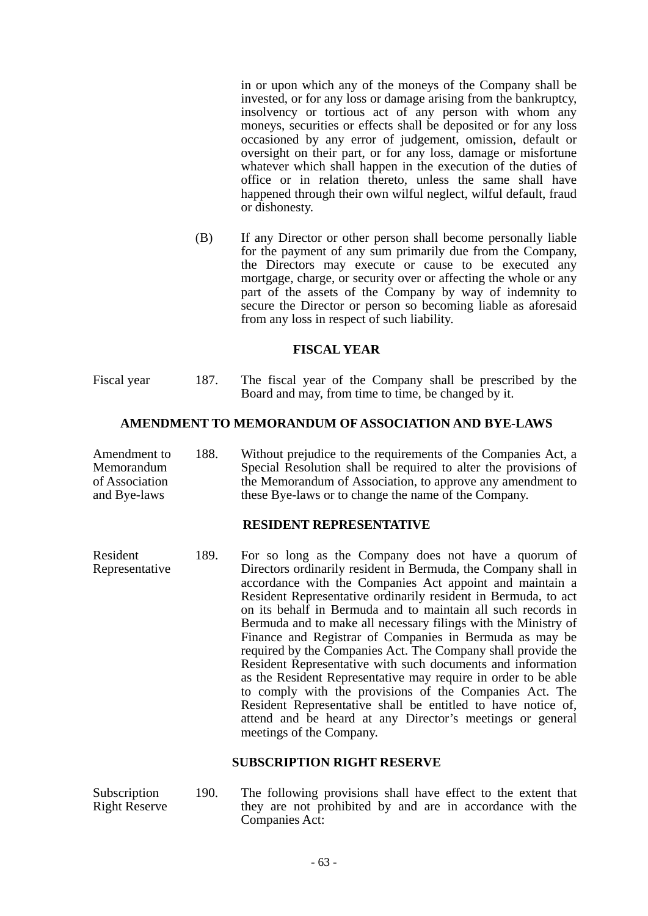in or upon which any of the moneys of the Company shall be invested, or for any loss or damage arising from the bankruptcy, insolvency or tortious act of any person with whom any moneys, securities or effects shall be deposited or for any loss occasioned by any error of judgement, omission, default or oversight on their part, or for any loss, damage or misfortune whatever which shall happen in the execution of the duties of office or in relation thereto, unless the same shall have happened through their own wilful neglect, wilful default, fraud or dishonesty.

(B) If any Director or other person shall become personally liable for the payment of any sum primarily due from the Company, the Directors may execute or cause to be executed any mortgage, charge, or security over or affecting the whole or any part of the assets of the Company by way of indemnity to secure the Director or person so becoming liable as aforesaid from any loss in respect of such liability.

## FISCAL YEAR

Fiscal year

187. The fiscal year of the Company shall be prescribed by the Board and may, from time to time, be changed by it.

## AMENDMENT TO MEMORANDUM OF ASSOCIATION AND BYE-LAWS

Amendment to Memorandum of Association and Bye-laws

188. Without prejudice to the requirements of the Companies Act, a Special Resolution shall be required to alter the provisions of the Memorandum of Association, to approve any amendment to these Bye-laws or to change the name of the Company.

## RESIDENT REPRESENTATIVE

Resident Representative

189. For so long as the Company does not have a quorum of Directors ordinarily resident in Bermuda, the Company shall in accordance with the Companies Act appoint and maintain a Resident Representative ordinarily resident in Bermuda, to act on its behalf in Bermuda and to maintain all such records in Bermuda and to make all necessary filings with the Ministry of Finance and Registrar of Companies in Bermuda as may be required by the Companies Act. The Company shall provide the Resident Representative with such documents and information as the Resident Representative may require in order to be able to comply with the provisions of the Companies Act. The Resident Representative shall be entitled to have notice of, attend and be heard at any Director's meetings or general meetings of the Company.

## SUBSCRIPTION RIGHT RESERVE

Subscription Right Reserve

190. The following provisions shall have effect to the extent that they are not prohibited by and are in accordance with the Companies Act: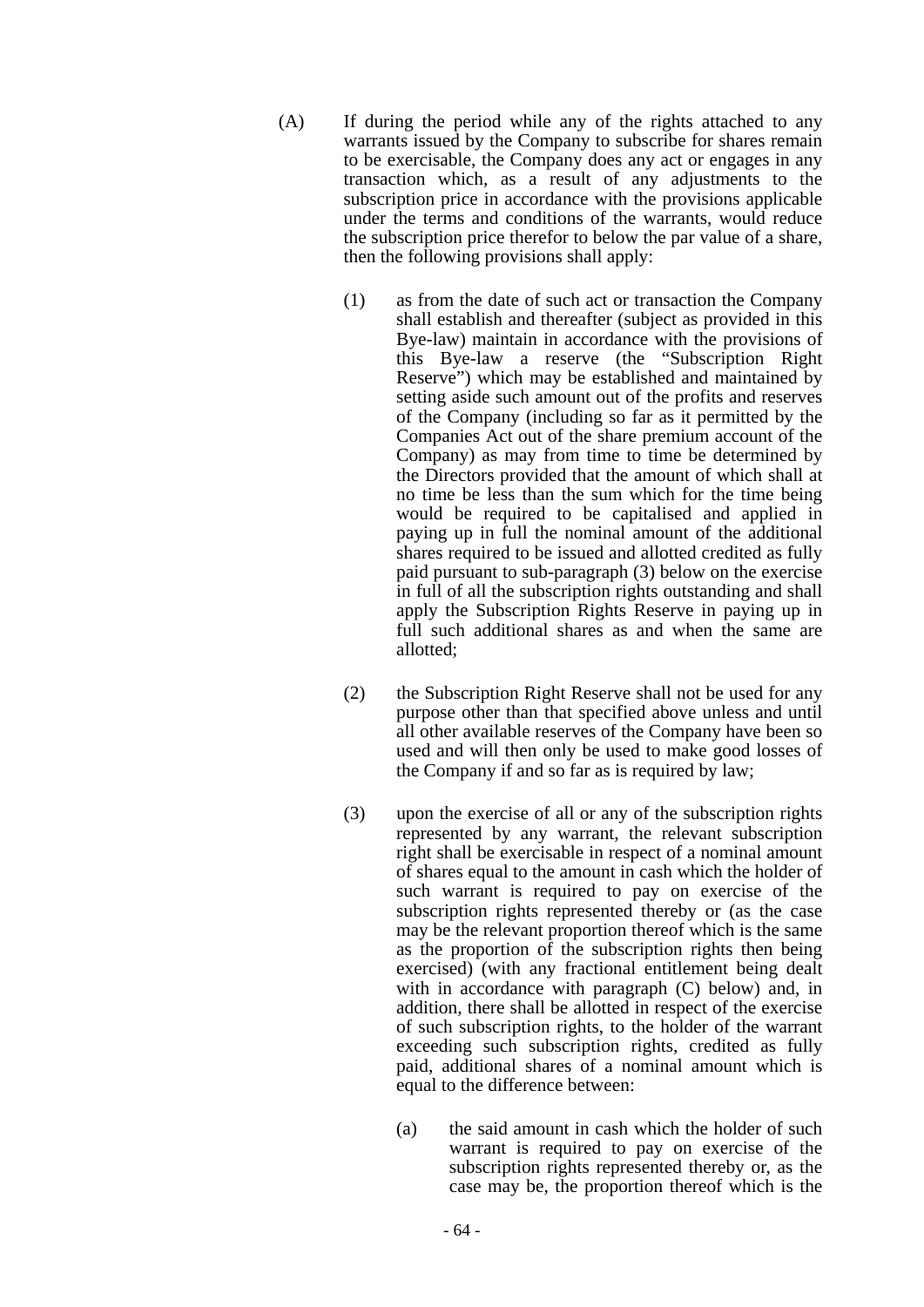(A) If during the period while any of the rights attached to any warrants issued by the Company to subscribe for shares remain to be exercisable, the Company does any act or engages in any transaction which, as a result of any adjustments to the subscription price in accordance with the provisions applicable under the terms and conditions of the warrants, would reduce the subscription price therefor to below the par value of a share, then the following provisions shall apply:

(1) as from the date of such act or transaction the Company shall establish and thereafter (subject as provided in this Bye-law) maintain in accordance with the provisions of this Bye-law a reserve (the "Subscription Right Reserve") which may be established and maintained by setting aside such amount out of the profits and reserves of the Company (including so far as it permitted by the Companies Act out of the share premium account of the Company) as may from time to time be determined by the Directors provided that the amount of which shall at no time be less than the sum which for the time being would be required to be capitalised and applied in paying up in full the nominal amount of the additional shares required to be issued and allotted credited as fully paid pursuant to sub-paragraph (3) below on the exercise in full of all the subscription rights outstanding and shall apply the Subscription Rights Reserve in paying up in full such additional shares as and when the same are allotted;

(2) the Subscription Right Reserve shall not be used for any purpose other than that specified above unless and until all other available reserves of the Company have been so used and will then only be used to make good losses of the Company if and so far as is required by law;

(3) upon the exercise of all or any of the subscription rights represented by any warrant, the relevant subscription right shall be exercisable in respect of a nominal amount of shares equal to the amount in cash which the holder of such warrant is required to pay on exercise of the subscription rights represented thereby or (as the case may be the relevant proportion thereof which is the same as the proportion of the subscription rights then being exercised) (with any fractional entitlement being dealt with in accordance with paragraph (C) below) and, in addition, there shall be allotted in respect of the exercise of such subscription rights, to the holder of the warrant exceeding such subscription rights, credited as fully paid, additional shares of a nominal amount which is equal to the difference between:

(a) the said amount in cash which the holder of such warrant is required to pay on exercise of the subscription rights represented thereby or, as the case may be, the proportion thereof which is the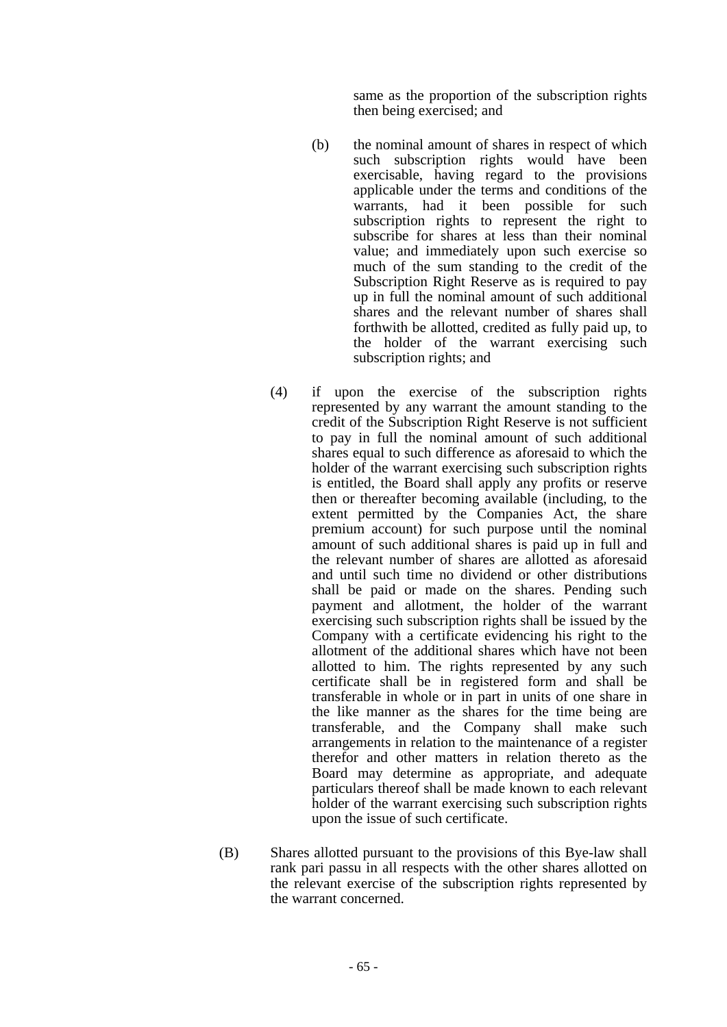same as the proportion of the subscription rights then being exercised; and

(b) the nominal amount of shares in respect of which such subscription rights would have been exercisable, having regard to the provisions applicable under the terms and conditions of the warrants, had it been possible for such subscription rights to represent the right to subscribe for shares at less than their nominal value; and immediately upon such exercise so much of the sum standing to the credit of the Subscription Right Reserve as is required to pay up in full the nominal amount of such additional shares and the relevant number of shares shall forthwith be allotted, credited as fully paid up, to the holder of the warrant exercising such subscription rights; and

(4) if upon the exercise of the subscription rights represented by any warrant the amount standing to the credit of the Subscription Right Reserve is not sufficient to pay in full the nominal amount of such additional shares equal to such difference as aforesaid to which the holder of the warrant exercising such subscription rights is entitled, the Board shall apply any profits or reserve then or thereafter becoming available (including, to the extent permitted by the Companies Act, the share premium account) for such purpose until the nominal amount of such additional shares is paid up in full and the relevant number of shares are allotted as aforesaid and until such time no dividend or other distributions shall be paid or made on the shares. Pending such payment and allotment, the holder of the warrant exercising such subscription rights shall be issued by the Company with a certificate evidencing his right to the allotment of the additional shares which have not been allotted to him. The rights represented by any such certificate shall be in registered form and shall be transferable in whole or in part in units of one share in the like manner as the shares for the time being are transferable, and the Company shall make such arrangements in relation to the maintenance of a register therefor and other matters in relation thereto as the Board may determine as appropriate, and adequate particulars thereof shall be made known to each relevant holder of the warrant exercising such subscription rights upon the issue of such certificate.

(B) Shares allotted pursuant to the provisions of this Bye-law shall rank pari passu in all respects with the other shares allotted on the relevant exercise of the subscription rights represented by the warrant concerned.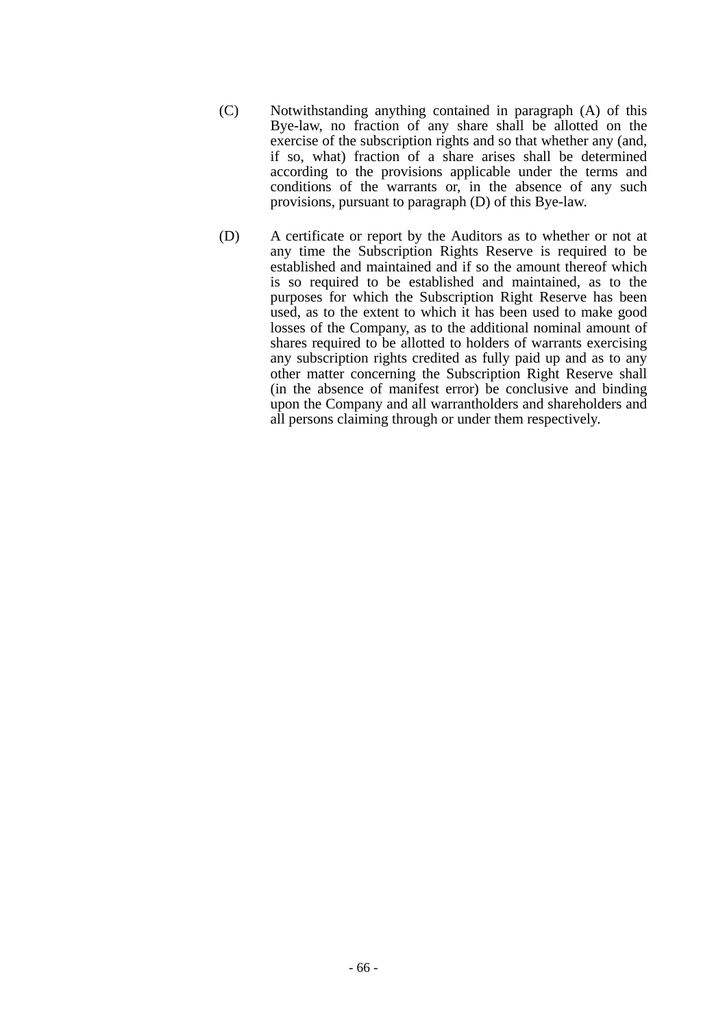(C) Notwithstanding anything contained in paragraph (A) of this Bye-law, no fraction of any share shall be allotted on the exercise of the subscription rights and so that whether any (and, if so, what) fraction of a share arises shall be determined according to the provisions applicable under the terms and conditions of the warrants or, in the absence of any such provisions, pursuant to paragraph (D) of this Bye-law.

(D) A certificate or report by the Auditors as to whether or not at any time the Subscription Rights Reserve is required to be established and maintained and if so the amount thereof which is so required to be established and maintained, as to the purposes for which the Subscription Right Reserve has been used, as to the extent to which it has been used to make good losses of the Company, as to the additional nominal amount of shares required to be allotted to holders of warrants exercising any subscription rights credited as fully paid up and as to any other matter concerning the Subscription Right Reserve shall (in the absence of manifest error) be conclusive and binding upon the Company and all warrantholders and shareholders and all persons claiming through or under them respectively.